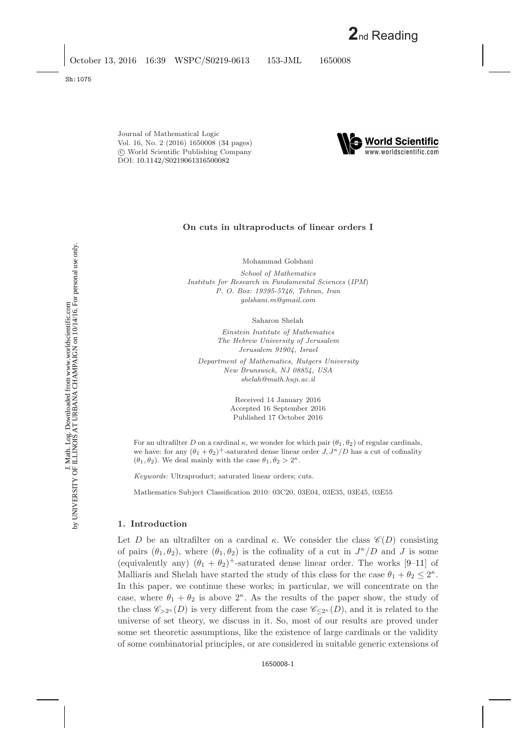# On cuts in ultraproducts of linear orders I

Mohammad Golshani

*School of Mathematics*
*Institute for Research in Fundamental Sciences (IPM)*
*P. O. Box: 19395-5746, Tehran, Iran*
*golshani.m@gmail.com*

Saharon Shelah

*Einstein Institute of Mathematics*
*The Hebrew University of Jerusalem*
*Jerusalem 91904, Israel*

*Department of Mathematics, Rutgers University*
*New Brunswick, NJ 08854, USA*
*shelah@math.huji.ac.il*

Received 14 January 2016
Accepted 16 September 2016
Published 17 October 2016

For an ultrafilter $D$ on a cardinal $\kappa$, we wonder for which pair $(\theta_1, \theta_2)$ of regular cardinals, we have: for any $(\theta_1 + \theta_2)^+$-saturated dense linear order $J$, $J^\kappa/D$ has a cut of cofinality $(\theta_1, \theta_2)$. We deal mainly with the case $\theta_1, \theta_2 > 2^\kappa$.

*Keywords*: Ultraproduct; saturated linear orders; cuts.

Mathematics Subject Classification 2010: 03C20, 03E04, 03E35, 03E45, 03E55

## 1. Introduction

Let $D$ be an ultrafilter on a cardinal $\kappa$. We consider the class $\mathscr{C}(D)$ consisting of pairs $(\theta_1, \theta_2)$, where $(\theta_1, \theta_2)$ is the cofinality of a cut in $J^\kappa/D$ and $J$ is some (equivalently any) $(\theta_1 + \theta_2)^+$-saturated dense linear order. The works [9–11] of Malliaris and Shelah have started the study of this class for the case $\theta_1 + \theta_2 \leq 2^\kappa$. In this paper, we continue these works; in particular, we will concentrate on the case, where $\theta_1 + \theta_2$ is above $2^\kappa$. As the results of the paper show, the study of the class $\mathscr{C}_{>2^\kappa}(D)$ is very different from the case $\mathscr{C}_{\leq 2^\kappa}(D)$, and it is related to the universe of set theory, we discuss in it. So, most of our results are proved under some set theoretic assumptions, like the existence of large cardinals or the validity of some combinatorial principles, or are considered in suitable generic extensions of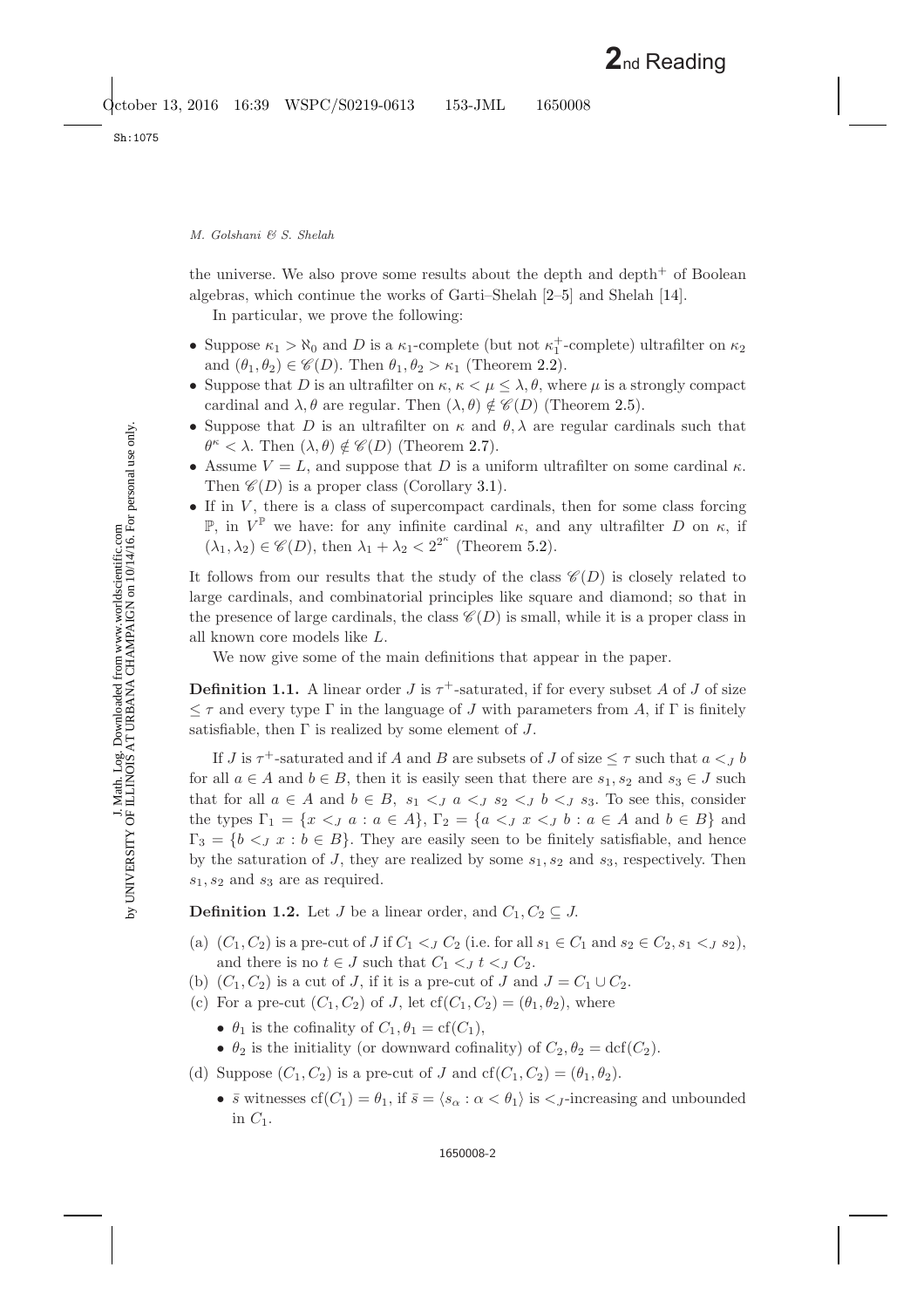the universe. We also prove some results about the depth and depth$^+$ of Boolean algebras, which continue the works of Garti–Shelah [2–5] and Shelah [14].

In particular, we prove the following:

- Suppose $\kappa_1 > \aleph_0$ and $D$ is a $\kappa_1$-complete (but not $\kappa_1^+$-complete) ultrafilter on $\kappa_2$ and $(\theta_1, \theta_2) \in \mathscr{C}(D)$. Then $\theta_1, \theta_2 > \kappa_1$ (Theorem 2.2).
- Suppose that $D$ is an ultrafilter on $\kappa$, $\kappa < \mu \leq \lambda, \theta$, where $\mu$ is a strongly compact cardinal and $\lambda, \theta$ are regular. Then $(\lambda, \theta) \notin \mathscr{C}(D)$ (Theorem 2.5).
- Suppose that $D$ is an ultrafilter on $\kappa$ and $\theta, \lambda$ are regular cardinals such that $\theta^\kappa < \lambda$. Then $(\lambda, \theta) \notin \mathscr{C}(D)$ (Theorem 2.7).
- Assume $V = L$, and suppose that $D$ is a uniform ultrafilter on some cardinal $\kappa$. Then $\mathscr{C}(D)$ is a proper class (Corollary 3.1).
- If in $V$, there is a class of supercompact cardinals, then for some class forcing $\mathbb{P}$, in $V^{\mathbb{P}}$ we have: for any infinite cardinal $\kappa$, and any ultrafilter $D$ on $\kappa$, if $(\lambda_1, \lambda_2) \in \mathscr{C}(D)$, then $\lambda_1 + \lambda_2 < 2^{2^\kappa}$ (Theorem 5.2).

It follows from our results that the study of the class $\mathscr{C}(D)$ is closely related to large cardinals, and combinatorial principles like square and diamond; so that in the presence of large cardinals, the class $\mathscr{C}(D)$ is small, while it is a proper class in all known core models like $L$.

We now give some of the main definitions that appear in the paper.

**Definition 1.1.** A linear order $J$ is $\tau^+$-saturated, if for every subset $A$ of $J$ of size $\leq \tau$ and every type $\Gamma$ in the language of $J$ with parameters from $A$, if $\Gamma$ is finitely satisfiable, then $\Gamma$ is realized by some element of $J$.

If $J$ is $\tau^+$-saturated and if $A$ and $B$ are subsets of $J$ of size $\leq \tau$ such that $a <_J b$ for all $a \in A$ and $b \in B$, then it is easily seen that there are $s_1, s_2$ and $s_3 \in J$ such that for all $a \in A$ and $b \in B$, $s_1 <_J a <_J s_2 <_J b <_J s_3$. To see this, consider the types $\Gamma_1 = \{x <_J a : a \in A\}$, $\Gamma_2 = \{a <_J x <_J b : a \in A \text{ and } b \in B\}$ and $\Gamma_3 = \{b <_J x : b \in B\}$. They are easily seen to be finitely satisfiable, and hence by the saturation of $J$, they are realized by some $s_1, s_2$ and $s_3$, respectively. Then $s_1, s_2$ and $s_3$ are as required.

**Definition 1.2.** Let $J$ be a linear order, and $C_1, C_2 \subseteq J$.

(a) $(C_1, C_2)$ is a pre-cut of $J$ if $C_1 <_J C_2$ (i.e. for all $s_1 \in C_1$ and $s_2 \in C_2, s_1 <_J s_2$), and there is no $t \in J$ such that $C_1 <_J t <_J C_2$.

(b) $(C_1, C_2)$ is a cut of $J$, if it is a pre-cut of $J$ and $J = C_1 \cup C_2$.

(c) For a pre-cut $(C_1, C_2)$ of $J$, let $\mathrm{cf}(C_1, C_2) = (\theta_1, \theta_2)$, where
   - $\theta_1$ is the cofinality of $C_1, \theta_1 = \mathrm{cf}(C_1)$,
   - $\theta_2$ is the initiality (or downward cofinality) of $C_2, \theta_2 = \mathrm{dcf}(C_2)$.

(d) Suppose $(C_1, C_2)$ is a pre-cut of $J$ and $\mathrm{cf}(C_1, C_2) = (\theta_1, \theta_2)$.
   - $\bar{s}$ witnesses $\mathrm{cf}(C_1) = \theta_1$, if $\bar{s} = \langle s_\alpha : \alpha < \theta_1 \rangle$ is $<_J$-increasing and unbounded in $C_1$.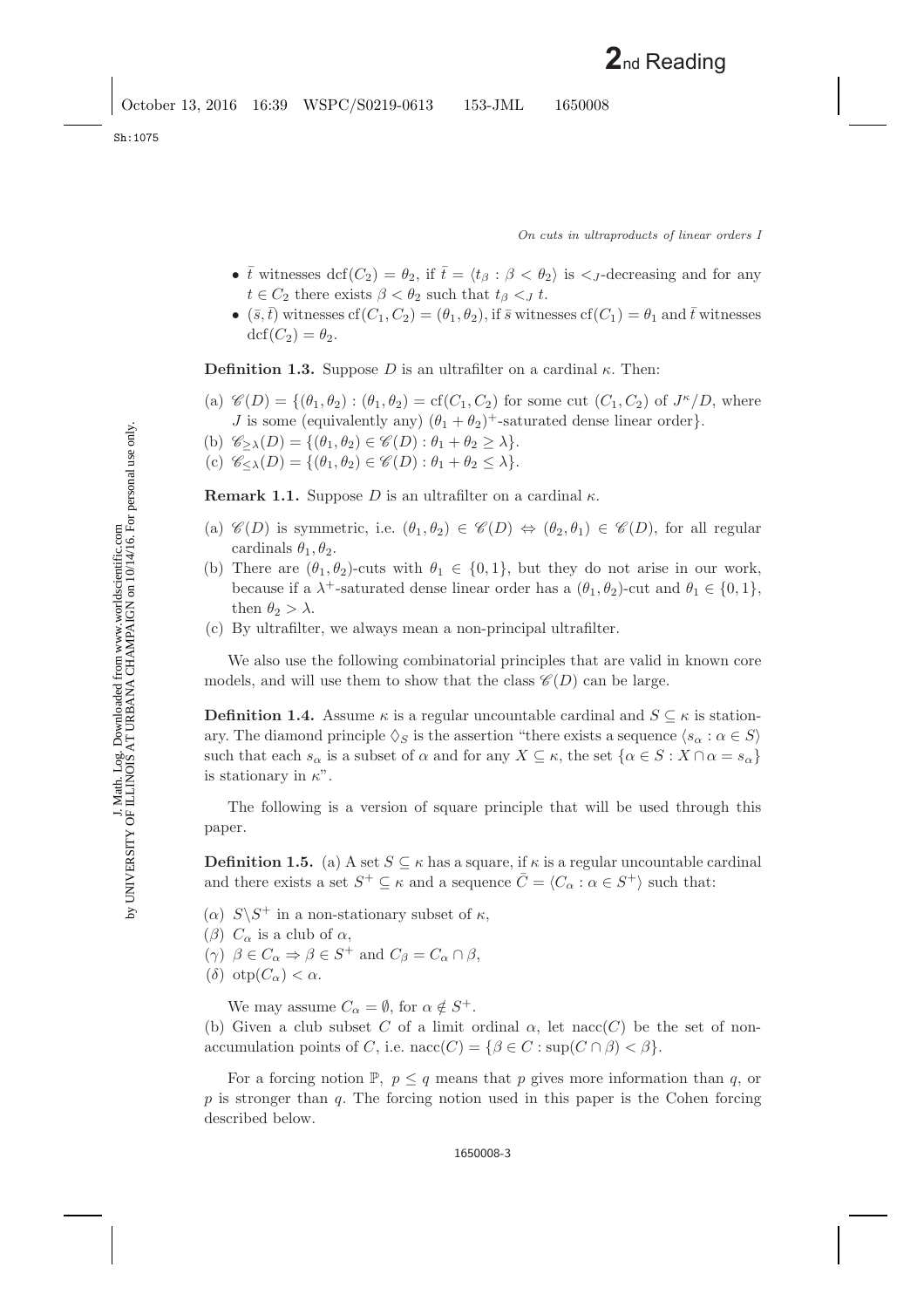- $\bar{t}$ witnesses $\mathrm{dcf}(C_2) = \theta_2$, if $\bar{t} = \langle t_\beta : \beta < \theta_2 \rangle$ is $<_J$-decreasing and for any $t \in C_2$ there exists $\beta < \theta_2$ such that $t_\beta <_J t$.
- $(\bar{s}, \bar{t})$ witnesses $\mathrm{cf}(C_1, C_2) = (\theta_1, \theta_2)$, if $\bar{s}$ witnesses $\mathrm{cf}(C_1) = \theta_1$ and $\bar{t}$ witnesses $\mathrm{dcf}(C_2) = \theta_2$.

**Definition 1.3.** Suppose $D$ is an ultrafilter on a cardinal $\kappa$. Then:

(a) $\mathscr{C}(D) = \{(\theta_1, \theta_2) : (\theta_1, \theta_2) = \mathrm{cf}(C_1, C_2)$ for some cut $(C_1, C_2)$ of $J^\kappa/D$, where $J$ is some (equivalently any) $(\theta_1 + \theta_2)^+$-saturated dense linear order$\}$.

(b) $\mathscr{C}_{\geq \lambda}(D) = \{(\theta_1, \theta_2) \in \mathscr{C}(D) : \theta_1 + \theta_2 \geq \lambda\}$.

(c) $\mathscr{C}_{\leq \lambda}(D) = \{(\theta_1, \theta_2) \in \mathscr{C}(D) : \theta_1 + \theta_2 \leq \lambda\}$.

**Remark 1.1.** Suppose $D$ is an ultrafilter on a cardinal $\kappa$.

(a) $\mathscr{C}(D)$ is symmetric, i.e. $(\theta_1, \theta_2) \in \mathscr{C}(D) \Leftrightarrow (\theta_2, \theta_1) \in \mathscr{C}(D)$, for all regular cardinals $\theta_1, \theta_2$.

(b) There are $(\theta_1, \theta_2)$-cuts with $\theta_1 \in \{0, 1\}$, but they do not arise in our work, because if a $\lambda^+$-saturated dense linear order has a $(\theta_1, \theta_2)$-cut and $\theta_1 \in \{0, 1\}$, then $\theta_2 > \lambda$.

(c) By ultrafilter, we always mean a non-principal ultrafilter.

We also use the following combinatorial principles that are valid in known core models, and will use them to show that the class $\mathscr{C}(D)$ can be large.

**Definition 1.4.** Assume $\kappa$ is a regular uncountable cardinal and $S \subseteq \kappa$ is stationary. The diamond principle $\diamondsuit_S$ is the assertion "there exists a sequence $\langle s_\alpha : \alpha \in S \rangle$ such that each $s_\alpha$ is a subset of $\alpha$ and for any $X \subseteq \kappa$, the set $\{\alpha \in S : X \cap \alpha = s_\alpha\}$ is stationary in $\kappa$".

The following is a version of square principle that will be used through this paper.

**Definition 1.5.** (a) A set $S \subseteq \kappa$ has a square, if $\kappa$ is a regular uncountable cardinal and there exists a set $S^+ \subseteq \kappa$ and a sequence $\bar{C} = \langle C_\alpha : \alpha \in S^+ \rangle$ such that:

($\alpha$) $S \backslash S^+$ in a non-stationary subset of $\kappa$,

($\beta$) $C_\alpha$ is a club of $\alpha$,

($\gamma$) $\beta \in C_\alpha \Rightarrow \beta \in S^+$ and $C_\beta = C_\alpha \cap \beta$,

($\delta$) $\mathrm{otp}(C_\alpha) < \alpha$.

We may assume $C_\alpha = \emptyset$, for $\alpha \notin S^+$.

(b) Given a club subset $C$ of a limit ordinal $\alpha$, let $\mathrm{nacc}(C)$ be the set of non-accumulation points of $C$, i.e. $\mathrm{nacc}(C) = \{\beta \in C : \sup(C \cap \beta) < \beta\}$.

For a forcing notion $\mathbb{P}$, $p \leq q$ means that $p$ gives more information than $q$, or $p$ is stronger than $q$. The forcing notion used in this paper is the Cohen forcing described below.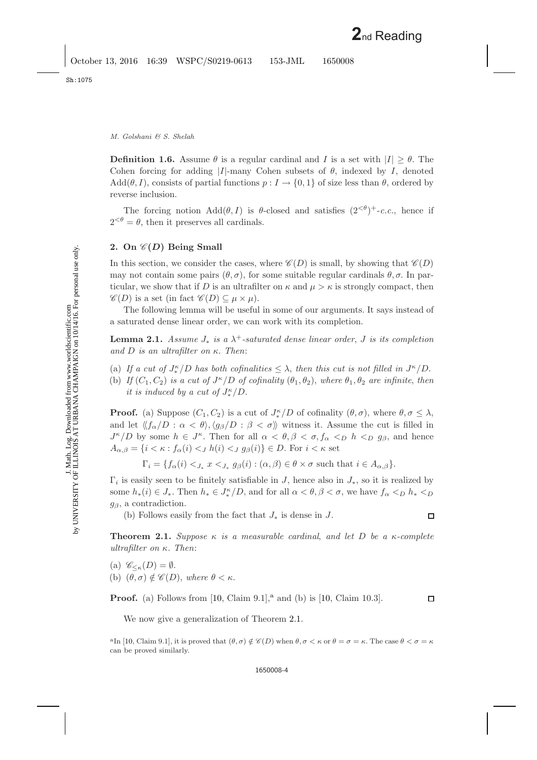**Definition 1.6.** Assume $\theta$ is a regular cardinal and $I$ is a set with $|I| \geq \theta$. The Cohen forcing for adding $|I|$-many Cohen subsets of $\theta$, indexed by $I$, denoted $\mathrm{Add}(\theta, I)$, consists of partial functions $p : I \to \{0, 1\}$ of size less than $\theta$, ordered by reverse inclusion.

The forcing notion $\mathrm{Add}(\theta, I)$ is $\theta$-closed and satisfies $(2^{<\theta})^+$-*c.c.*, hence if $2^{<\theta} = \theta$, then it preserves all cardinals.

## 2. On $\mathscr{C}(D)$ Being Small

In this section, we consider the cases, where $\mathscr{C}(D)$ is small, by showing that $\mathscr{C}(D)$ may not contain some pairs $(\theta, \sigma)$, for some suitable regular cardinals $\theta, \sigma$. In particular, we show that if $D$ is an ultrafilter on $\kappa$ and $\mu > \kappa$ is strongly compact, then $\mathscr{C}(D)$ is a set (in fact $\mathscr{C}(D) \subseteq \mu \times \mu$).

The following lemma will be useful in some of our arguments. It says instead of a saturated dense linear order, we can work with its completion.

**Lemma 2.1.** *Assume $J_*$ is a $\lambda^+$-saturated dense linear order, $J$ is its completion and $D$ is an ultrafilter on $\kappa$. Then*:

(a) *If a cut of $J_*^\kappa/D$ has both cofinalities $\leq \lambda$, then this cut is not filled in $J^\kappa/D$.*

(b) *If $(C_1, C_2)$ is a cut of $J^\kappa/D$ of cofinality $(\theta_1, \theta_2)$, where $\theta_1, \theta_2$ are infinite, then it is induced by a cut of $J_*^\kappa/D$.*

**Proof.** (a) Suppose $(C_1, C_2)$ is a cut of $J_*^\kappa/D$ of cofinality $(\theta, \sigma)$, where $\theta, \sigma \leq \lambda$, and let $\langle\langle f_\alpha/D : \alpha < \theta\rangle, \langle g_\beta/D : \beta < \sigma\rangle\rangle$ witness it. Assume the cut is filled in $J^\kappa/D$ by some $h \in J^\kappa$. Then for all $\alpha < \theta, \beta < \sigma, f_\alpha <_D h <_D g_\beta$, and hence $A_{\alpha,\beta} = \{i < \kappa : f_\alpha(i) <_J h(i) <_J g_\beta(i)\} \in D$. For $i < \kappa$ set

$$\Gamma_i = \{f_\alpha(i) <_{J_*} x <_{J_*} g_\beta(i) : (\alpha, \beta) \in \theta \times \sigma \text{ such that } i \in A_{\alpha,\beta}\}.$$

$\Gamma_i$ is easily seen to be finitely satisfiable in $J$, hence also in $J_*$, so it is realized by some $h_*(i) \in J_*$. Then $h_* \in J_*^\kappa/D$, and for all $\alpha < \theta, \beta < \sigma$, we have $f_\alpha <_D h_* <_D g_\beta$, a contradiction.

(b) Follows easily from the fact that $J_*$ is dense in $J$. $\square$

**Theorem 2.1.** *Suppose $\kappa$ is a measurable cardinal, and let $D$ be a $\kappa$-complete ultrafilter on $\kappa$. Then*:

(a) $\mathscr{C}_{\leq\kappa}(D) = \emptyset$.

(b) $(\theta, \sigma) \notin \mathscr{C}(D)$, *where $\theta < \kappa$.*

**Proof.** (a) Follows from [10, Claim 9.1],[a] and (b) is [10, Claim 10.3]. $\square$

We now give a generalization of Theorem 2.1.

[a] In [10, Claim 9.1], it is proved that $(\theta, \sigma) \notin \mathscr{C}(D)$ when $\theta, \sigma < \kappa$ or $\theta = \sigma = \kappa$. The case $\theta < \sigma = \kappa$ can be proved similarly.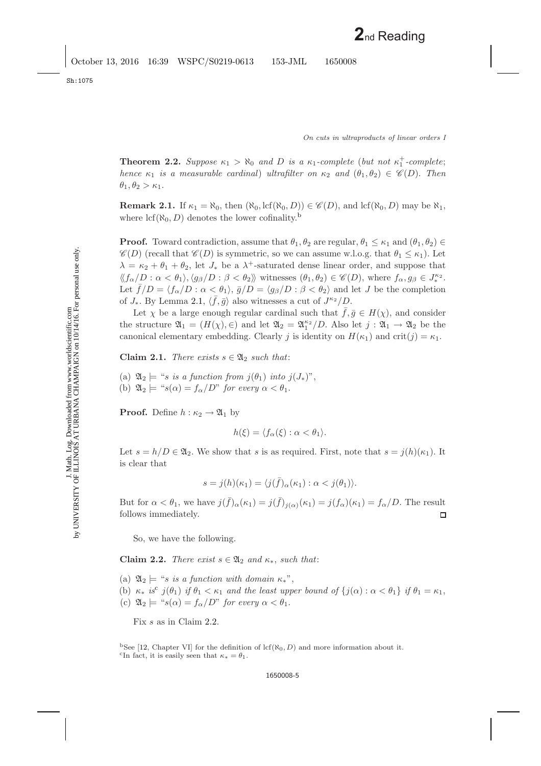**Theorem 2.2.** *Suppose $\kappa_1 > \aleph_0$ and $D$ is a $\kappa_1$-complete* (*but not $\kappa_1^+$-complete*; *hence $\kappa_1$ is a measurable cardinal*) *ultrafilter on $\kappa_2$ and $(\theta_1, \theta_2) \in \mathscr{C}(D)$. Then $\theta_1, \theta_2 > \kappa_1$.*

**Remark 2.1.** If $\kappa_1 = \aleph_0$, then $(\aleph_0, \mathrm{lcf}(\aleph_0, D)) \in \mathscr{C}(D)$, and $\mathrm{lcf}(\aleph_0, D)$ may be $\aleph_1$, where $\mathrm{lcf}(\aleph_0, D)$ denotes the lower cofinality.[b]

**Proof.** Toward contradiction, assume that $\theta_1, \theta_2$ are regular, $\theta_1 \leq \kappa_1$ and $(\theta_1, \theta_2) \in \mathscr{C}(D)$ (recall that $\mathscr{C}(D)$ is symmetric, so we can assume w.l.o.g. that $\theta_1 \leq \kappa_1$). Let $\lambda = \kappa_2 + \theta_1 + \theta_2$, let $J_*$ be a $\lambda^+$-saturated dense linear order, and suppose that $\langle\langle f_\alpha/D : \alpha < \theta_1\rangle, \langle g_\beta/D : \beta < \theta_2\rangle\rangle$ witnesses $(\theta_1, \theta_2) \in \mathscr{C}(D)$, where $f_\alpha, g_\beta \in J_*^{\kappa_2}$. Let $\bar{f}/D = \langle f_\alpha/D : \alpha < \theta_1\rangle$, $\bar{g}/D = \langle g_\beta/D : \beta < \theta_2\rangle$ and let $J$ be the completion of $J_*$. By Lemma 2.1, $\langle \bar{f}, \bar{g}\rangle$ also witnesses a cut of $J^{\kappa_2}/D$.

Let $\chi$ be a large enough regular cardinal such that $\bar{f}, \bar{g} \in H(\chi)$, and consider the structure $\mathfrak{A}_1 = (H(\chi), \in)$ and let $\mathfrak{A}_2 = \mathfrak{A}_1^{\kappa_2}/D$. Also let $j : \mathfrak{A}_1 \to \mathfrak{A}_2$ be the canonical elementary embedding. Clearly $j$ is identity on $H(\kappa_1)$ and $\mathrm{crit}(j) = \kappa_1$.

**Claim 2.1.** *There exists $s \in \mathfrak{A}_2$ such that*:

(a) $\mathfrak{A}_2 \models$ "*$s$ is a function from $j(\theta_1)$ into $j(J_*)$*",
(b) $\mathfrak{A}_2 \models$ "*$s(\alpha) = f_\alpha/D$*" *for every $\alpha < \theta_1$.*

**Proof.** Define $h : \kappa_2 \to \mathfrak{A}_1$ by

$$h(\xi) = \langle f_\alpha(\xi) : \alpha < \theta_1\rangle.$$

Let $s = h/D \in \mathfrak{A}_2$. We show that $s$ is as required. First, note that $s = j(h)(\kappa_1)$. It is clear that

$$s = j(h)(\kappa_1) = \langle j(\bar{f})_\alpha(\kappa_1) : \alpha < j(\theta_1)\rangle.$$

But for $\alpha < \theta_1$, we have $j(\bar{f})_\alpha(\kappa_1) = j(\bar{f})_{j(\alpha)}(\kappa_1) = j(f_\alpha)(\kappa_1) = f_\alpha/D$. The result follows immediately. $\square$

So, we have the following.

**Claim 2.2.** *There exist $s \in \mathfrak{A}_2$ and $\kappa_*$, such that*:

(a) $\mathfrak{A}_2 \models$ "*$s$ is a function with domain $\kappa_*$*",
(b) *$\kappa_*$ is*[c] *$j(\theta_1)$ if $\theta_1 < \kappa_1$ and the least upper bound of $\{j(\alpha) : \alpha < \theta_1\}$ if $\theta_1 = \kappa_1$*,
(c) $\mathfrak{A}_2 \models$ "*$s(\alpha) = f_\alpha/D$*" *for every $\alpha < \theta_1$.*

Fix $s$ as in Claim 2.2.

[b] See [12, Chapter VI] for the definition of $\mathrm{lcf}(\aleph_0, D)$ and more information about it.
[c] In fact, it is easily seen that $\kappa_* = \theta_1$.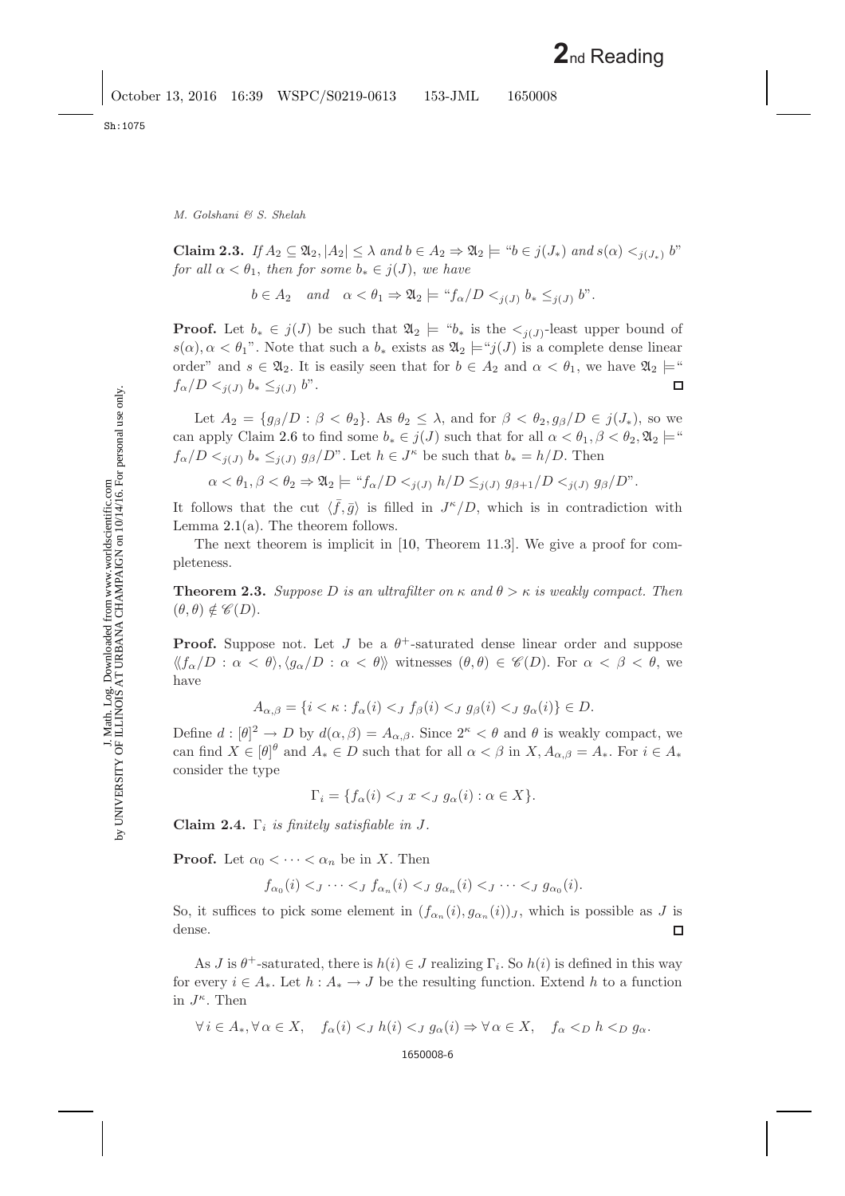**Claim 2.3.** *If $A_2 \subseteq \mathfrak{A}_2, |A_2| \leq \lambda$ and $b \in A_2 \Rightarrow \mathfrak{A}_2 \models$ "$b \in j(J_*)$ and $s(\alpha) <_{j(J_*)} b$" for all $\alpha < \theta_1$, then for some $b_* \in j(J)$, we have*

$$b \in A_2 \quad \text{and} \quad \alpha < \theta_1 \Rightarrow \mathfrak{A}_2 \models \text{"}f_\alpha/D <_{j(J)} b_* \leq_{j(J)} b\text{"}.$$

**Proof.** Let $b_* \in j(J)$ be such that $\mathfrak{A}_2 \models$ "$b_*$ is the $<_{j(J)}$-least upper bound of $s(\alpha), \alpha < \theta_1$". Note that such a $b_*$ exists as $\mathfrak{A}_2 \models$"$j(J)$ is a complete dense linear order" and $s \in \mathfrak{A}_2$. It is easily seen that for $b \in A_2$ and $\alpha < \theta_1$, we have $\mathfrak{A}_2 \models$" $f_\alpha/D <_{j(J)} b_* \leq_{j(J)} b$". □

Let $A_2 = \{g_\beta/D : \beta < \theta_2\}$. As $\theta_2 \leq \lambda$, and for $\beta < \theta_2, g_\beta/D \in j(J_*)$, so we can apply Claim 2.6 to find some $b_* \in j(J)$ such that for all $\alpha < \theta_1, \beta < \theta_2, \mathfrak{A}_2 \models$" $f_\alpha/D <_{j(J)} b_* \leq_{j(J)} g_\beta/D$". Let $h \in J^\kappa$ be such that $b_* = h/D$. Then

$$\alpha < \theta_1, \beta < \theta_2 \Rightarrow \mathfrak{A}_2 \models \text{"}f_\alpha/D <_{j(J)} h/D \leq_{j(J)} g_{\beta+1}/D <_{j(J)} g_\beta/D\text{"}.$$

It follows that the cut $\langle \bar{f}, \bar{g} \rangle$ is filled in $J^\kappa/D$, which is in contradiction with Lemma 2.1(a). The theorem follows.

The next theorem is implicit in [10, Theorem 11.3]. We give a proof for completeness.

**Theorem 2.3.** *Suppose $D$ is an ultrafilter on $\kappa$ and $\theta > \kappa$ is weakly compact. Then $(\theta, \theta) \notin \mathscr{C}(D)$.*

**Proof.** Suppose not. Let $J$ be a $\theta^+$-saturated dense linear order and suppose $\langle\langle f_\alpha/D : \alpha < \theta\rangle, \langle g_\alpha/D : \alpha < \theta\rangle\rangle$ witnesses $(\theta, \theta) \in \mathscr{C}(D)$. For $\alpha < \beta < \theta$, we have

$$A_{\alpha,\beta} = \{i < \kappa : f_\alpha(i) <_J f_\beta(i) <_J g_\beta(i) <_J g_\alpha(i)\} \in D.$$

Define $d : [\theta]^2 \to D$ by $d(\alpha, \beta) = A_{\alpha,\beta}$. Since $2^\kappa < \theta$ and $\theta$ is weakly compact, we can find $X \in [\theta]^\theta$ and $A_* \in D$ such that for all $\alpha < \beta$ in $X$, $A_{\alpha,\beta} = A_*$. For $i \in A_*$ consider the type

$$\Gamma_i = \{f_\alpha(i) <_J x <_J g_\alpha(i) : \alpha \in X\}.$$

**Claim 2.4.** *$\Gamma_i$ is finitely satisfiable in $J$.*

**Proof.** Let $\alpha_0 < \cdots < \alpha_n$ be in $X$. Then

$$f_{\alpha_0}(i) <_J \cdots <_J f_{\alpha_n}(i) <_J g_{\alpha_n}(i) <_J \cdots <_J g_{\alpha_0}(i).$$

So, it suffices to pick some element in $(f_{\alpha_n}(i), g_{\alpha_n}(i))_J$, which is possible as $J$ is dense. □

As $J$ is $\theta^+$-saturated, there is $h(i) \in J$ realizing $\Gamma_i$. So $h(i)$ is defined in this way for every $i \in A_*$. Let $h : A_* \to J$ be the resulting function. Extend $h$ to a function in $J^\kappa$. Then

$$\forall\, i \in A_*, \forall\, \alpha \in X, \quad f_\alpha(i) <_J h(i) <_J g_\alpha(i) \Rightarrow \forall\, \alpha \in X, \quad f_\alpha <_D h <_D g_\alpha.$$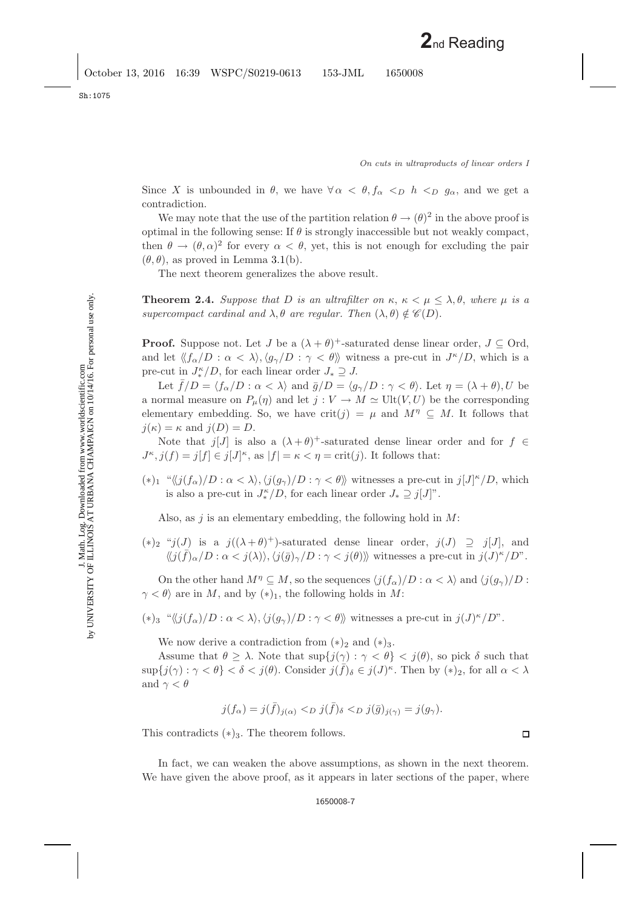Since $X$ is unbounded in $\theta$, we have $\forall \alpha < \theta, f_\alpha <_D h <_D g_\alpha$, and we get a contradiction.

We may note that the use of the partition relation $\theta \to (\theta)^2$ in the above proof is optimal in the following sense: If $\theta$ is strongly inaccessible but not weakly compact, then $\theta \to (\theta, \alpha)^2$ for every $\alpha < \theta$, yet, this is not enough for excluding the pair $(\theta, \theta)$, as proved in Lemma 3.1(b).

The next theorem generalizes the above result.

**Theorem 2.4.** *Suppose that $D$ is an ultrafilter on $\kappa$, $\kappa < \mu \leq \lambda, \theta$, where $\mu$ is a supercompact cardinal and $\lambda, \theta$ are regular. Then $(\lambda, \theta) \notin \mathscr{C}(D)$.*

**Proof.** Suppose not. Let $J$ be a $(\lambda + \theta)^+$-saturated dense linear order, $J \subseteq \mathrm{Ord}$, and let $\langle\langle f_\alpha/D : \alpha < \lambda\rangle, \langle g_\gamma/D : \gamma < \theta\rangle\rangle$ witness a pre-cut in $J^\kappa/D$, which is a pre-cut in $J_*^\kappa/D$, for each linear order $J_* \supseteq J$.

Let $\bar{f}/D = \langle f_\alpha/D : \alpha < \lambda\rangle$ and $\bar{g}/D = \langle g_\gamma/D : \gamma < \theta\rangle$. Let $\eta = (\lambda + \theta), U$ be a normal measure on $P_\mu(\eta)$ and let $j : V \to M \simeq \mathrm{Ult}(V, U)$ be the corresponding elementary embedding. So, we have $\mathrm{crit}(j) = \mu$ and $M^\eta \subseteq M$. It follows that $j(\kappa) = \kappa$ and $j(D) = D$.

Note that $j[J]$ is also a $(\lambda + \theta)^+$-saturated dense linear order and for $f \in J^\kappa, j(f) = j[f] \in j[J]^\kappa$, as $|f| = \kappa < \eta = \mathrm{crit}(j)$. It follows that:

$(*)_1$ "$\langle\langle j(f_\alpha)/D : \alpha < \lambda\rangle, \langle j(g_\gamma)/D : \gamma < \theta\rangle\rangle$ witnesses a pre-cut in $j[J]^\kappa/D$, which is also a pre-cut in $J_*^\kappa/D$, for each linear order $J_* \supseteq j[J]$".

Also, as $j$ is an elementary embedding, the following hold in $M$:

$(*)_2$ "$j(J)$ is a $j((\lambda + \theta)^+)$-saturated dense linear order, $j(J) \supseteq j[J]$, and $\langle\langle j(\bar{f})_\alpha/D : \alpha < j(\lambda)\rangle, \langle j(\bar{g})_\gamma/D : \gamma < j(\theta)\rangle\rangle$ witnesses a pre-cut in $j(J)^\kappa/D$".

On the other hand $M^\eta \subseteq M$, so the sequences $\langle j(f_\alpha)/D : \alpha < \lambda\rangle$ and $\langle j(g_\gamma)/D : \gamma < \theta\rangle$ are in $M$, and by $(*)_1$, the following holds in $M$:

$(*)_3$ "$\langle\langle j(f_\alpha)/D : \alpha < \lambda\rangle, \langle j(g_\gamma)/D : \gamma < \theta\rangle\rangle$ witnesses a pre-cut in $j(J)^\kappa/D$".

We now derive a contradiction from $(*)_2$ and $(*)_3$.

Assume that $\theta \geq \lambda$. Note that $\sup\{j(\gamma) : \gamma < \theta\} < j(\theta)$, so pick $\delta$ such that $\sup\{j(\gamma) : \gamma < \theta\} < \delta < j(\theta)$. Consider $j(\bar{f})_\delta \in j(J)^\kappa$. Then by $(*)_2$, for all $\alpha < \lambda$ and $\gamma < \theta$

$$j(f_\alpha) = j(\bar{f})_{j(\alpha)} <_D j(\bar{f})_\delta <_D j(\bar{g})_{j(\gamma)} = j(g_\gamma).$$

This contradicts $(*)_3$. The theorem follows. $\square$

In fact, we can weaken the above assumptions, as shown in the next theorem. We have given the above proof, as it appears in later sections of the paper, where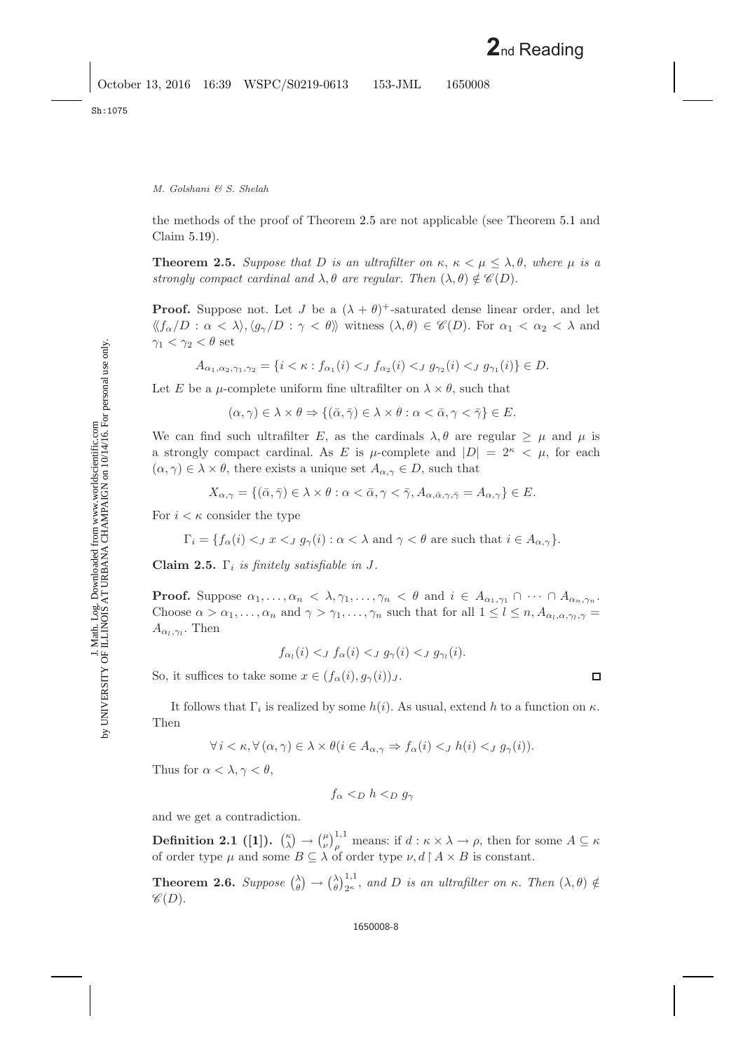the methods of the proof of Theorem 2.5 are not applicable (see Theorem 5.1 and Claim 5.19).

**Theorem 2.5.** *Suppose that $D$ is an ultrafilter on $\kappa$, $\kappa < \mu \leq \lambda, \theta$, where $\mu$ is a strongly compact cardinal and $\lambda, \theta$ are regular. Then $(\lambda, \theta) \notin \mathscr{C}(D)$.*

**Proof.** Suppose not. Let $J$ be a $(\lambda + \theta)^+$-saturated dense linear order, and let $\langle\langle f_\alpha/D : \alpha < \lambda\rangle, \langle g_\gamma/D : \gamma < \theta\rangle\rangle$ witness $(\lambda, \theta) \in \mathscr{C}(D)$. For $\alpha_1 < \alpha_2 < \lambda$ and $\gamma_1 < \gamma_2 < \theta$ set

$$A_{\alpha_1,\alpha_2,\gamma_1,\gamma_2} = \{i < \kappa : f_{\alpha_1}(i) <_J f_{\alpha_2}(i) <_J g_{\gamma_2}(i) <_J g_{\gamma_1}(i)\} \in D.$$

Let $E$ be a $\mu$-complete uniform fine ultrafilter on $\lambda \times \theta$, such that

$$(\alpha, \gamma) \in \lambda \times \theta \Rightarrow \{(\bar{\alpha}, \bar{\gamma}) \in \lambda \times \theta : \alpha < \bar{\alpha}, \gamma < \bar{\gamma}\} \in E.$$

We can find such ultrafilter $E$, as the cardinals $\lambda, \theta$ are regular $\geq \mu$ and $\mu$ is a strongly compact cardinal. As $E$ is $\mu$-complete and $|D| = 2^\kappa < \mu$, for each $(\alpha, \gamma) \in \lambda \times \theta$, there exists a unique set $A_{\alpha,\gamma} \in D$, such that

$$X_{\alpha,\gamma} = \{(\bar{\alpha}, \bar{\gamma}) \in \lambda \times \theta : \alpha < \bar{\alpha}, \gamma < \bar{\gamma}, A_{\alpha,\bar{\alpha},\gamma,\bar{\gamma}} = A_{\alpha,\gamma}\} \in E.$$

For $i < \kappa$ consider the type

$$\Gamma_i = \{f_\alpha(i) <_J x <_J g_\gamma(i) : \alpha < \lambda \text{ and } \gamma < \theta \text{ are such that } i \in A_{\alpha,\gamma}\}.$$

**Claim 2.5.** *$\Gamma_i$ is finitely satisfiable in $J$.*

**Proof.** Suppose $\alpha_1, \ldots, \alpha_n < \lambda, \gamma_1, \ldots, \gamma_n < \theta$ and $i \in A_{\alpha_1,\gamma_1} \cap \cdots \cap A_{\alpha_n,\gamma_n}$. Choose $\alpha > \alpha_1, \ldots, \alpha_n$ and $\gamma > \gamma_1, \ldots, \gamma_n$ such that for all $1 \leq l \leq n, A_{\alpha_l,\alpha,\gamma_l,\gamma} = A_{\alpha_l,\gamma_l}$. Then

$$f_{\alpha_l}(i) <_J f_\alpha(i) <_J g_\gamma(i) <_J g_{\gamma_l}(i).$$

So, it suffices to take some $x \in (f_\alpha(i), g_\gamma(i))_J$. $\square$

It follows that $\Gamma_i$ is realized by some $h(i)$. As usual, extend $h$ to a function on $\kappa$. Then

$$\forall\, i < \kappa, \forall\, (\alpha, \gamma) \in \lambda \times \theta(i \in A_{\alpha,\gamma} \Rightarrow f_\alpha(i) <_J h(i) <_J g_\gamma(i)).$$

Thus for $\alpha < \lambda, \gamma < \theta$,

$$f_\alpha <_D h <_D g_\gamma$$

and we get a contradiction.

**Definition 2.1 ([1]).** $\binom{\kappa}{\lambda} \to \binom{\mu}{\nu}^{1,1}_\rho$ means: if $d : \kappa \times \lambda \to \rho$, then for some $A \subseteq \kappa$ of order type $\mu$ and some $B \subseteq \lambda$ of order type $\nu, d \restriction A \times B$ is constant.

**Theorem 2.6.** *Suppose $\binom{\lambda}{\theta} \to \binom{\lambda}{\theta}^{1,1}_{2^\kappa}$, and $D$ is an ultrafilter on $\kappa$. Then $(\lambda, \theta) \notin \mathscr{C}(D)$.*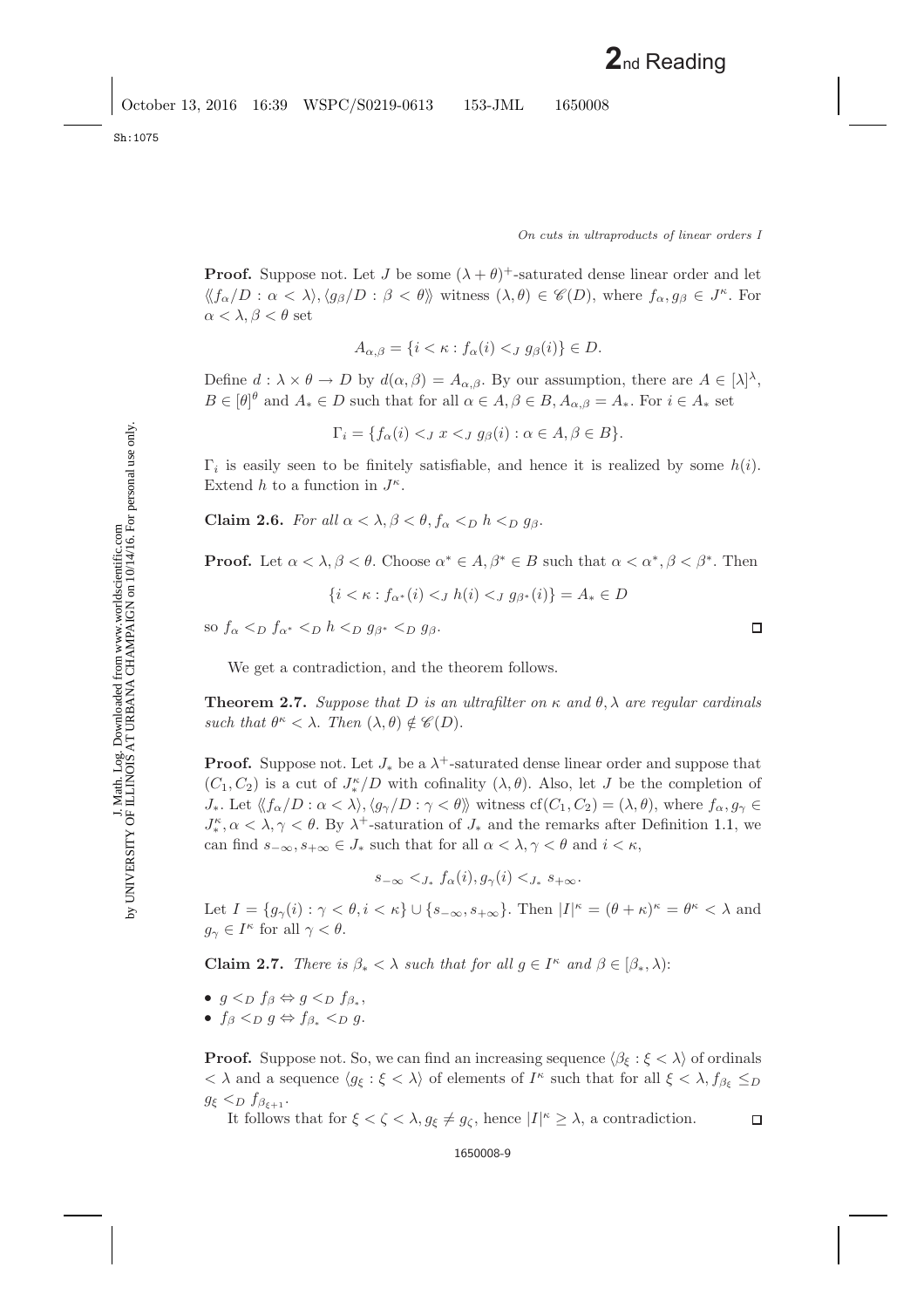**Proof.** Suppose not. Let $J$ be some $(\lambda + \theta)^+$-saturated dense linear order and let $\langle\langle f_\alpha/D : \alpha < \lambda\rangle, \langle g_\beta/D : \beta < \theta\rangle\rangle$ witness $(\lambda, \theta) \in \mathscr{C}(D)$, where $f_\alpha, g_\beta \in J^\kappa$. For $\alpha < \lambda, \beta < \theta$ set

$$A_{\alpha,\beta} = \{i < \kappa : f_\alpha(i) <_J g_\beta(i)\} \in D.$$

Define $d : \lambda \times \theta \to D$ by $d(\alpha, \beta) = A_{\alpha,\beta}$. By our assumption, there are $A \in [\lambda]^\lambda$, $B \in [\theta]^\theta$ and $A_* \in D$ such that for all $\alpha \in A, \beta \in B, A_{\alpha,\beta} = A_*$. For $i \in A_*$ set

$$\Gamma_i = \{f_\alpha(i) <_J x <_J g_\beta(i) : \alpha \in A, \beta \in B\}.$$

$\Gamma_i$ is easily seen to be finitely satisfiable, and hence it is realized by some $h(i)$. Extend $h$ to a function in $J^\kappa$.

**Claim 2.6.** *For all* $\alpha < \lambda, \beta < \theta, f_\alpha <_D h <_D g_\beta$.

**Proof.** Let $\alpha < \lambda, \beta < \theta$. Choose $\alpha^* \in A, \beta^* \in B$ such that $\alpha < \alpha^*, \beta < \beta^*$. Then

$$\{i < \kappa : f_{\alpha^*}(i) <_J h(i) <_J g_{\beta^*}(i)\} = A_* \in D$$

so $f_\alpha <_D f_{\alpha^*} <_D h <_D g_{\beta^*} <_D g_\beta$. □

We get a contradiction, and the theorem follows.

**Theorem 2.7.** *Suppose that $D$ is an ultrafilter on $\kappa$ and $\theta, \lambda$ are regular cardinals such that $\theta^\kappa < \lambda$. Then $(\lambda, \theta) \notin \mathscr{C}(D)$.*

**Proof.** Suppose not. Let $J_*$ be a $\lambda^+$-saturated dense linear order and suppose that $(C_1, C_2)$ is a cut of $J_*^\kappa/D$ with cofinality $(\lambda, \theta)$. Also, let $J$ be the completion of $J_*$. Let $\langle\langle f_\alpha/D : \alpha < \lambda\rangle, \langle g_\gamma/D : \gamma < \theta\rangle\rangle$ witness $\mathrm{cf}(C_1, C_2) = (\lambda, \theta)$, where $f_\alpha, g_\gamma \in J_*^\kappa, \alpha < \lambda, \gamma < \theta$. By $\lambda^+$-saturation of $J_*$ and the remarks after Definition 1.1, we can find $s_{-\infty}, s_{+\infty} \in J_*$ such that for all $\alpha < \lambda, \gamma < \theta$ and $i < \kappa$,

$$s_{-\infty} <_{J_*} f_\alpha(i), g_\gamma(i) <_{J_*} s_{+\infty}.$$

Let $I = \{g_\gamma(i) : \gamma < \theta, i < \kappa\} \cup \{s_{-\infty}, s_{+\infty}\}$. Then $|I|^\kappa = (\theta + \kappa)^\kappa = \theta^\kappa < \lambda$ and $g_\gamma \in I^\kappa$ for all $\gamma < \theta$.

**Claim 2.7.** *There is $\beta_* < \lambda$ such that for all $g \in I^\kappa$ and $\beta \in [\beta_*, \lambda)$:*

- $g <_D f_\beta \Leftrightarrow g <_D f_{\beta_*}$,
- $f_\beta <_D g \Leftrightarrow f_{\beta_*} <_D g$.

**Proof.** Suppose not. So, we can find an increasing sequence $\langle \beta_\xi : \xi < \lambda\rangle$ of ordinals $< \lambda$ and a sequence $\langle g_\xi : \xi < \lambda\rangle$ of elements of $I^\kappa$ such that for all $\xi < \lambda, f_{\beta_\xi} \leq_D g_\xi <_D f_{\beta_{\xi+1}}$.

It follows that for $\xi < \zeta < \lambda, g_\xi \neq g_\zeta$, hence $|I|^\kappa \geq \lambda$, a contradiction. □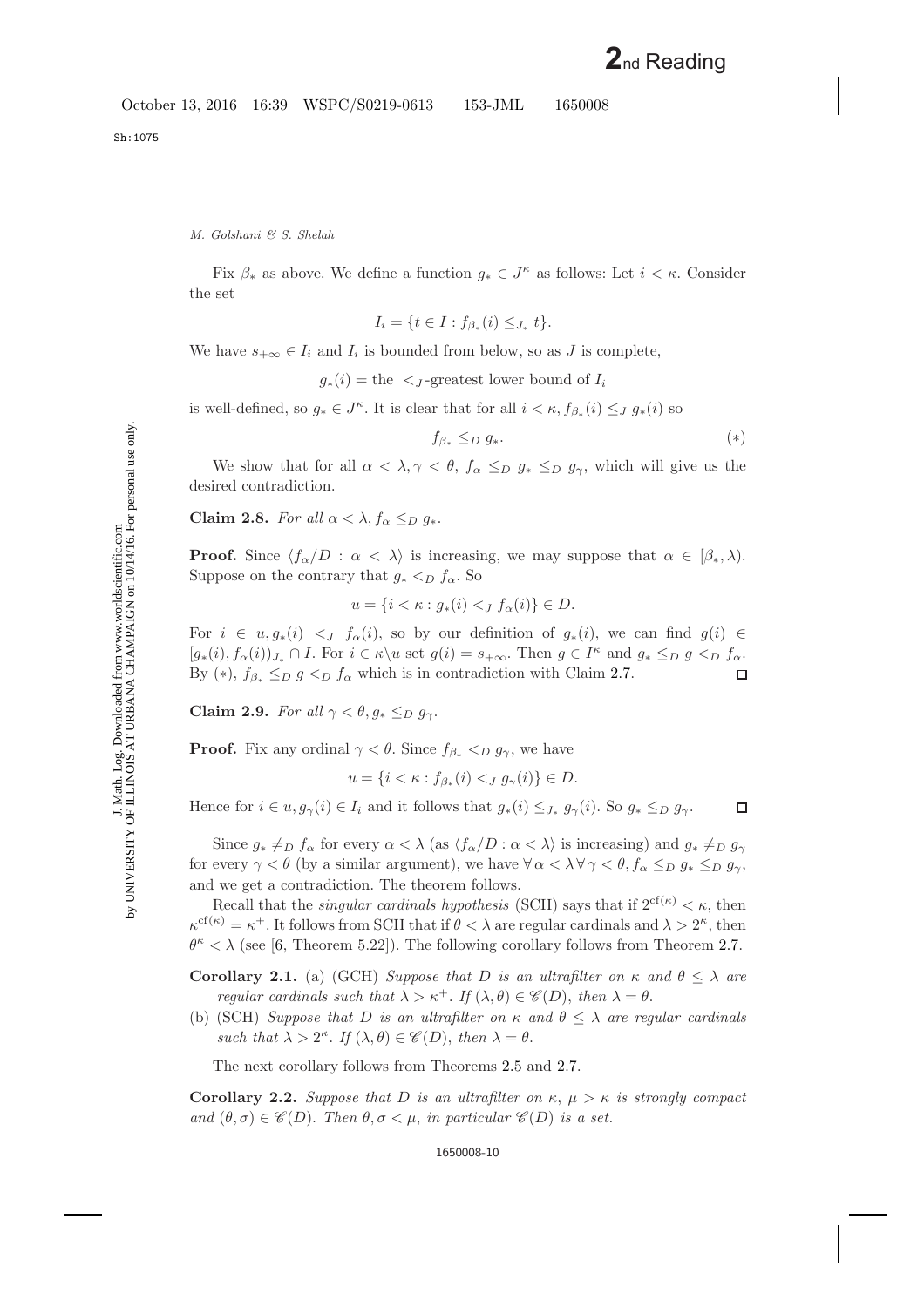Fix $\beta_*$ as above. We define a function $g_* \in J^\kappa$ as follows: Let $i < \kappa$. Consider the set

$$I_i = \{t \in I : f_{\beta_*}(i) \leq_{J_*} t\}.$$

We have $s_{+\infty} \in I_i$ and $I_i$ is bounded from below, so as $J$ is complete,

$$g_*(i) = \text{the } <_J\text{-greatest lower bound of } I_i$$

is well-defined, so $g_* \in J^\kappa$. It is clear that for all $i < \kappa, f_{\beta_*}(i) \leq_J g_*(i)$ so

$$f_{\beta_*} \leq_D g_*. \tag{$*$}$$

We show that for all $\alpha < \lambda, \gamma < \theta$, $f_\alpha \leq_D g_* \leq_D g_\gamma$, which will give us the desired contradiction.

**Claim 2.8.** *For all $\alpha < \lambda, f_\alpha \leq_D g_*$.*

**Proof.** Since $\langle f_\alpha/D : \alpha < \lambda\rangle$ is increasing, we may suppose that $\alpha \in [\beta_*, \lambda)$. Suppose on the contrary that $g_* <_D f_\alpha$. So

$$u = \{i < \kappa : g_*(i) <_J f_\alpha(i)\} \in D.$$

For $i \in u, g_*(i) <_J f_\alpha(i)$, so by our definition of $g_*(i)$, we can find $g(i) \in [g_*(i), f_\alpha(i))_{J_*} \cap I$. For $i \in \kappa \backslash u$ set $g(i) = s_{+\infty}$. Then $g \in I^\kappa$ and $g_* \leq_D g <_D f_\alpha$. By $(*)$, $f_{\beta_*} \leq_D g <_D f_\alpha$ which is in contradiction with Claim 2.7. $\square$

**Claim 2.9.** *For all $\gamma < \theta, g_* \leq_D g_\gamma$.*

**Proof.** Fix any ordinal $\gamma < \theta$. Since $f_{\beta_*} <_D g_\gamma$, we have

$$u = \{i < \kappa : f_{\beta_*}(i) <_J g_\gamma(i)\} \in D.$$

Hence for $i \in u, g_\gamma(i) \in I_i$ and it follows that $g_*(i) \leq_{J_*} g_\gamma(i)$. So $g_* \leq_D g_\gamma$. $\square$

Since $g_* \neq_D f_\alpha$ for every $\alpha < \lambda$ (as $\langle f_\alpha/D : \alpha < \lambda\rangle$ is increasing) and $g_* \neq_D g_\gamma$ for every $\gamma < \theta$ (by a similar argument), we have $\forall\, \alpha < \lambda \,\forall\, \gamma < \theta, f_\alpha \leq_D g_* \leq_D g_\gamma$, and we get a contradiction. The theorem follows.

Recall that the *singular cardinals hypothesis* (SCH) says that if $2^{\mathrm{cf}(\kappa)} < \kappa$, then $\kappa^{\mathrm{cf}(\kappa)} = \kappa^+$. It follows from SCH that if $\theta < \lambda$ are regular cardinals and $\lambda > 2^\kappa$, then $\theta^\kappa < \lambda$ (see [6, Theorem 5.22]). The following corollary follows from Theorem 2.7.

**Corollary 2.1.** (a) (GCH) *Suppose that $D$ is an ultrafilter on $\kappa$ and $\theta \leq \lambda$ are regular cardinals such that $\lambda > \kappa^+$. If $(\lambda, \theta) \in \mathscr{C}(D)$, then $\lambda = \theta$.*

(b) (SCH) *Suppose that $D$ is an ultrafilter on $\kappa$ and $\theta \leq \lambda$ are regular cardinals such that $\lambda > 2^\kappa$. If $(\lambda, \theta) \in \mathscr{C}(D)$, then $\lambda = \theta$.*

The next corollary follows from Theorems 2.5 and 2.7.

**Corollary 2.2.** *Suppose that $D$ is an ultrafilter on $\kappa$, $\mu > \kappa$ is strongly compact and $(\theta, \sigma) \in \mathscr{C}(D)$. Then $\theta, \sigma < \mu$, in particular $\mathscr{C}(D)$ is a set.*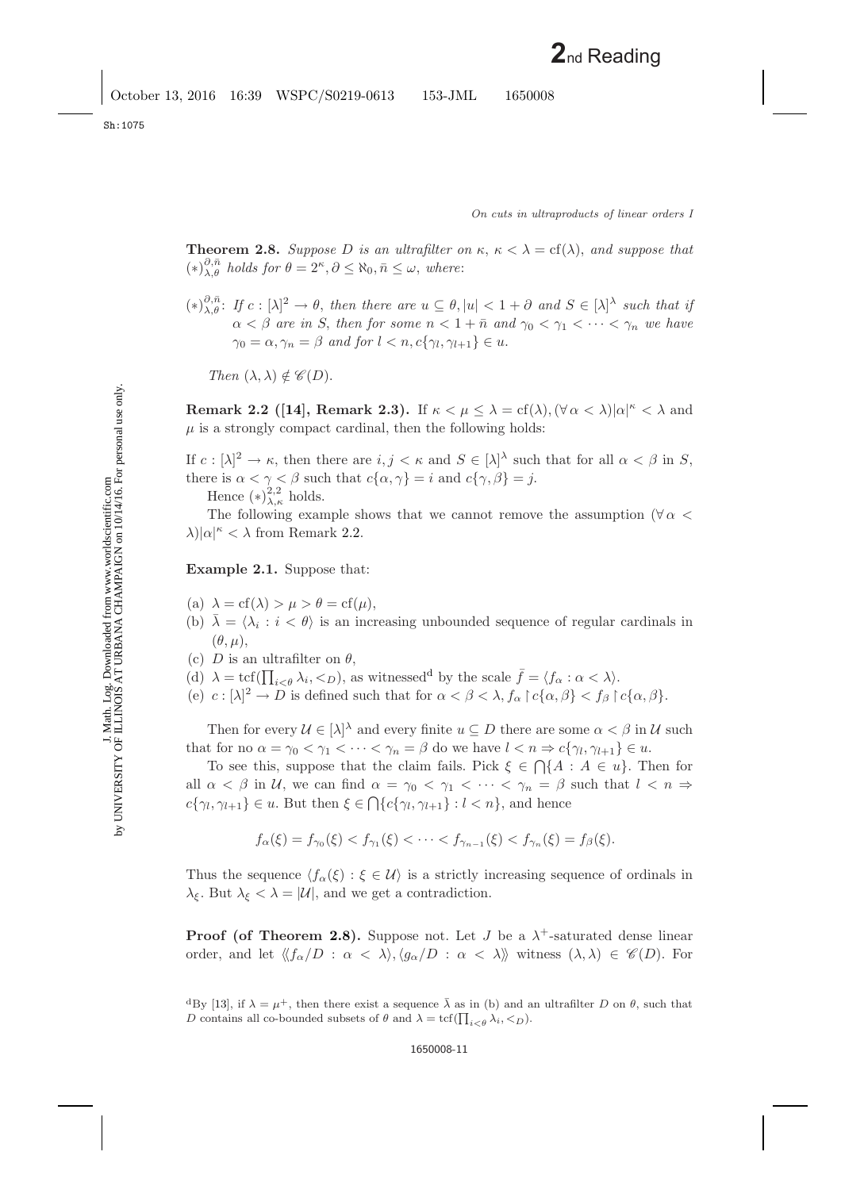**Theorem 2.8.** *Suppose $D$ is an ultrafilter on $\kappa$, $\kappa < \lambda = \text{cf}(\lambda)$, and suppose that $(*)^{\partial,\bar{n}}_{\lambda,\theta}$ holds for $\theta = 2^\kappa, \partial \leq \aleph_0, \bar{n} \leq \omega$, where*:

$(*)^{\partial,\bar{n}}_{\lambda,\theta}$: *If $c : [\lambda]^2 \to \theta$, then there are $u \subseteq \theta, |u| < 1 + \partial$ and $S \in [\lambda]^\lambda$ such that if $\alpha < \beta$ are in $S$, then for some $n < 1 + \bar{n}$ and $\gamma_0 < \gamma_1 < \cdots < \gamma_n$ we have $\gamma_0 = \alpha, \gamma_n = \beta$ and for $l < n, c\{\gamma_l, \gamma_{l+1}\} \in u$.*

*Then $(\lambda, \lambda) \notin \mathscr{C}(D)$.*

**Remark 2.2 ([14], Remark 2.3).** If $\kappa < \mu \leq \lambda = \text{cf}(\lambda), (\forall \alpha < \lambda)|\alpha|^\kappa < \lambda$ and $\mu$ is a strongly compact cardinal, then the following holds:

If $c : [\lambda]^2 \to \kappa$, then there are $i, j < \kappa$ and $S \in [\lambda]^\lambda$ such that for all $\alpha < \beta$ in $S$, there is $\alpha < \gamma < \beta$ such that $c\{\alpha, \gamma\} = i$ and $c\{\gamma, \beta\} = j$.

Hence $(*)^{2,2}_{\lambda,\kappa}$ holds.

The following example shows that we cannot remove the assumption $(\forall \alpha < \lambda)|\alpha|^\kappa < \lambda$ from Remark 2.2.

**Example 2.1.** Suppose that:

(a) $\lambda = \text{cf}(\lambda) > \mu > \theta = \text{cf}(\mu)$,

(b) $\bar{\lambda} = \langle \lambda_i : i < \theta \rangle$ is an increasing unbounded sequence of regular cardinals in $(\theta, \mu)$,

(c) $D$ is an ultrafilter on $\theta$,

(d) $\lambda = \text{tcf}(\prod_{i<\theta} \lambda_i, <_D)$, as witnessed[d] by the scale $\bar{f} = \langle f_\alpha : \alpha < \lambda \rangle$.

(e) $c : [\lambda]^2 \to D$ is defined such that for $\alpha < \beta < \lambda, f_\alpha \restriction c\{\alpha, \beta\} < f_\beta \restriction c\{\alpha, \beta\}$.

Then for every $\mathcal{U} \in [\lambda]^\lambda$ and every finite $u \subseteq D$ there are some $\alpha < \beta$ in $\mathcal{U}$ such that for no $\alpha = \gamma_0 < \gamma_1 < \cdots < \gamma_n = \beta$ do we have $l < n \Rightarrow c\{\gamma_l, \gamma_{l+1}\} \in u$.

To see this, suppose that the claim fails. Pick $\xi \in \bigcap\{A : A \in u\}$. Then for all $\alpha < \beta$ in $\mathcal{U}$, we can find $\alpha = \gamma_0 < \gamma_1 < \cdots < \gamma_n = \beta$ such that $l < n \Rightarrow c\{\gamma_l, \gamma_{l+1}\} \in u$. But then $\xi \in \bigcap\{c\{\gamma_l, \gamma_{l+1}\} : l < n\}$, and hence

$$f_\alpha(\xi) = f_{\gamma_0}(\xi) < f_{\gamma_1}(\xi) < \cdots < f_{\gamma_{n-1}}(\xi) < f_{\gamma_n}(\xi) = f_\beta(\xi).$$

Thus the sequence $\langle f_\alpha(\xi) : \xi \in \mathcal{U} \rangle$ is a strictly increasing sequence of ordinals in $\lambda_\xi$. But $\lambda_\xi < \lambda = |\mathcal{U}|$, and we get a contradiction.

**Proof (of Theorem 2.8).** Suppose not. Let $J$ be a $\lambda^+$-saturated dense linear order, and let $\langle\langle f_\alpha/D : \alpha < \lambda \rangle, \langle g_\alpha/D : \alpha < \lambda \rangle\rangle$ witness $(\lambda, \lambda) \in \mathscr{C}(D)$. For

[d] By [13], if $\lambda = \mu^+$, then there exist a sequence $\bar{\lambda}$ as in (b) and an ultrafilter $D$ on $\theta$, such that $D$ contains all co-bounded subsets of $\theta$ and $\lambda = \text{tcf}(\prod_{i<\theta} \lambda_i, <_D)$.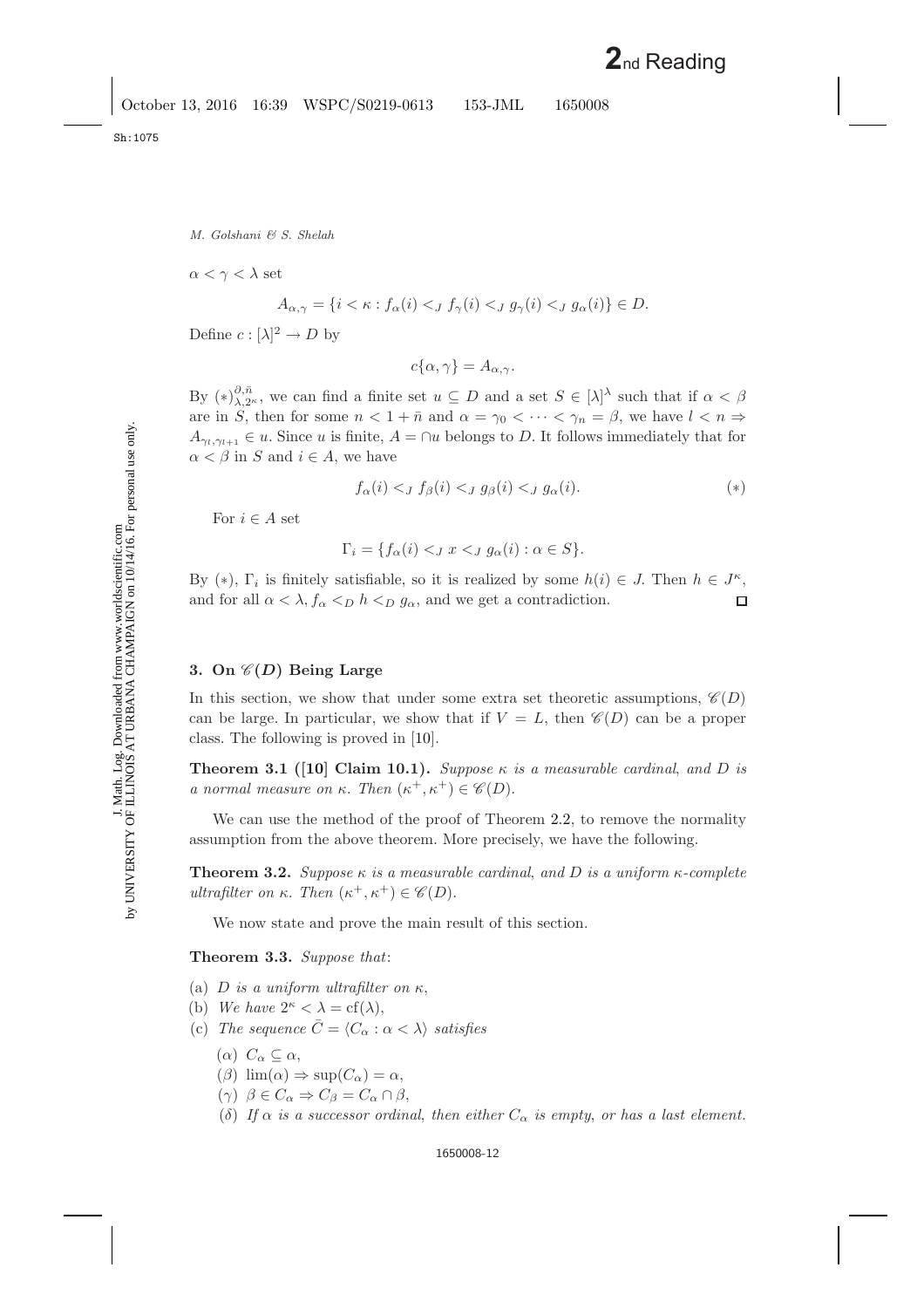$\alpha < \gamma < \lambda$ set

$$A_{\alpha,\gamma} = \{i < \kappa : f_\alpha(i) <_J f_\gamma(i) <_J g_\gamma(i) <_J g_\alpha(i)\} \in D.$$

Define $c : [\lambda]^2 \to D$ by

$$c\{\alpha, \gamma\} = A_{\alpha,\gamma}.$$

By $(*)^{\partial,\bar{n}}_{\lambda,2^\kappa}$, we can find a finite set $u \subseteq D$ and a set $S \in [\lambda]^\lambda$ such that if $\alpha < \beta$ are in $S$, then for some $n < 1 + \bar{n}$ and $\alpha = \gamma_0 < \cdots < \gamma_n = \beta$, we have $l < n \Rightarrow A_{\gamma_l,\gamma_{l+1}} \in u$. Since $u$ is finite, $A = \cap u$ belongs to $D$. It follows immediately that for $\alpha < \beta$ in $S$ and $i \in A$, we have

$$f_\alpha(i) <_J f_\beta(i) <_J g_\beta(i) <_J g_\alpha(i). \tag{$*$}$$

For $i \in A$ set

$$\Gamma_i = \{f_\alpha(i) <_J x <_J g_\alpha(i) : \alpha \in S\}.$$

By $(*)$, $\Gamma_i$ is finitely satisfiable, so it is realized by some $h(i) \in J$. Then $h \in J^\kappa$, and for all $\alpha < \lambda$, $f_\alpha <_D h <_D g_\alpha$, and we get a contradiction. $\square$

## 3. On $\mathscr{C}(D)$ Being Large

In this section, we show that under some extra set theoretic assumptions, $\mathscr{C}(D)$ can be large. In particular, we show that if $V = L$, then $\mathscr{C}(D)$ can be a proper class. The following is proved in [10].

**Theorem 3.1 ([10] Claim 10.1).** *Suppose $\kappa$ is a measurable cardinal, and $D$ is a normal measure on $\kappa$. Then $(\kappa^+, \kappa^+) \in \mathscr{C}(D)$.*

We can use the method of the proof of Theorem 2.2, to remove the normality assumption from the above theorem. More precisely, we have the following.

**Theorem 3.2.** *Suppose $\kappa$ is a measurable cardinal, and $D$ is a uniform $\kappa$-complete ultrafilter on $\kappa$. Then $(\kappa^+, \kappa^+) \in \mathscr{C}(D)$.*

We now state and prove the main result of this section.

**Theorem 3.3.** *Suppose that*:

(a) *$D$ is a uniform ultrafilter on $\kappa$*,

(b) *We have $2^\kappa < \lambda = \mathrm{cf}(\lambda)$*,

(c) *The sequence $\bar{C} = \langle C_\alpha : \alpha < \lambda\rangle$ satisfies*

  ($\alpha$) *$C_\alpha \subseteq \alpha$*,

  ($\beta$) *$\lim(\alpha) \Rightarrow \sup(C_\alpha) = \alpha$*,

  ($\gamma$) *$\beta \in C_\alpha \Rightarrow C_\beta = C_\alpha \cap \beta$*,

  ($\delta$) *If $\alpha$ is a successor ordinal, then either $C_\alpha$ is empty, or has a last element.*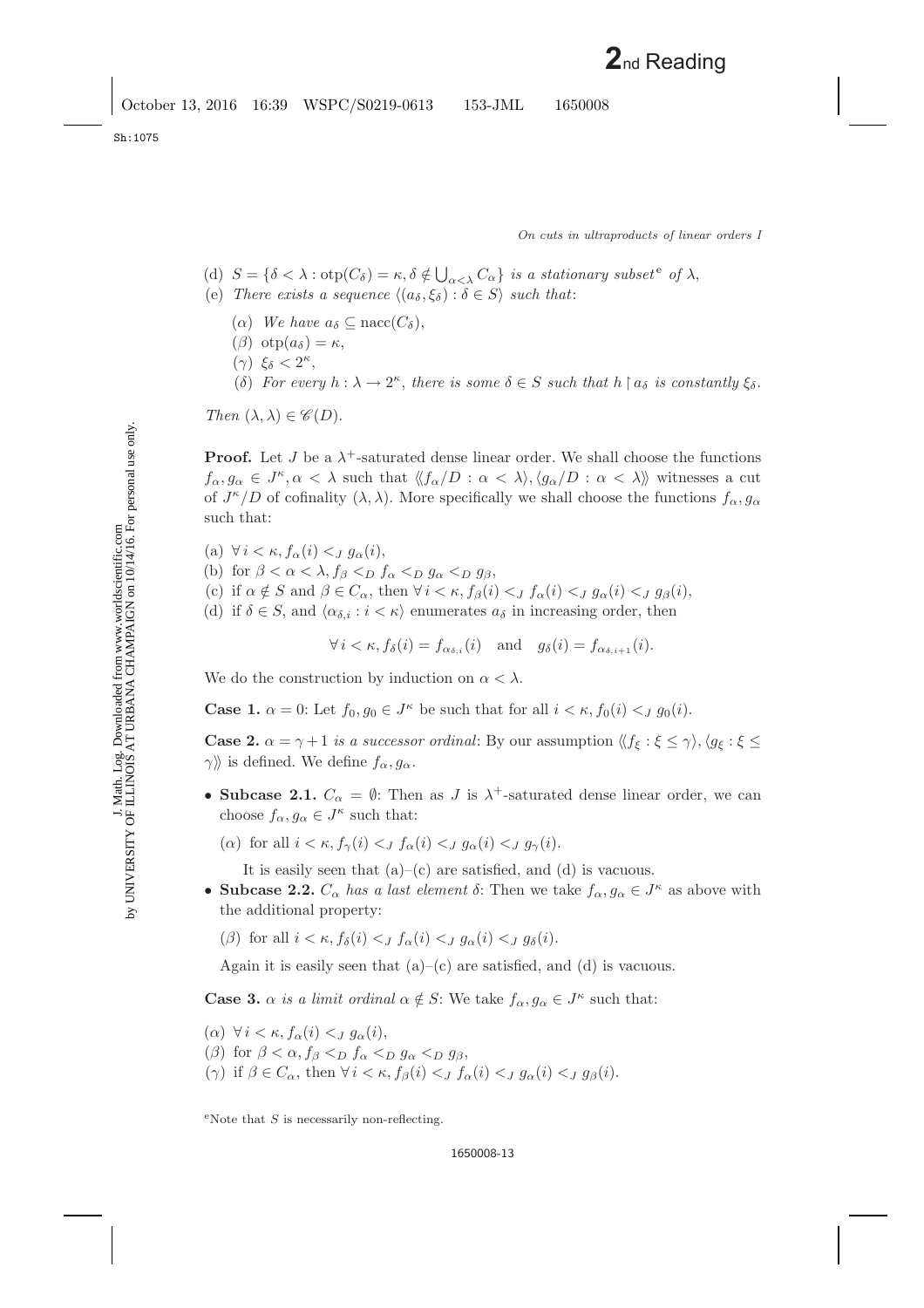(d) $S = \{\delta < \lambda : \text{otp}(C_\delta) = \kappa, \delta \notin \bigcup_{\alpha<\lambda} C_\alpha\}$ *is a stationary subset*[e] *of* $\lambda$,

(e) *There exists a sequence* $\langle (a_\delta, \xi_\delta) : \delta \in S\rangle$ *such that*:

  ($\alpha$) *We have* $a_\delta \subseteq \text{nacc}(C_\delta)$,

  ($\beta$) $\text{otp}(a_\delta) = \kappa$,

  ($\gamma$) $\xi_\delta < 2^\kappa$,

  ($\delta$) *For every* $h : \lambda \to 2^\kappa$, *there is some* $\delta \in S$ *such that* $h \restriction a_\delta$ *is constantly* $\xi_\delta$.

*Then* $(\lambda, \lambda) \in \mathscr{C}(D)$.

**Proof.** Let $J$ be a $\lambda^+$-saturated dense linear order. We shall choose the functions $f_\alpha, g_\alpha \in J^\kappa, \alpha < \lambda$ such that $\langle\langle f_\alpha/D : \alpha < \lambda\rangle, \langle g_\alpha/D : \alpha < \lambda\rangle\rangle$ witnesses a cut of $J^\kappa/D$ of cofinality $(\lambda, \lambda)$. More specifically we shall choose the functions $f_\alpha, g_\alpha$ such that:

(a) $\forall\, i < \kappa, f_\alpha(i) <_J g_\alpha(i)$,

(b) for $\beta < \alpha < \lambda, f_\beta <_D f_\alpha <_D g_\alpha <_D g_\beta$,

(c) if $\alpha \notin S$ and $\beta \in C_\alpha$, then $\forall\, i < \kappa, f_\beta(i) <_J f_\alpha(i) <_J g_\alpha(i) <_J g_\beta(i)$,

(d) if $\delta \in S$, and $\langle \alpha_{\delta,i} : i < \kappa\rangle$ enumerates $a_\delta$ in increasing order, then

$$\forall\, i < \kappa, f_\delta(i) = f_{\alpha_{\delta,i}}(i) \quad \text{and} \quad g_\delta(i) = f_{\alpha_{\delta,i+1}}(i).$$

We do the construction by induction on $\alpha < \lambda$.

**Case 1.** $\alpha = 0$: Let $f_0, g_0 \in J^\kappa$ be such that for all $i < \kappa, f_0(i) <_J g_0(i)$.

**Case 2.** $\alpha = \gamma + 1$ *is a successor ordinal*: By our assumption $\langle\langle f_\xi : \xi \leq \gamma\rangle, \langle g_\xi : \xi \leq \gamma\rangle\rangle$ is defined. We define $f_\alpha, g_\alpha$.

- **Subcase 2.1.** $C_\alpha = \emptyset$: Then as $J$ is $\lambda^+$-saturated dense linear order, we can choose $f_\alpha, g_\alpha \in J^\kappa$ such that:

  ($\alpha$) for all $i < \kappa, f_\gamma(i) <_J f_\alpha(i) <_J g_\alpha(i) <_J g_\gamma(i)$.

  It is easily seen that (a)–(c) are satisfied, and (d) is vacuous.

- **Subcase 2.2.** $C_\alpha$ *has a last element* $\delta$: Then we take $f_\alpha, g_\alpha \in J^\kappa$ as above with the additional property:

  ($\beta$) for all $i < \kappa, f_\delta(i) <_J f_\alpha(i) <_J g_\alpha(i) <_J g_\delta(i)$.

  Again it is easily seen that (a)–(c) are satisfied, and (d) is vacuous.

**Case 3.** $\alpha$ *is a limit ordinal* $\alpha \notin S$: We take $f_\alpha, g_\alpha \in J^\kappa$ such that:

($\alpha$) $\forall\, i < \kappa, f_\alpha(i) <_J g_\alpha(i)$,

($\beta$) for $\beta < \alpha, f_\beta <_D f_\alpha <_D g_\alpha <_D g_\beta$,

($\gamma$) if $\beta \in C_\alpha$, then $\forall\, i < \kappa, f_\beta(i) <_J f_\alpha(i) <_J g_\alpha(i) <_J g_\beta(i)$.

[e] Note that $S$ is necessarily non-reflecting.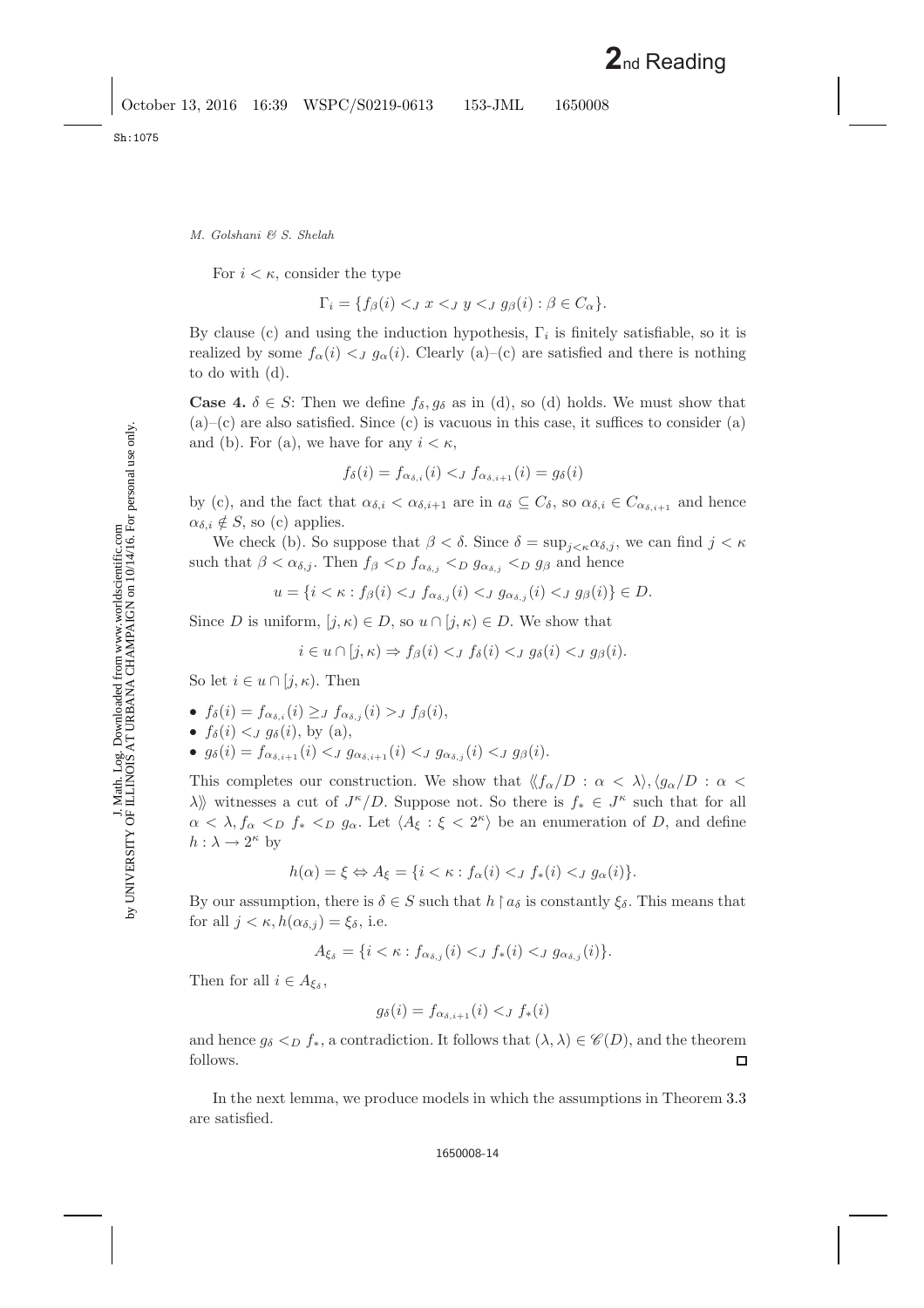For $i < \kappa$, consider the type

$$\Gamma_i = \{f_\beta(i) <_J x <_J y <_J g_\beta(i) : \beta \in C_\alpha\}.$$

By clause (c) and using the induction hypothesis, $\Gamma_i$ is finitely satisfiable, so it is realized by some $f_\alpha(i) <_J g_\alpha(i)$. Clearly (a)–(c) are satisfied and there is nothing to do with (d).

**Case 4.** $\delta \in S$: Then we define $f_\delta, g_\delta$ as in (d), so (d) holds. We must show that (a)–(c) are also satisfied. Since (c) is vacuous in this case, it suffices to consider (a) and (b). For (a), we have for any $i < \kappa$,

$$f_\delta(i) = f_{\alpha_{\delta,i}}(i) <_J f_{\alpha_{\delta,i+1}}(i) = g_\delta(i)$$

by (c), and the fact that $\alpha_{\delta,i} < \alpha_{\delta,i+1}$ are in $a_\delta \subseteq C_\delta$, so $\alpha_{\delta,i} \in C_{\alpha_{\delta,i+1}}$ and hence $\alpha_{\delta,i} \notin S$, so (c) applies.

We check (b). So suppose that $\beta < \delta$. Since $\delta = \sup_{j<\kappa} \alpha_{\delta,j}$, we can find $j < \kappa$ such that $\beta < \alpha_{\delta,j}$. Then $f_\beta <_D f_{\alpha_{\delta,j}} <_D g_{\alpha_{\delta,j}} <_D g_\beta$ and hence

$$u = \{i < \kappa : f_\beta(i) <_J f_{\alpha_{\delta,j}}(i) <_J g_{\alpha_{\delta,j}}(i) <_J g_\beta(i)\} \in D.$$

Since $D$ is uniform, $[j, \kappa) \in D$, so $u \cap [j, \kappa) \in D$. We show that

$$i \in u \cap [j, \kappa) \Rightarrow f_\beta(i) <_J f_\delta(i) <_J g_\delta(i) <_J g_\beta(i).$$

So let $i \in u \cap [j, \kappa)$. Then

- $f_\delta(i) = f_{\alpha_{\delta,i}}(i) \geq_J f_{\alpha_{\delta,j}}(i) >_J f_\beta(i)$,
- $f_\delta(i) <_J g_\delta(i)$, by (a),
- $g_\delta(i) = f_{\alpha_{\delta,i+1}}(i) <_J g_{\alpha_{\delta,i+1}}(i) <_J g_{\alpha_{\delta,j}}(i) <_J g_\beta(i)$.

This completes our construction. We show that $\langle\langle f_\alpha/D : \alpha < \lambda\rangle, \langle g_\alpha/D : \alpha < \lambda\rangle\rangle$ witnesses a cut of $J^\kappa/D$. Suppose not. So there is $f_* \in J^\kappa$ such that for all $\alpha < \lambda, f_\alpha <_D f_* <_D g_\alpha$. Let $\langle A_\xi : \xi < 2^\kappa\rangle$ be an enumeration of $D$, and define $h : \lambda \to 2^\kappa$ by

$$h(\alpha) = \xi \Leftrightarrow A_\xi = \{i < \kappa : f_\alpha(i) <_J f_*(i) <_J g_\alpha(i)\}.$$

By our assumption, there is $\delta \in S$ such that $h \restriction a_\delta$ is constantly $\xi_\delta$. This means that for all $j < \kappa, h(\alpha_{\delta,j}) = \xi_\delta$, i.e.

$$A_{\xi_\delta} = \{i < \kappa : f_{\alpha_{\delta,j}}(i) <_J f_*(i) <_J g_{\alpha_{\delta,j}}(i)\}.$$

Then for all $i \in A_{\xi_\delta}$,

$$g_\delta(i) = f_{\alpha_{\delta,i+1}}(i) <_J f_*(i)$$

and hence $g_\delta <_D f_*$, a contradiction. It follows that $(\lambda, \lambda) \in \mathscr{C}(D)$, and the theorem follows. $\square$

In the next lemma, we produce models in which the assumptions in Theorem 3.3 are satisfied.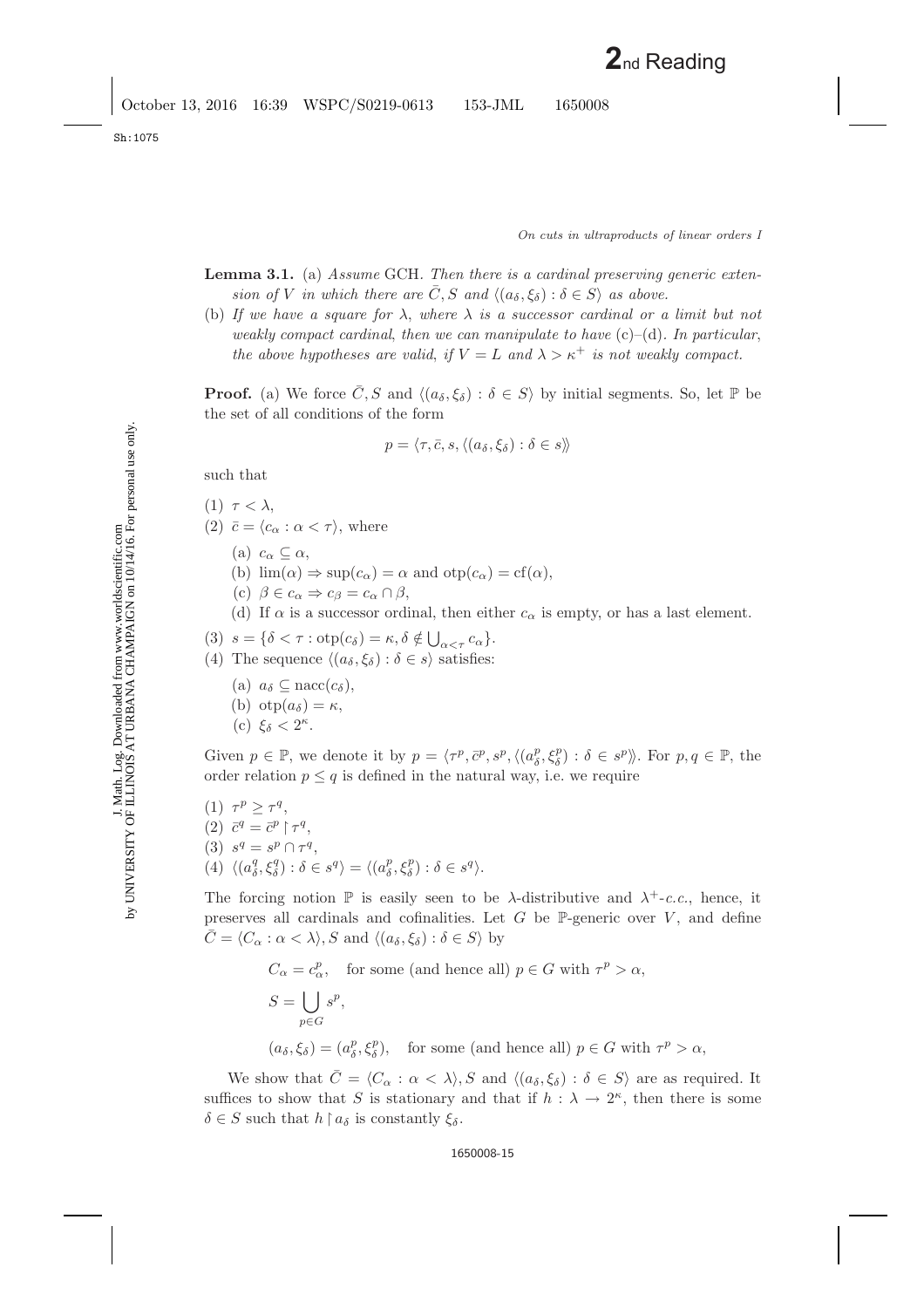**Lemma 3.1.** (a) *Assume* GCH. *Then there is a cardinal preserving generic extension of V in which there are $\bar{C}, S$ and $\langle (a_\delta, \xi_\delta) : \delta \in S \rangle$ as above.*

(b) *If we have a square for $\lambda$, where $\lambda$ is a successor cardinal or a limit but not weakly compact cardinal, then we can manipulate to have* (c)–(d). *In particular, the above hypotheses are valid, if $V = L$ and $\lambda > \kappa^+$ is not weakly compact.*

**Proof.** (a) We force $\bar{C}, S$ and $\langle (a_\delta, \xi_\delta) : \delta \in S \rangle$ by initial segments. So, let $\mathbb{P}$ be the set of all conditions of the form

$$p = \langle \tau, \bar{c}, s, \langle (a_\delta, \xi_\delta) : \delta \in s \rangle \rangle$$

such that

(1) $\tau < \lambda$,

(2) $\bar{c} = \langle c_\alpha : \alpha < \tau \rangle$, where

 (a) $c_\alpha \subseteq \alpha$,

 (b) $\lim(\alpha) \Rightarrow \sup(c_\alpha) = \alpha$ and $\mathrm{otp}(c_\alpha) = \mathrm{cf}(\alpha)$,

 (c) $\beta \in c_\alpha \Rightarrow c_\beta = c_\alpha \cap \beta$,

 (d) If $\alpha$ is a successor ordinal, then either $c_\alpha$ is empty, or has a last element.

(3) $s = \{\delta < \tau : \mathrm{otp}(c_\delta) = \kappa, \delta \notin \bigcup_{\alpha < \tau} c_\alpha\}$.

(4) The sequence $\langle (a_\delta, \xi_\delta) : \delta \in s \rangle$ satisfies:

 (a) $a_\delta \subseteq \mathrm{nacc}(c_\delta)$,

 (b) $\mathrm{otp}(a_\delta) = \kappa$,

 (c) $\xi_\delta < 2^\kappa$.

Given $p \in \mathbb{P}$, we denote it by $p = \langle \tau^p, \bar{c}^p, s^p, \langle (a^p_\delta, \xi^p_\delta) : \delta \in s^p \rangle \rangle$. For $p, q \in \mathbb{P}$, the order relation $p \leq q$ is defined in the natural way, i.e. we require

(1) $\tau^p \geq \tau^q$,

(2) $\bar{c}^q = \bar{c}^p \restriction \tau^q$,

(3) $s^q = s^p \cap \tau^q$,

(4) $\langle (a^q_\delta, \xi^q_\delta) : \delta \in s^q \rangle = \langle (a^p_\delta, \xi^p_\delta) : \delta \in s^q \rangle$.

The forcing notion $\mathbb{P}$ is easily seen to be $\lambda$-distributive and $\lambda^+$-*c.c.*, hence, it preserves all cardinals and cofinalities. Let $G$ be $\mathbb{P}$-generic over $V$, and define $\bar{C} = \langle C_\alpha : \alpha < \lambda \rangle$, $S$ and $\langle (a_\delta, \xi_\delta) : \delta \in S \rangle$ by

$$C_\alpha = c^p_\alpha, \quad \text{for some (and hence all) } p \in G \text{ with } \tau^p > \alpha,$$

$$S = \bigcup_{p \in G} s^p,$$

$$(a_\delta, \xi_\delta) = (a^p_\delta, \xi^p_\delta), \quad \text{for some (and hence all) } p \in G \text{ with } \tau^p > \alpha,$$

We show that $\bar{C} = \langle C_\alpha : \alpha < \lambda \rangle, S$ and $\langle (a_\delta, \xi_\delta) : \delta \in S \rangle$ are as required. It suffices to show that $S$ is stationary and that if $h : \lambda \to 2^\kappa$, then there is some $\delta \in S$ such that $h \restriction a_\delta$ is constantly $\xi_\delta$.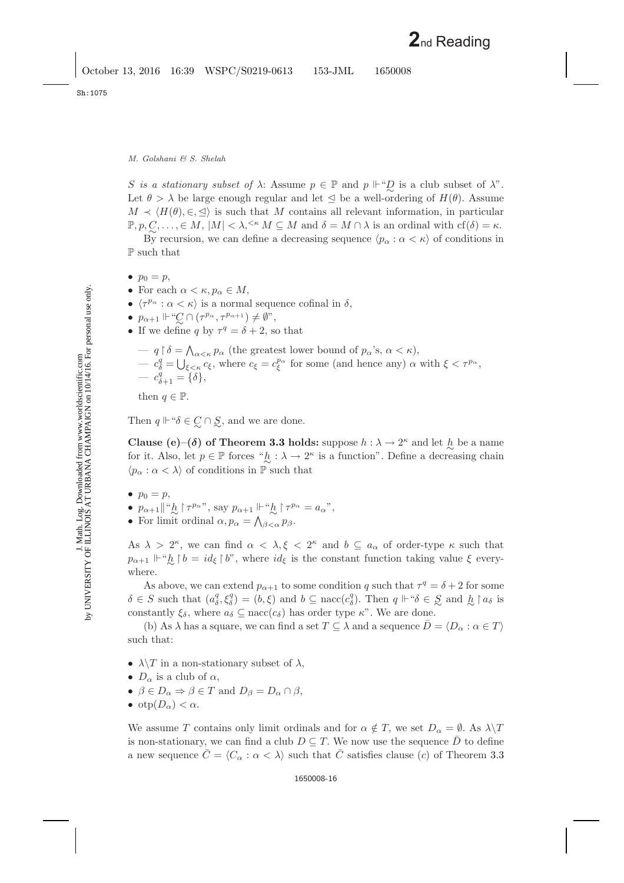*S is a stationary subset of* $\lambda$: Assume $p \in \mathbb{P}$ and $p \Vdash$ "$\underset{\sim}{D}$ is a club subset of $\lambda$". Let $\theta > \lambda$ be large enough regular and let $\trianglelefteq$ be a well-ordering of $H(\theta)$. Assume $M \prec \langle H(\theta), \in, \trianglelefteq \rangle$ is such that $M$ contains all relevant information, in particular $\mathbb{P}, p, \underset{\sim}{C}, \ldots, \in M$, $|M| < \lambda$, ${}^{<\kappa}M \subseteq M$ and $\delta = M \cap \lambda$ is an ordinal with $\mathrm{cf}(\delta) = \kappa$.

By recursion, we can define a decreasing sequence $\langle p_\alpha : \alpha < \kappa \rangle$ of conditions in $\mathbb{P}$ such that

- $p_0 = p$,
- For each $\alpha < \kappa, p_\alpha \in M$,
- $\langle \tau^{p_\alpha} : \alpha < \kappa \rangle$ is a normal sequence cofinal in $\delta$,
- $p_{\alpha+1} \Vdash$ "$\underset{\sim}{C} \cap (\tau^{p_\alpha}, \tau^{p_{\alpha+1}}) \neq \emptyset$",
- If we define $q$ by $\tau^q = \delta + 2$, so that
  - $q \restriction \delta = \bigwedge_{\alpha < \kappa} p_\alpha$ (the greatest lower bound of $p_\alpha$'s, $\alpha < \kappa$),
  - $c^q_\delta = \bigcup_{\xi < \kappa} c_\xi$, where $c_\xi = c^{p_\alpha}_\xi$ for some (and hence any) $\alpha$ with $\xi < \tau^{p_\alpha}$,
  - $c^q_{\delta+1} = \{\delta\}$,

  then $q \in \mathbb{P}$.

Then $q \Vdash$ "$\delta \in \underset{\sim}{C} \cap \underset{\sim}{S}$, and we are done.

**Clause (e)–($\delta$) of Theorem 3.3 holds:** suppose $h : \lambda \to 2^\kappa$ and let $\underset{\sim}{h}$ be a name for it. Also, let $p \in \mathbb{P}$ forces "$\underset{\sim}{h} : \lambda \to 2^\kappa$ is a function". Define a decreasing chain $\langle p_\alpha : \alpha < \lambda \rangle$ of conditions in $\mathbb{P}$ such that

- $p_0 = p$,
- $p_{\alpha+1} \Vert$"$\underset{\sim}{h} \restriction \tau^{p_\alpha}$", say $p_{\alpha+1} \Vdash$ "$\underset{\sim}{h} \restriction \tau^{p_\alpha} = a_\alpha$",
- For limit ordinal $\alpha, p_\alpha = \bigwedge_{\beta < \alpha} p_\beta$.

As $\lambda > 2^\kappa$, we can find $\alpha < \lambda, \xi < 2^\kappa$ and $b \subseteq a_\alpha$ of order-type $\kappa$ such that $p_{\alpha+1} \Vdash$ "$\underset{\sim}{h} \restriction b = id_\xi \restriction b$", where $id_\xi$ is the constant function taking value $\xi$ everywhere.

As above, we can extend $p_{\alpha+1}$ to some condition $q$ such that $\tau^q = \delta + 2$ for some $\delta \in S$ such that $(a^q_\delta, \xi^q_\delta) = (b, \xi)$ and $b \subseteq \mathrm{nacc}(c^q_\delta)$. Then $q \Vdash$ "$\delta \in \underset{\sim}{S}$ and $\underset{\sim}{h} \restriction a_\delta$ is constantly $\xi_\delta$, where $a_\delta \subseteq \mathrm{nacc}(c_\delta)$ has order type $\kappa$". We are done.

(b) As $\lambda$ has a square, we can find a set $T \subseteq \lambda$ and a sequence $\bar{D} = \langle D_\alpha : \alpha \in T \rangle$ such that:

- $\lambda \backslash T$ in a non-stationary subset of $\lambda$,
- $D_\alpha$ is a club of $\alpha$,
- $\beta \in D_\alpha \Rightarrow \beta \in T$ and $D_\beta = D_\alpha \cap \beta$,
- $\mathrm{otp}(D_\alpha) < \alpha$.

We assume $T$ contains only limit ordinals and for $\alpha \notin T$, we set $D_\alpha = \emptyset$. As $\lambda \backslash T$ is non-stationary, we can find a club $D \subseteq T$. We now use the sequence $\bar{D}$ to define a new sequence $\bar{C} = \langle C_\alpha : \alpha < \lambda \rangle$ such that $\bar{C}$ satisfies clause $(c)$ of Theorem 3.3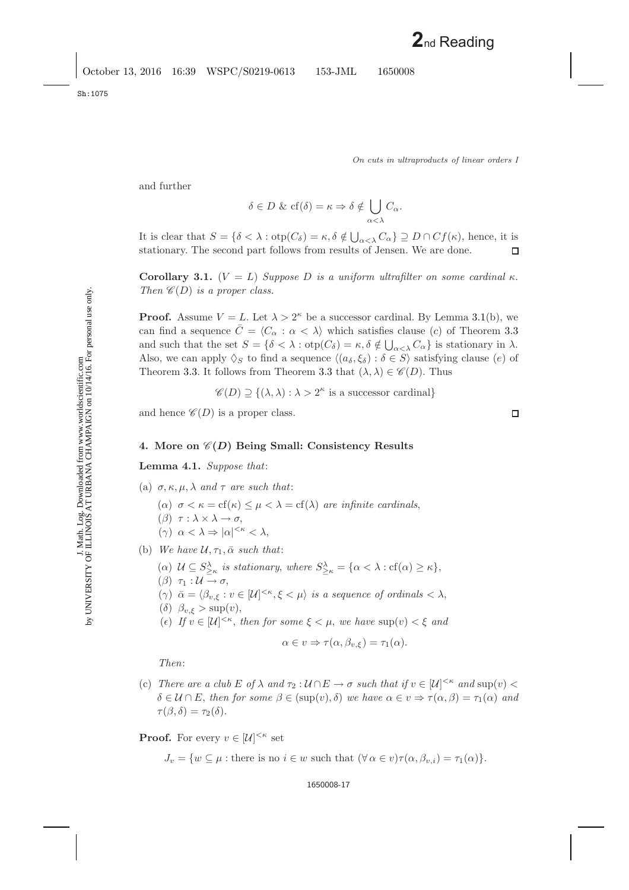and further

$$\delta \in D \ \& \ \mathrm{cf}(\delta) = \kappa \Rightarrow \delta \notin \bigcup_{\alpha<\lambda} C_\alpha.$$

It is clear that $S = \{\delta < \lambda : \mathrm{otp}(C_\delta) = \kappa, \delta \notin \bigcup_{\alpha<\lambda} C_\alpha\} \supseteq D \cap Cf(\kappa)$, hence, it is stationary. The second part follows from results of Jensen. We are done. $\square$

**Corollary 3.1.** $(V = L)$ *Suppose $D$ is a uniform ultrafilter on some cardinal $\kappa$. Then $\mathscr{C}(D)$ is a proper class.*

**Proof.** Assume $V = L$. Let $\lambda > 2^\kappa$ be a successor cardinal. By Lemma 3.1(b), we can find a sequence $\bar{C} = \langle C_\alpha : \alpha < \lambda\rangle$ which satisfies clause $(c)$ of Theorem 3.3 and such that the set $S = \{\delta < \lambda : \mathrm{otp}(C_\delta) = \kappa, \delta \notin \bigcup_{\alpha<\lambda} C_\alpha\}$ is stationary in $\lambda$. Also, we can apply $\diamondsuit_S$ to find a sequence $\langle (a_\delta, \xi_\delta) : \delta \in S\rangle$ satisfying clause $(e)$ of Theorem 3.3. It follows from Theorem 3.3 that $(\lambda, \lambda) \in \mathscr{C}(D)$. Thus

$$\mathscr{C}(D) \supseteq \{(\lambda, \lambda) : \lambda > 2^\kappa \text{ is a successor cardinal}\}$$

and hence $\mathscr{C}(D)$ is a proper class. $\square$

## 4. More on $\mathscr{C}(D)$ Being Small: Consistency Results

**Lemma 4.1.** *Suppose that*:

(a) *$\sigma, \kappa, \mu, \lambda$ and $\tau$ are such that*:
  - $(\alpha)$ *$\sigma < \kappa = \mathrm{cf}(\kappa) \leq \mu < \lambda = \mathrm{cf}(\lambda)$ are infinite cardinals*,
  - $(\beta)$ *$\tau : \lambda \times \lambda \to \sigma$*,
  - $(\gamma)$ *$\alpha < \lambda \Rightarrow |\alpha|^{<\kappa} < \lambda$*,

(b) *We have $\mathcal{U}, \tau_1, \bar{\alpha}$ such that*:
  - $(\alpha)$ *$\mathcal{U} \subseteq S^\lambda_{\geq\kappa}$ is stationary, where $S^\lambda_{\geq\kappa} = \{\alpha < \lambda : \mathrm{cf}(\alpha) \geq \kappa\}$*,
  - $(\beta)$ *$\tau_1 : \mathcal{U} \to \sigma$*,
  - $(\gamma)$ *$\bar{\alpha} = \langle \beta_{v,\xi} : v \in [\mathcal{U}]^{<\kappa}, \xi < \mu\rangle$ is a sequence of ordinals $< \lambda$*,
  - $(\delta)$ *$\beta_{v,\xi} > \sup(v)$*,
  - $(\epsilon)$ *If $v \in [\mathcal{U}]^{<\kappa}$, then for some $\xi < \mu$, we have $\sup(v) < \xi$ and*

$$\alpha \in v \Rightarrow \tau(\alpha, \beta_{v,\xi}) = \tau_1(\alpha).$$

*Then*:

(c) *There are a club $E$ of $\lambda$ and $\tau_2 : \mathcal{U} \cap E \to \sigma$ such that if $v \in [\mathcal{U}]^{<\kappa}$ and $\sup(v) < \delta \in \mathcal{U} \cap E$, then for some $\beta \in (\sup(v), \delta)$ we have $\alpha \in v \Rightarrow \tau(\alpha, \beta) = \tau_1(\alpha)$ and $\tau(\beta, \delta) = \tau_2(\delta)$.*

**Proof.** For every $v \in [\mathcal{U}]^{<\kappa}$ set

$$J_v = \{w \subseteq \mu : \text{there is no } i \in w \text{ such that } (\forall\, \alpha \in v)\tau(\alpha, \beta_{v,i}) = \tau_1(\alpha)\}.$$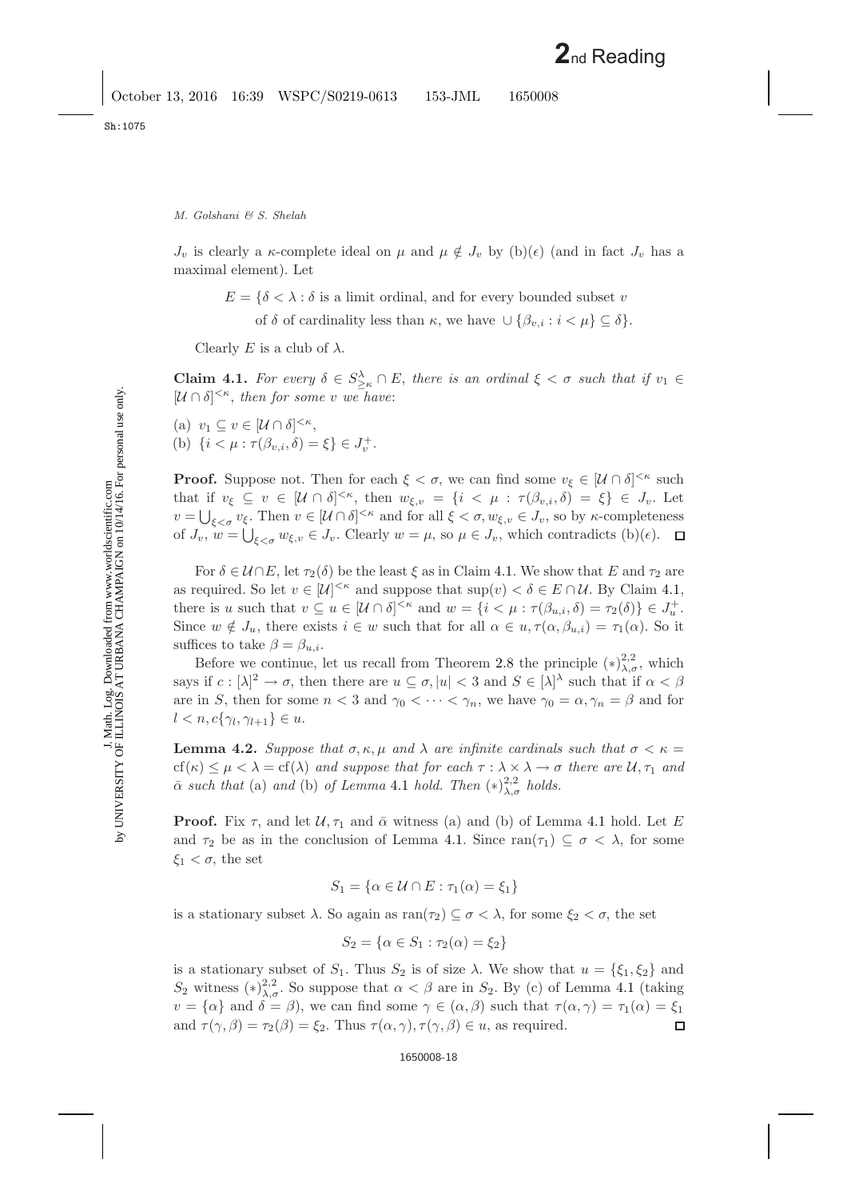$J_v$ is clearly a $\kappa$-complete ideal on $\mu$ and $\mu \notin J_v$ by (b)($\epsilon$) (and in fact $J_v$ has a maximal element). Let

$$E = \{\delta < \lambda : \delta \text{ is a limit ordinal, and for every bounded subset } v \text{ of } \delta \text{ of cardinality less than } \kappa, \text{ we have } \cup\{\beta_{v,i} : i < \mu\} \subseteq \delta\}.$$

Clearly $E$ is a club of $\lambda$.

**Claim 4.1.** *For every $\delta \in S^{\lambda}_{\geq\kappa} \cap E$, there is an ordinal $\xi < \sigma$ such that if $v_1 \in [\mathcal{U} \cap \delta]^{<\kappa}$, then for some $v$ we have*:

(a) $v_1 \subseteq v \in [\mathcal{U} \cap \delta]^{<\kappa}$,
(b) $\{i < \mu : \tau(\beta_{v,i}, \delta) = \xi\} \in J^+_v$.

**Proof.** Suppose not. Then for each $\xi < \sigma$, we can find some $v_\xi \in [\mathcal{U} \cap \delta]^{<\kappa}$ such that if $v_\xi \subseteq v \in [\mathcal{U} \cap \delta]^{<\kappa}$, then $w_{\xi,v} = \{i < \mu : \tau(\beta_{v,i}, \delta) = \xi\} \in J_v$. Let $v = \bigcup_{\xi<\sigma} v_\xi$. Then $v \in [\mathcal{U} \cap \delta]^{<\kappa}$ and for all $\xi < \sigma, w_{\xi,v} \in J_v$, so by $\kappa$-completeness of $J_v$, $w = \bigcup_{\xi<\sigma} w_{\xi,v} \in J_v$. Clearly $w = \mu$, so $\mu \in J_v$, which contradicts (b)($\epsilon$). $\square$

For $\delta \in \mathcal{U} \cap E$, let $\tau_2(\delta)$ be the least $\xi$ as in Claim 4.1. We show that $E$ and $\tau_2$ are as required. So let $v \in [\mathcal{U}]^{<\kappa}$ and suppose that $\sup(v) < \delta \in E \cap \mathcal{U}$. By Claim 4.1, there is $u$ such that $v \subseteq u \in [\mathcal{U} \cap \delta]^{<\kappa}$ and $w = \{i < \mu : \tau(\beta_{u,i}, \delta) = \tau_2(\delta)\} \in J^+_u$. Since $w \notin J_u$, there exists $i \in w$ such that for all $\alpha \in u, \tau(\alpha, \beta_{u,i}) = \tau_1(\alpha)$. So it suffices to take $\beta = \beta_{u,i}$.

Before we continue, let us recall from Theorem 2.8 the principle $(*)^{2,2}_{\lambda,\sigma}$, which says if $c : [\lambda]^2 \to \sigma$, then there are $u \subseteq \sigma, |u| < 3$ and $S \in [\lambda]^\lambda$ such that if $\alpha < \beta$ are in $S$, then for some $n < 3$ and $\gamma_0 < \cdots < \gamma_n$, we have $\gamma_0 = \alpha, \gamma_n = \beta$ and for $l < n, c\{\gamma_l, \gamma_{l+1}\} \in u$.

**Lemma 4.2.** *Suppose that $\sigma, \kappa, \mu$ and $\lambda$ are infinite cardinals such that $\sigma < \kappa = \mathrm{cf}(\kappa) \leq \mu < \lambda = \mathrm{cf}(\lambda)$ and suppose that for each $\tau : \lambda \times \lambda \to \sigma$ there are $\mathcal{U}, \tau_1$ and $\bar{\alpha}$ such that* (a) *and* (b) *of Lemma* 4.1 *hold. Then $(*)^{2,2}_{\lambda,\sigma}$ holds.*

**Proof.** Fix $\tau$, and let $\mathcal{U}, \tau_1$ and $\bar{\alpha}$ witness (a) and (b) of Lemma 4.1 hold. Let $E$ and $\tau_2$ be as in the conclusion of Lemma 4.1. Since $\mathrm{ran}(\tau_1) \subseteq \sigma < \lambda$, for some $\xi_1 < \sigma$, the set

$$S_1 = \{\alpha \in \mathcal{U} \cap E : \tau_1(\alpha) = \xi_1\}$$

is a stationary subset $\lambda$. So again as $\mathrm{ran}(\tau_2) \subseteq \sigma < \lambda$, for some $\xi_2 < \sigma$, the set

$$S_2 = \{\alpha \in S_1 : \tau_2(\alpha) = \xi_2\}$$

is a stationary subset of $S_1$. Thus $S_2$ is of size $\lambda$. We show that $u = \{\xi_1, \xi_2\}$ and $S_2$ witness $(*)^{2,2}_{\lambda,\sigma}$. So suppose that $\alpha < \beta$ are in $S_2$. By (c) of Lemma 4.1 (taking $v = \{\alpha\}$ and $\delta = \beta$), we can find some $\gamma \in (\alpha, \beta)$ such that $\tau(\alpha, \gamma) = \tau_1(\alpha) = \xi_1$ and $\tau(\gamma, \beta) = \tau_2(\beta) = \xi_2$. Thus $\tau(\alpha, \gamma), \tau(\gamma, \beta) \in u$, as required. $\square$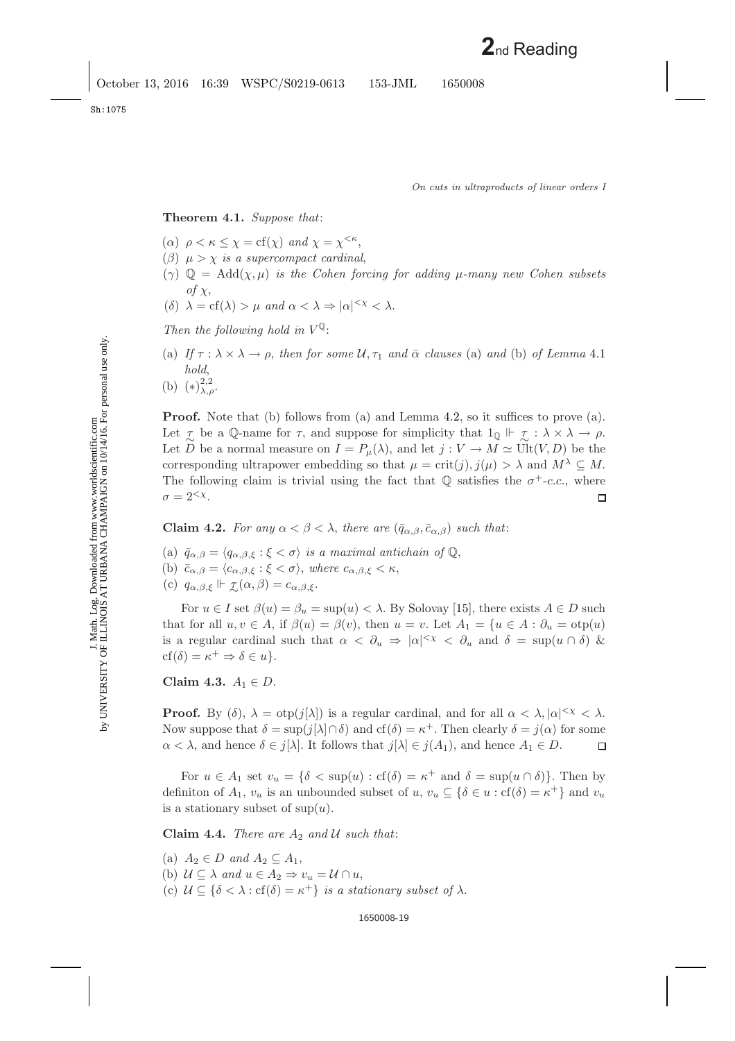**Theorem 4.1.** *Suppose that*:

($\alpha$) $\rho < \kappa \leq \chi = \mathrm{cf}(\chi)$ *and* $\chi = \chi^{<\kappa}$,

($\beta$) $\mu > \chi$ *is a supercompact cardinal*,

($\gamma$) $\mathbb{Q} = \mathrm{Add}(\chi, \mu)$ *is the Cohen forcing for adding* $\mu$*-many new Cohen subsets of* $\chi$,

($\delta$) $\lambda = \mathrm{cf}(\lambda) > \mu$ *and* $\alpha < \lambda \Rightarrow |\alpha|^{<\chi} < \lambda$.

*Then the following hold in* $V^{\mathbb{Q}}$:

(a) *If* $\tau : \lambda \times \lambda \to \rho$, *then for some* $\mathcal{U}, \tau_1$ *and* $\bar{\alpha}$ *clauses* (a) *and* (b) *of Lemma* 4.1 *hold*,

(b) $(*)^{2,2}_{\lambda,\rho}$.

**Proof.** Note that (b) follows from (a) and Lemma 4.2, so it suffices to prove (a). Let $\underset{\sim}{\tau}$ be a $\mathbb{Q}$-name for $\tau$, and suppose for simplicity that $1_{\mathbb{Q}} \Vdash \underset{\sim}{\tau} : \lambda \times \lambda \to \rho$. Let $D$ be a normal measure on $I = P_\mu(\lambda)$, and let $j : V \to M \simeq \mathrm{Ult}(V, D)$ be the corresponding ultrapower embedding so that $\mu = \mathrm{crit}(j), j(\mu) > \lambda$ and $M^\lambda \subseteq M$. The following claim is trivial using the fact that $\mathbb{Q}$ satisfies the $\sigma^+$-*c.c.*, where $\sigma = 2^{<\chi}$. $\square$

**Claim 4.2.** *For any* $\alpha < \beta < \lambda$, *there are* $(\bar{q}_{\alpha,\beta}, \bar{c}_{\alpha,\beta})$ *such that*:

(a) $\bar{q}_{\alpha,\beta} = \langle q_{\alpha,\beta,\xi} : \xi < \sigma \rangle$ *is a maximal antichain of* $\mathbb{Q}$,

(b) $\bar{c}_{\alpha,\beta} = \langle c_{\alpha,\beta,\xi} : \xi < \sigma \rangle$, *where* $c_{\alpha,\beta,\xi} < \kappa$,

(c) $q_{\alpha,\beta,\xi} \Vdash \underset{\sim}{\tau}(\alpha, \beta) = c_{\alpha,\beta,\xi}$.

For $u \in I$ set $\beta(u) = \beta_u = \sup(u) < \lambda$. By Solovay [15], there exists $A \in D$ such that for all $u, v \in A$, if $\beta(u) = \beta(v)$, then $u = v$. Let $A_1 = \{u \in A : \partial_u = \mathrm{otp}(u)$ is a regular cardinal such that $\alpha < \partial_u \Rightarrow |\alpha|^{<\chi} < \partial_u$ and $\delta = \sup(u \cap \delta)$ & $\mathrm{cf}(\delta) = \kappa^+ \Rightarrow \delta \in u\}$.

**Claim 4.3.** $A_1 \in D$.

**Proof.** By ($\delta$), $\lambda = \mathrm{otp}(j[\lambda])$ is a regular cardinal, and for all $\alpha < \lambda, |\alpha|^{<\chi} < \lambda$. Now suppose that $\delta = \sup(j[\lambda] \cap \delta)$ and $\mathrm{cf}(\delta) = \kappa^+$. Then clearly $\delta = j(\alpha)$ for some $\alpha < \lambda$, and hence $\delta \in j[\lambda]$. It follows that $j[\lambda] \in j(A_1)$, and hence $A_1 \in D$. $\square$

For $u \in A_1$ set $v_u = \{\delta < \sup(u) : \mathrm{cf}(\delta) = \kappa^+$ and $\delta = \sup(u \cap \delta)\}$. Then by definiton of $A_1$, $v_u$ is an unbounded subset of $u$, $v_u \subseteq \{\delta \in u : \mathrm{cf}(\delta) = \kappa^+\}$ and $v_u$ is a stationary subset of $\sup(u)$.

**Claim 4.4.** *There are* $A_2$ *and* $\mathcal{U}$ *such that*:

(a) $A_2 \in D$ *and* $A_2 \subseteq A_1$,

(b) $\mathcal{U} \subseteq \lambda$ *and* $u \in A_2 \Rightarrow v_u = \mathcal{U} \cap u$,

(c) $\mathcal{U} \subseteq \{\delta < \lambda : \mathrm{cf}(\delta) = \kappa^+\}$ *is a stationary subset of* $\lambda$.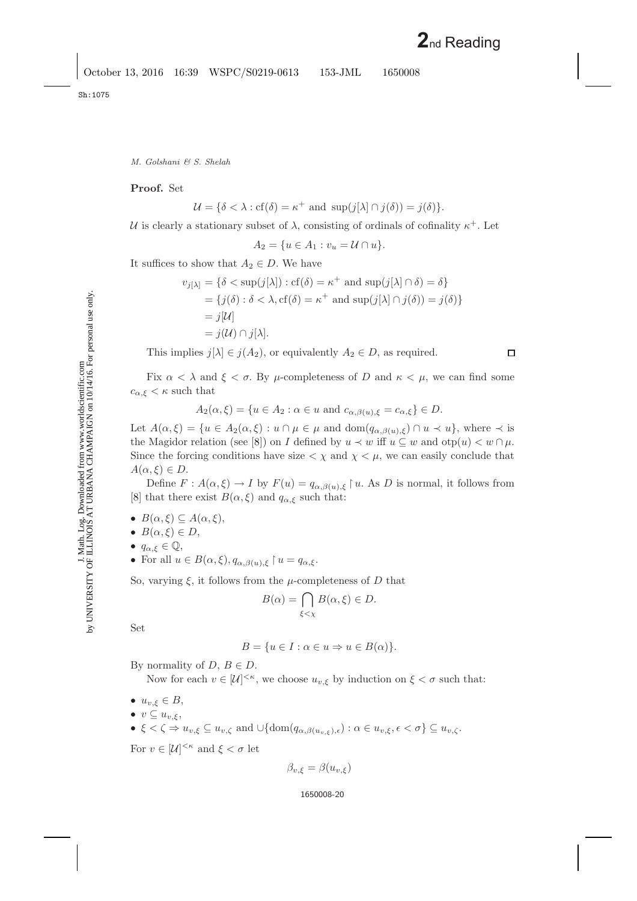**Proof.** Set

$$\mathcal{U} = \{\delta < \lambda : \mathrm{cf}(\delta) = \kappa^+ \text{ and } \sup(j[\lambda] \cap j(\delta)) = j(\delta)\}.$$

$\mathcal{U}$ is clearly a stationary subset of $\lambda$, consisting of ordinals of cofinality $\kappa^+$. Let

$$A_2 = \{u \in A_1 : v_u = \mathcal{U} \cap u\}.$$

It suffices to show that $A_2 \in D$. We have

$$\begin{aligned} v_{j[\lambda]} &= \{\delta < \sup(j[\lambda]) : \mathrm{cf}(\delta) = \kappa^+ \text{ and } \sup(j[\lambda] \cap \delta) = \delta\} \\ &= \{j(\delta) : \delta < \lambda, \mathrm{cf}(\delta) = \kappa^+ \text{ and } \sup(j[\lambda] \cap j(\delta)) = j(\delta)\} \\ &= j[\mathcal{U}] \\ &= j(\mathcal{U}) \cap j[\lambda]. \end{aligned}$$

This implies $j[\lambda] \in j(A_2)$, or equivalently $A_2 \in D$, as required. $\square$

Fix $\alpha < \lambda$ and $\xi < \sigma$. By $\mu$-completeness of $D$ and $\kappa < \mu$, we can find some $c_{\alpha,\xi} < \kappa$ such that

$$A_2(\alpha, \xi) = \{u \in A_2 : \alpha \in u \text{ and } c_{\alpha,\beta(u),\xi} = c_{\alpha,\xi}\} \in D.$$

Let $A(\alpha, \xi) = \{u \in A_2(\alpha, \xi) : u \cap \mu \in \mu \text{ and } \mathrm{dom}(q_{\alpha,\beta(u),\xi}) \cap u \prec u\}$, where $\prec$ is the Magidor relation (see [8]) on $I$ defined by $u \prec w$ iff $u \subseteq w$ and $\mathrm{otp}(u) < w \cap \mu$. Since the forcing conditions have size $< \chi$ and $\chi < \mu$, we can easily conclude that $A(\alpha, \xi) \in D$.

Define $F : A(\alpha, \xi) \to I$ by $F(u) = q_{\alpha,\beta(u),\xi} \restriction u$. As $D$ is normal, it follows from [8] that there exist $B(\alpha, \xi)$ and $q_{\alpha,\xi}$ such that:

- $B(\alpha, \xi) \subseteq A(\alpha, \xi)$,
- $B(\alpha, \xi) \in D$,
- $q_{\alpha,\xi} \in \mathbb{Q}$,
- For all $u \in B(\alpha, \xi), q_{\alpha,\beta(u),\xi} \restriction u = q_{\alpha,\xi}$.

So, varying $\xi$, it follows from the $\mu$-completeness of $D$ that

$$B(\alpha) = \bigcap_{\xi < \chi} B(\alpha, \xi) \in D.$$

Set

$$B = \{u \in I : \alpha \in u \Rightarrow u \in B(\alpha)\}.$$

By normality of $D$, $B \in D$.

Now for each $v \in [\mathcal{U}]^{<\kappa}$, we choose $u_{v,\xi}$ by induction on $\xi < \sigma$ such that:

- $u_{v,\xi} \in B$,
- $v \subseteq u_{v,\xi}$,
- $\xi < \zeta \Rightarrow u_{v,\xi} \subseteq u_{v,\zeta}$ and $\cup\{\mathrm{dom}(q_{\alpha,\beta(u_{v,\xi}),\epsilon}) : \alpha \in u_{v,\xi}, \epsilon < \sigma\} \subseteq u_{v,\zeta}$.

For $v \in [\mathcal{U}]^{<\kappa}$ and $\xi < \sigma$ let

$$\beta_{v,\xi} = \beta(u_{v,\xi})$$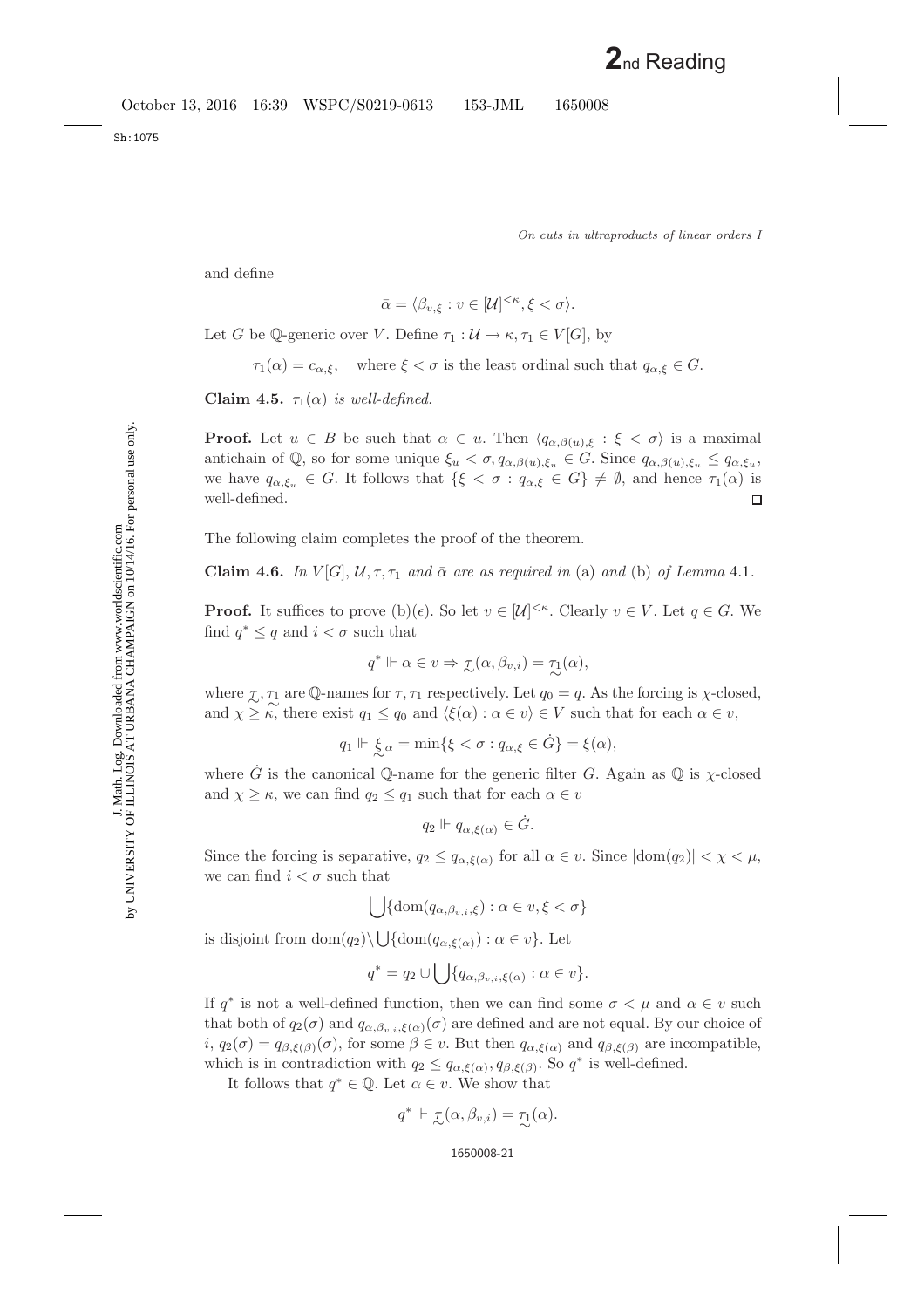and define

$$\bar{\alpha} = \langle \beta_{v,\xi} : v \in [\mathcal{U}]^{<\kappa}, \xi < \sigma \rangle.$$

Let $G$ be $\mathbb{Q}$-generic over $V$. Define $\tau_1 : \mathcal{U} \to \kappa, \tau_1 \in V[G]$, by

$$\tau_1(\alpha) = c_{\alpha,\xi}, \quad \text{where } \xi < \sigma \text{ is the least ordinal such that } q_{\alpha,\xi} \in G.$$

**Claim 4.5.** *$\tau_1(\alpha)$ is well-defined.*

**Proof.** Let $u \in B$ be such that $\alpha \in u$. Then $\langle q_{\alpha,\beta(u),\xi} : \xi < \sigma \rangle$ is a maximal antichain of $\mathbb{Q}$, so for some unique $\xi_u < \sigma, q_{\alpha,\beta(u),\xi_u} \in G$. Since $q_{\alpha,\beta(u),\xi_u} \leq q_{\alpha,\xi_u}$, we have $q_{\alpha,\xi_u} \in G$. It follows that $\{\xi < \sigma : q_{\alpha,\xi} \in G\} \neq \emptyset$, and hence $\tau_1(\alpha)$ is well-defined. $\square$

The following claim completes the proof of the theorem.

**Claim 4.6.** *In $V[G]$, $\mathcal{U}, \tau, \tau_1$ and $\bar{\alpha}$ are as required in* (a) *and* (b) *of Lemma* 4.1.

**Proof.** It suffices to prove (b)($\epsilon$). So let $v \in [\mathcal{U}]^{<\kappa}$. Clearly $v \in V$. Let $q \in G$. We find $q^* \leq q$ and $i < \sigma$ such that

$$q^* \Vdash \alpha \in v \Rightarrow \underset{\sim}{\tau}(\alpha, \beta_{v,i}) = \underset{\sim}{\tau_1}(\alpha),$$

where $\underset{\sim}{\tau}, \underset{\sim}{\tau_1}$ are $\mathbb{Q}$-names for $\tau, \tau_1$ respectively. Let $q_0 = q$. As the forcing is $\chi$-closed, and $\chi \geq \kappa$, there exist $q_1 \leq q_0$ and $\langle \xi(\alpha) : \alpha \in v \rangle \in V$ such that for each $\alpha \in v$,

$$q_1 \Vdash \underset{\sim}{\xi}_\alpha = \min\{\xi < \sigma : q_{\alpha,\xi} \in \dot{G}\} = \xi(\alpha),$$

where $\dot{G}$ is the canonical $\mathbb{Q}$-name for the generic filter $G$. Again as $\mathbb{Q}$ is $\chi$-closed and $\chi \geq \kappa$, we can find $q_2 \leq q_1$ such that for each $\alpha \in v$

$$q_2 \Vdash q_{\alpha,\xi(\alpha)} \in \dot{G}.$$

Since the forcing is separative, $q_2 \leq q_{\alpha,\xi(\alpha)}$ for all $\alpha \in v$. Since $|\mathrm{dom}(q_2)| < \chi < \mu$, we can find $i < \sigma$ such that

$$\bigcup\{\mathrm{dom}(q_{\alpha,\beta_{v,i},\xi}) : \alpha \in v, \xi < \sigma\}$$

is disjoint from $\mathrm{dom}(q_2) \backslash \bigcup\{\mathrm{dom}(q_{\alpha,\xi(\alpha)}) : \alpha \in v\}$. Let

$$q^* = q_2 \cup \bigcup\{q_{\alpha,\beta_{v,i},\xi(\alpha)} : \alpha \in v\}.$$

If $q^*$ is not a well-defined function, then we can find some $\sigma < \mu$ and $\alpha \in v$ such that both of $q_2(\sigma)$ and $q_{\alpha,\beta_{v,i},\xi(\alpha)}(\sigma)$ are defined and are not equal. By our choice of $i$, $q_2(\sigma) = q_{\beta,\xi(\beta)}(\sigma)$, for some $\beta \in v$. But then $q_{\alpha,\xi(\alpha)}$ and $q_{\beta,\xi(\beta)}$ are incompatible, which is in contradiction with $q_2 \leq q_{\alpha,\xi(\alpha)}, q_{\beta,\xi(\beta)}$. So $q^*$ is well-defined.

It follows that $q^* \in \mathbb{Q}$. Let $\alpha \in v$. We show that

$$q^* \Vdash \underset{\sim}{\tau}(\alpha, \beta_{v,i}) = \underset{\sim}{\tau_1}(\alpha).$$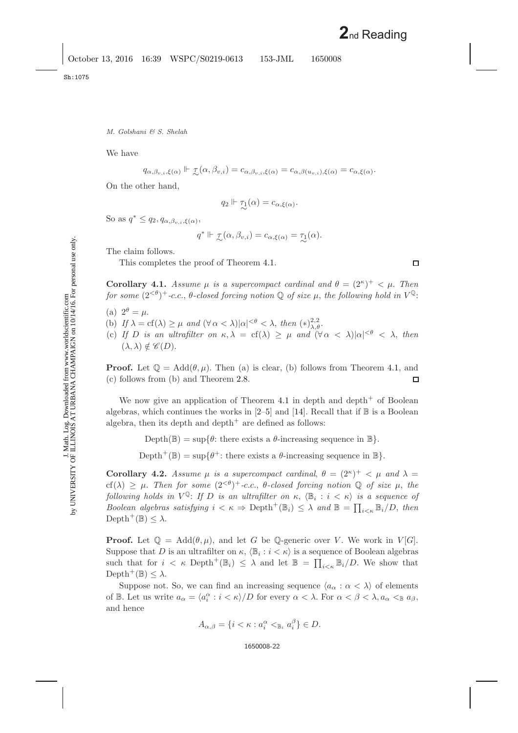We have

$$q_{\alpha,\beta_{v,i},\xi(\alpha)} \Vdash \underset{\sim}{\tau}(\alpha,\beta_{v,i}) = c_{\alpha,\beta_{v,i},\xi(\alpha)} = c_{\alpha,\beta(u_{v,i}),\xi(\alpha)} = c_{\alpha,\xi(\alpha)}.$$

On the other hand,

$$q_2 \Vdash \underset{\sim}{\tau_1}(\alpha) = c_{\alpha,\xi(\alpha)}.$$

So as $q^* \leq q_2, q_{\alpha,\beta_{v,i},\xi(\alpha)}$,

$$q^* \Vdash \underset{\sim}{\tau}(\alpha,\beta_{v,i}) = c_{\alpha,\xi(\alpha)} = \underset{\sim}{\tau_1}(\alpha).$$

The claim follows.

This completes the proof of Theorem 4.1. $\square$

**Corollary 4.1.** *Assume $\mu$ is a supercompact cardinal and $\theta = (2^\kappa)^+ < \mu$. Then for some $(2^{<\theta})^+$-c.c., $\theta$-closed forcing notion $\mathbb{Q}$ of size $\mu$, the following hold in $V^{\mathbb{Q}}$:*

(a) $2^\theta = \mu$.
(b) *If $\lambda = \mathrm{cf}(\lambda) \geq \mu$ and $(\forall \alpha < \lambda)|\alpha|^{<\theta} < \lambda$, then $(*)^{2,2}_{\lambda,\theta}$.*
(c) *If $D$ is an ultrafilter on $\kappa, \lambda = \mathrm{cf}(\lambda) \geq \mu$ and $(\forall \alpha < \lambda)|\alpha|^{<\theta} < \lambda$, then $(\lambda, \lambda) \notin \mathscr{C}(D)$.*

**Proof.** Let $\mathbb{Q} = \mathrm{Add}(\theta, \mu)$. Then (a) is clear, (b) follows from Theorem 4.1, and (c) follows from (b) and Theorem 2.8. $\square$

We now give an application of Theorem 4.1 in depth and depth$^+$ of Boolean algebras, which continues the works in [2–5] and [14]. Recall that if $\mathbb{B}$ is a Boolean algebra, then its depth and depth$^+$ are defined as follows:

$$\mathrm{Depth}(\mathbb{B}) = \sup\{\theta\text{: there exists a } \theta\text{-increasing sequence in } \mathbb{B}\}.$$

$$\mathrm{Depth}^+(\mathbb{B}) = \sup\{\theta^+\text{: there exists a } \theta\text{-increasing sequence in } \mathbb{B}\}.$$

**Corollary 4.2.** *Assume $\mu$ is a supercompact cardinal, $\theta = (2^\kappa)^+ < \mu$ and $\lambda = \mathrm{cf}(\lambda) \geq \mu$. Then for some $(2^{<\theta})^+$-c.c., $\theta$-closed forcing notion $\mathbb{Q}$ of size $\mu$, the following holds in $V^{\mathbb{Q}}$: If $D$ is an ultrafilter on $\kappa$, $\langle \mathbb{B}_i : i < \kappa \rangle$ is a sequence of Boolean algebras satisfying $i < \kappa \Rightarrow \mathrm{Depth}^+(\mathbb{B}_i) \leq \lambda$ and $\mathbb{B} = \prod_{i<\kappa} \mathbb{B}_i/D$, then $\mathrm{Depth}^+(\mathbb{B}) \leq \lambda$.*

**Proof.** Let $\mathbb{Q} = \mathrm{Add}(\theta, \mu)$, and let $G$ be $\mathbb{Q}$-generic over $V$. We work in $V[G]$. Suppose that $D$ is an ultrafilter on $\kappa$, $\langle \mathbb{B}_i : i < \kappa \rangle$ is a sequence of Boolean algebras such that for $i < \kappa$ $\mathrm{Depth}^+(\mathbb{B}_i) \leq \lambda$ and let $\mathbb{B} = \prod_{i<\kappa} \mathbb{B}_i/D$. We show that $\mathrm{Depth}^+(\mathbb{B}) \leq \lambda$.

Suppose not. So, we can find an increasing sequence $\langle a_\alpha : \alpha < \lambda \rangle$ of elements of $\mathbb{B}$. Let us write $a_\alpha = \langle a_i^\alpha : i < \kappa \rangle / D$ for every $\alpha < \lambda$. For $\alpha < \beta < \lambda, a_\alpha <_{\mathbb{B}} a_\beta$, and hence

$$A_{\alpha,\beta} = \{i < \kappa : a_i^\alpha <_{\mathbb{B}_i} a_i^\beta\} \in D.$$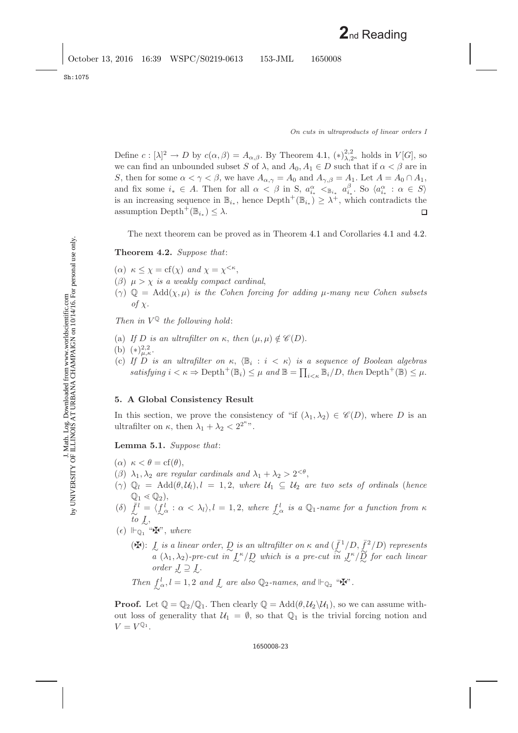Define $c : [\lambda]^2 \to D$ by $c(\alpha, \beta) = A_{\alpha,\beta}$. By Theorem 4.1, $(*)^{2,2}_{\lambda,2^\kappa}$ holds in $V[G]$, so we can find an unbounded subset $S$ of $\lambda$, and $A_0, A_1 \in D$ such that if $\alpha < \beta$ are in $S$, then for some $\alpha < \gamma < \beta$, we have $A_{\alpha,\gamma} = A_0$ and $A_{\gamma,\beta} = A_1$. Let $A = A_0 \cap A_1$, and fix some $i_* \in A$. Then for all $\alpha < \beta$ in S, $a^\alpha_{i_*} <_{\mathbb{B}_{i_*}} a^\beta_{i_*}$. So $\langle a^\alpha_{i_*} : \alpha \in S\rangle$ is an increasing sequence in $\mathbb{B}_{i_*}$, hence $\text{Depth}^+(\mathbb{B}_{i_*}) \geq \lambda^+$, which contradicts the assumption $\text{Depth}^+(\mathbb{B}_{i_*}) \leq \lambda$. $\square$

The next theorem can be proved as in Theorem 4.1 and Corollaries 4.1 and 4.2.

**Theorem 4.2.** *Suppose that*:

($\alpha$) $\kappa \leq \chi = \text{cf}(\chi)$ *and* $\chi = \chi^{<\kappa}$,

($\beta$) $\mu > \chi$ *is a weakly compact cardinal*,

($\gamma$) $\mathbb{Q} = \text{Add}(\chi, \mu)$ *is the Cohen forcing for adding* $\mu$*-many new Cohen subsets of* $\chi$.

*Then in* $V^{\mathbb{Q}}$ *the following hold*:

(a) *If* $D$ *is an ultrafilter on* $\kappa$, *then* $(\mu, \mu) \notin \mathscr{C}(D)$.

(b) $(*)^{2,2}_{\mu,\kappa}$.

(c) *If* $D$ *is an ultrafilter on* $\kappa$, $\langle \mathbb{B}_i : i < \kappa\rangle$ *is a sequence of Boolean algebras satisfying* $i < \kappa \Rightarrow \text{Depth}^+(\mathbb{B}_i) \leq \mu$ *and* $\mathbb{B} = \prod_{i<\kappa} \mathbb{B}_i/D$, *then* $\text{Depth}^+(\mathbb{B}) \leq \mu$.

## 5. A Global Consistency Result

In this section, we prove the consistency of "if $(\lambda_1, \lambda_2) \in \mathscr{C}(D)$, where $D$ is an ultrafilter on $\kappa$, then $\lambda_1 + \lambda_2 < 2^{2^\kappa}$".

**Lemma 5.1.** *Suppose that*:

($\alpha$) $\kappa < \theta = \text{cf}(\theta)$,

($\beta$) $\lambda_1, \lambda_2$ *are regular cardinals and* $\lambda_1 + \lambda_2 > 2^{<\theta}$,

($\gamma$) $\mathbb{Q}_l = \text{Add}(\theta, \mathcal{U}_l), l = 1, 2$, *where* $\mathcal{U}_1 \subseteq \mathcal{U}_2$ *are two sets of ordinals* (*hence* $\mathbb{Q}_1 \lessdot \mathbb{Q}_2$),

($\delta$) $\underset{\sim}{\bar{f}}^l = \langle \underset{\sim}{f}^l_\alpha : \alpha < \lambda_l\rangle, l = 1, 2$, *where* $\underset{\sim}{f}^l_\alpha$ *is a* $\mathbb{Q}_1$*-name for a function from* $\kappa$ *to* $\underset{\sim}{I}$,

($\epsilon$) $\Vdash_{\mathbb{Q}_1}$ "✠", *where*

(✠): $\underset{\sim}{I}$ *is a linear order*, $\underset{\sim}{D}$ *is an ultrafilter on* $\kappa$ *and* $(\underset{\sim}{\bar{f}}^1/D, \bar{f}^2/D)$ *represents a* $(\lambda_1, \lambda_2)$*-pre-cut in* $\underset{\sim}{I}^\kappa/\underset{\sim}{D}$ *which is a pre-cut in* $\underset{\sim}{J}^\kappa/\underset{\sim}{D}$ *for each linear order* $\underset{\sim}{J} \supseteq \underset{\sim}{I}$.

*Then* $\underset{\sim}{f}^l_\alpha, l = 1, 2$ *and* $\underset{\sim}{I}$ *are also* $\mathbb{Q}_2$*-names, and* $\Vdash_{\mathbb{Q}_2}$ "✠".

**Proof.** Let $\mathbb{Q} = \mathbb{Q}_2/\mathbb{Q}_1$. Then clearly $\mathbb{Q} = \text{Add}(\theta, \mathcal{U}_2 \backslash \mathcal{U}_1)$, so we can assume without loss of generality that $\mathcal{U}_1 = \emptyset$, so that $\mathbb{Q}_1$ is the trivial forcing notion and $V = V^{\mathbb{Q}_1}$.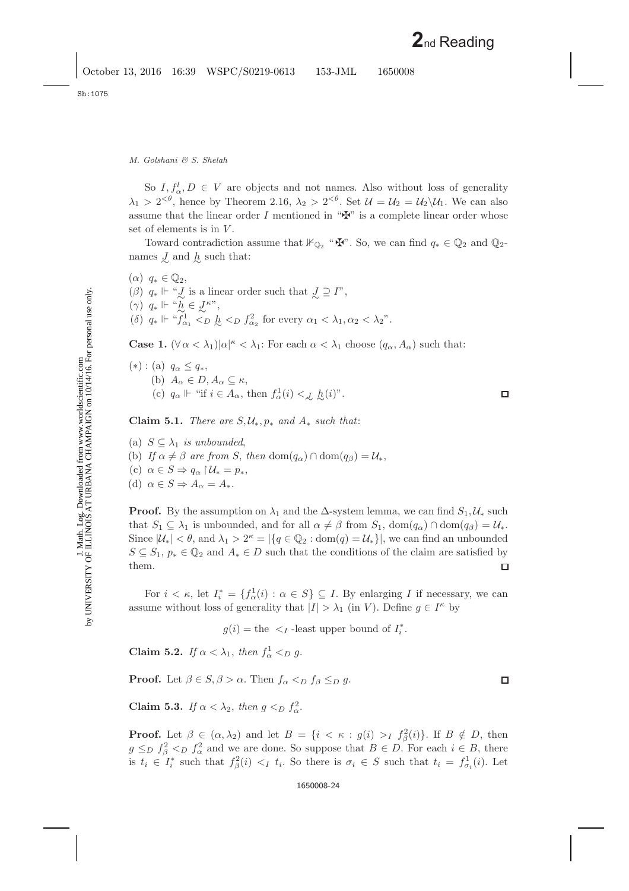So $I, f^l_\alpha, D \in V$ are objects and not names. Also without loss of generality $\lambda_1 > 2^{<\theta}$, hence by Theorem 2.16, $\lambda_2 > 2^{<\theta}$. Set $\mathcal{U} = \mathcal{U}_2 = \mathcal{U}_2 \backslash \mathcal{U}_1$. We can also assume that the linear order $I$ mentioned in "$\maltese$" is a complete linear order whose set of elements is in $V$.

Toward contradiction assume that $\nVdash_{\mathbb{Q}_2}$ "$\maltese$". So, we can find $q_* \in \mathbb{Q}_2$ and $\mathbb{Q}_2$-names $\underset{\sim}{J}$ and $\underset{\sim}{h}$ such that:

($\alpha$) $q_* \in \mathbb{Q}_2$,
($\beta$) $q_* \Vdash$ "$\underset{\sim}{J}$ is a linear order such that $\underset{\sim}{J} \supseteq I$",
($\gamma$) $q_* \Vdash$ "$\underset{\sim}{h} \in \underset{\sim}{J}^\kappa$",
($\delta$) $q_* \Vdash$ "$f^1_{\alpha_1} <_D \underset{\sim}{h} <_D f^2_{\alpha_2}$ for every $\alpha_1 < \lambda_1, \alpha_2 < \lambda_2$".

**Case 1.** $(\forall \alpha < \lambda_1) |\alpha|^\kappa < \lambda_1$: For each $\alpha < \lambda_1$ choose $(q_\alpha, A_\alpha)$ such that:

$(*)$ : (a) $q_\alpha \leq q_*$,
(b) $A_\alpha \in D, A_\alpha \subseteq \kappa$,
(c) $q_\alpha \Vdash$ "if $i \in A_\alpha$, then $f^1_\alpha(i) <_{\underset{\sim}{J}} \underset{\sim}{h}(i)$". □

**Claim 5.1.** *There are* $S, \mathcal{U}_*, p_*$ *and* $A_*$ *such that*:

(a) $S \subseteq \lambda_1$ *is unbounded*,
(b) *If* $\alpha \neq \beta$ *are from* $S$, *then* $\mathrm{dom}(q_\alpha) \cap \mathrm{dom}(q_\beta) = \mathcal{U}_*$,
(c) $\alpha \in S \Rightarrow q_\alpha \restriction \mathcal{U}_* = p_*$,
(d) $\alpha \in S \Rightarrow A_\alpha = A_*$.

**Proof.** By the assumption on $\lambda_1$ and the $\Delta$-system lemma, we can find $S_1, \mathcal{U}_*$ such that $S_1 \subseteq \lambda_1$ is unbounded, and for all $\alpha \neq \beta$ from $S_1$, $\mathrm{dom}(q_\alpha) \cap \mathrm{dom}(q_\beta) = \mathcal{U}_*$. Since $|\mathcal{U}_*| < \theta$, and $\lambda_1 > 2^\kappa = |\{q \in \mathbb{Q}_2 : \mathrm{dom}(q) = \mathcal{U}_*\}|$, we can find an unbounded $S \subseteq S_1$, $p_* \in \mathbb{Q}_2$ and $A_* \in D$ such that the conditions of the claim are satisfied by them. □

For $i < \kappa$, let $I^*_i = \{f^1_\alpha(i) : \alpha \in S\} \subseteq I$. By enlarging $I$ if necessary, we can assume without loss of generality that $|I| > \lambda_1$ (in $V$). Define $g \in I^\kappa$ by

$$g(i) = \text{the } <_I\text{-least upper bound of } I^*_i.$$

**Claim 5.2.** *If* $\alpha < \lambda_1$, *then* $f^1_\alpha <_D g$.

**Proof.** Let $\beta \in S, \beta > \alpha$. Then $f_\alpha <_D f_\beta \leq_D g$. □

**Claim 5.3.** *If* $\alpha < \lambda_2$, *then* $g <_D f^2_\alpha$.

**Proof.** Let $\beta \in (\alpha, \lambda_2)$ and let $B = \{i < \kappa : g(i) >_I f^2_\beta(i)\}$. If $B \notin D$, then $g \leq_D f^2_\beta <_D f^2_\alpha$ and we are done. So suppose that $B \in D$. For each $i \in B$, there is $t_i \in I^*_i$ such that $f^2_\beta(i) <_I t_i$. So there is $\sigma_i \in S$ such that $t_i = f^1_{\sigma_i}(i)$. Let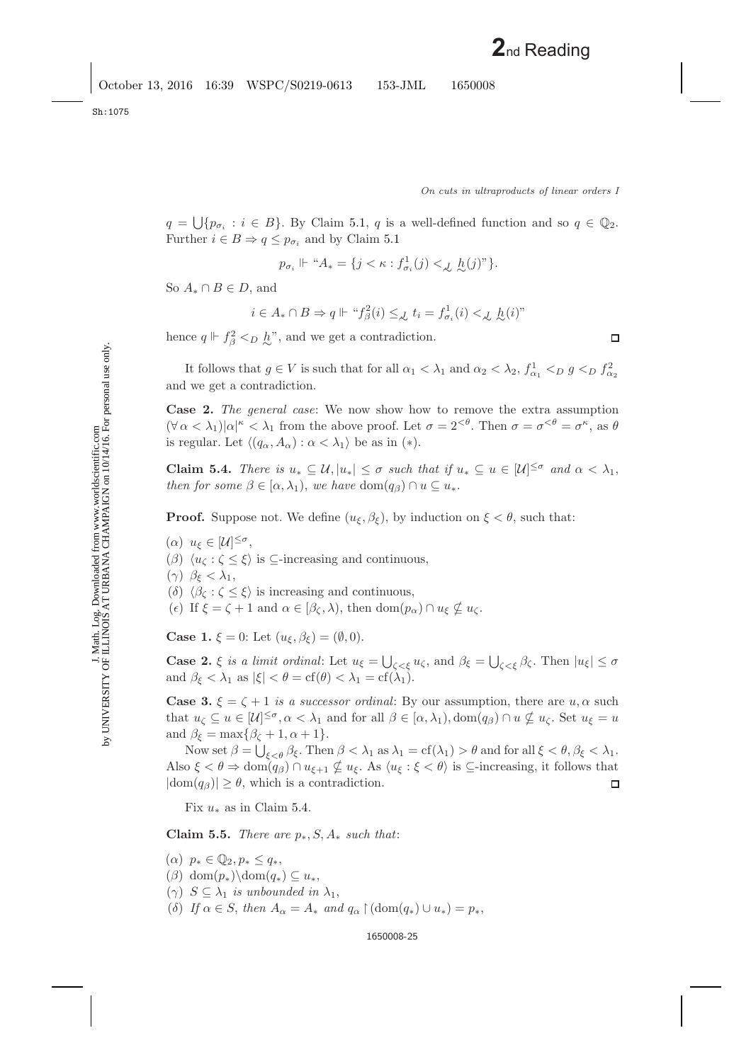$q = \bigcup\{p_{\sigma_i} : i \in B\}$. By Claim 5.1, $q$ is a well-defined function and so $q \in \mathbb{Q}_2$. Further $i \in B \Rightarrow q \leq p_{\sigma_i}$ and by Claim 5.1

$$p_{\sigma_i} \Vdash \text{“}A_* = \{j < \kappa : f^1_{\sigma_i}(j) <_{\underset{\sim}{\mathcal{J}}} \underset{\sim}{h}(j)\text{”}\}.$$

So $A_* \cap B \in D$, and

$$i \in A_* \cap B \Rightarrow q \Vdash \text{“}f^2_\beta(i) \leq_{\underset{\sim}{\mathcal{J}}} t_i = f^1_{\sigma_i}(i) <_{\underset{\sim}{\mathcal{J}}} \underset{\sim}{h}(i)\text{”}$$

hence $q \Vdash f^2_\beta <_D \underset{\sim}{h}$”, and we get a contradiction. □

It follows that $g \in V$ is such that for all $\alpha_1 < \lambda_1$ and $\alpha_2 < \lambda_2$, $f^1_{\alpha_1} <_D g <_D f^2_{\alpha_2}$ and we get a contradiction.

**Case 2.** *The general case*: We now show how to remove the extra assumption $(\forall \alpha < \lambda_1)|\alpha|^\kappa < \lambda_1$ from the above proof. Let $\sigma = 2^{<\theta}$. Then $\sigma = \sigma^{<\theta} = \sigma^\kappa$, as $\theta$ is regular. Let $\langle (q_\alpha, A_\alpha) : \alpha < \lambda_1 \rangle$ be as in $(*)$.

**Claim 5.4.** *There is $u_* \subseteq \mathcal{U}, |u_*| \leq \sigma$ such that if $u_* \subseteq u \in [\mathcal{U}]^{\leq \sigma}$ and $\alpha < \lambda_1$, then for some $\beta \in [\alpha, \lambda_1)$, we have $\mathrm{dom}(q_\beta) \cap u \subseteq u_*$.*

**Proof.** Suppose not. We define $(u_\xi, \beta_\xi)$, by induction on $\xi < \theta$, such that:

- $(\alpha)$ $u_\xi \in [\mathcal{U}]^{\leq \sigma}$,
- $(\beta)$ $\langle u_\zeta : \zeta \leq \xi \rangle$ is $\subseteq$-increasing and continuous,
- $(\gamma)$ $\beta_\xi < \lambda_1$,
- $(\delta)$ $\langle \beta_\zeta : \zeta \leq \xi \rangle$ is increasing and continuous,
- $(\epsilon)$ If $\xi = \zeta + 1$ and $\alpha \in [\beta_\zeta, \lambda)$, then $\mathrm{dom}(p_\alpha) \cap u_\xi \nsubseteq u_\zeta$.

**Case 1.** $\xi = 0$: Let $(u_\xi, \beta_\xi) = (\emptyset, 0)$.

**Case 2.** *$\xi$ is a limit ordinal*: Let $u_\xi = \bigcup_{\zeta<\xi} u_\zeta$, and $\beta_\xi = \bigcup_{\zeta<\xi} \beta_\zeta$. Then $|u_\xi| \leq \sigma$ and $\beta_\xi < \lambda_1$ as $|\xi| < \theta = \mathrm{cf}(\theta) < \lambda_1 = \mathrm{cf}(\lambda_1)$.

**Case 3.** *$\xi = \zeta + 1$ is a successor ordinal*: By our assumption, there are $u, \alpha$ such that $u_\zeta \subseteq u \in [\mathcal{U}]^{\leq \sigma}, \alpha < \lambda_1$ and for all $\beta \in [\alpha, \lambda_1), \mathrm{dom}(q_\beta) \cap u \nsubseteq u_\zeta$. Set $u_\xi = u$ and $\beta_\xi = \max\{\beta_\zeta + 1, \alpha + 1\}$.

Now set $\beta = \bigcup_{\xi<\theta} \beta_\xi$. Then $\beta < \lambda_1$ as $\lambda_1 = \mathrm{cf}(\lambda_1) > \theta$ and for all $\xi < \theta, \beta_\xi < \lambda_1$. Also $\xi < \theta \Rightarrow \mathrm{dom}(q_\beta) \cap u_{\xi+1} \nsubseteq u_\xi$. As $\langle u_\xi : \xi < \theta \rangle$ is $\subseteq$-increasing, it follows that $|\mathrm{dom}(q_\beta)| \geq \theta$, which is a contradiction. □

Fix $u_*$ as in Claim 5.4.

**Claim 5.5.** *There are $p_*, S, A_*$ such that*:

- $(\alpha)$ $p_* \in \mathbb{Q}_2, p_* \leq q_*$,
- $(\beta)$ $\mathrm{dom}(p_*) \backslash \mathrm{dom}(q_*) \subseteq u_*$,
- $(\gamma)$ *$S \subseteq \lambda_1$ is unbounded in $\lambda_1$*,
- $(\delta)$ *If $\alpha \in S$, then $A_\alpha = A_*$ and $q_\alpha \restriction (\mathrm{dom}(q_*) \cup u_*) = p_*$*,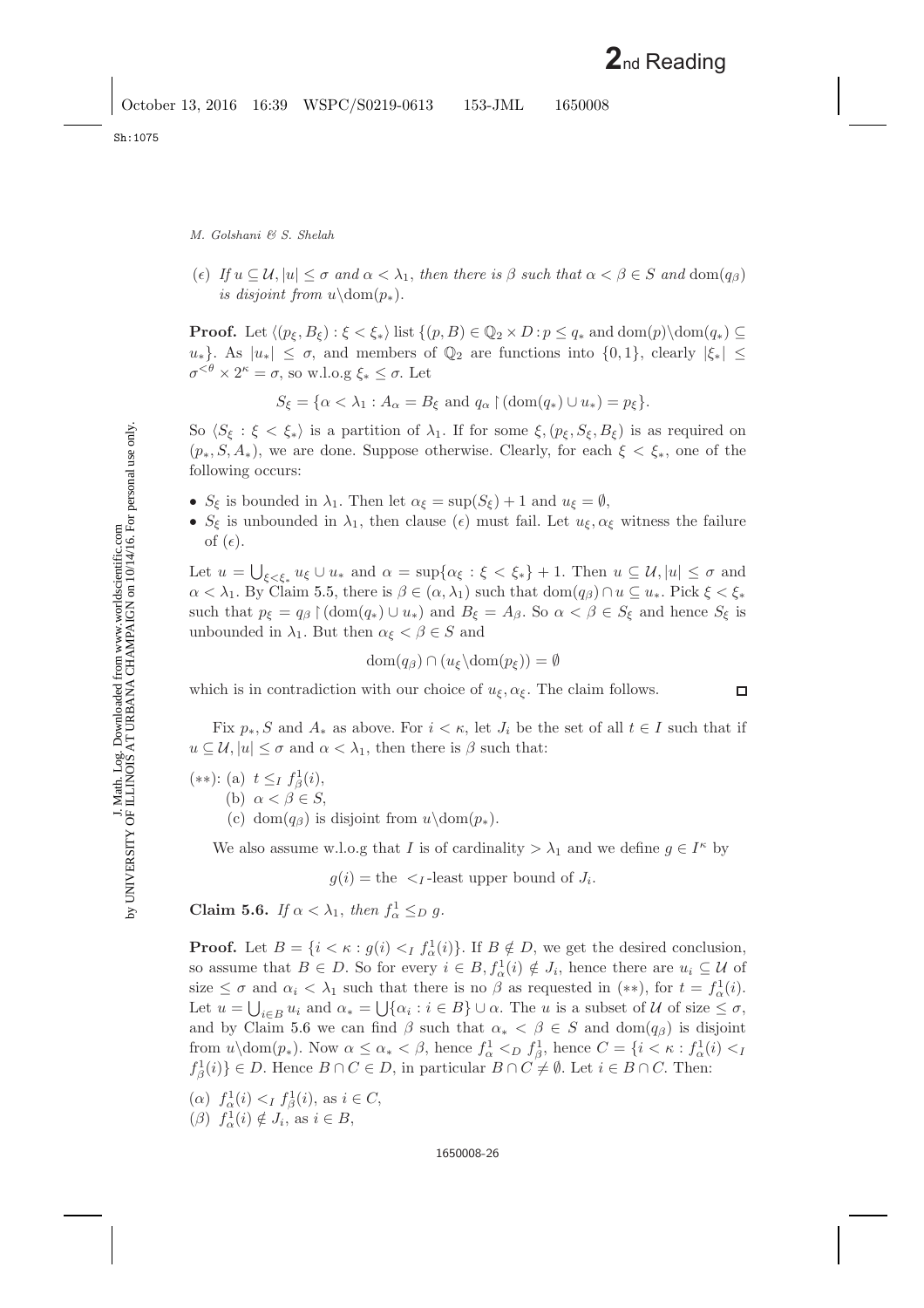($\epsilon$) *If $u \subseteq \mathcal{U}, |u| \leq \sigma$ and $\alpha < \lambda_1$, then there is $\beta$ such that $\alpha < \beta \in S$ and $\mathrm{dom}(q_\beta)$ is disjoint from $u \backslash \mathrm{dom}(p_*)$.*

**Proof.** Let $\langle (p_\xi, B_\xi) : \xi < \xi_* \rangle$ list $\{(p, B) \in \mathbb{Q}_2 \times D : p \leq q_*$ and $\mathrm{dom}(p) \backslash \mathrm{dom}(q_*) \subseteq u_*\}$. As $|u_*| \leq \sigma$, and members of $\mathbb{Q}_2$ are functions into $\{0, 1\}$, clearly $|\xi_*| \leq \sigma^{<\theta} \times 2^\kappa = \sigma$, so w.l.o.g $\xi_* \leq \sigma$. Let

$$S_\xi = \{\alpha < \lambda_1 : A_\alpha = B_\xi \text{ and } q_\alpha \restriction (\mathrm{dom}(q_*) \cup u_*) = p_\xi\}.$$

So $\langle S_\xi : \xi < \xi_* \rangle$ is a partition of $\lambda_1$. If for some $\xi, (p_\xi, S_\xi, B_\xi)$ is as required on $(p_*, S, A_*)$, we are done. Suppose otherwise. Clearly, for each $\xi < \xi_*$, one of the following occurs:

- $S_\xi$ is bounded in $\lambda_1$. Then let $\alpha_\xi = \sup(S_\xi) + 1$ and $u_\xi = \emptyset$,
- $S_\xi$ is unbounded in $\lambda_1$, then clause ($\epsilon$) must fail. Let $u_\xi, \alpha_\xi$ witness the failure of ($\epsilon$).

Let $u = \bigcup_{\xi < \xi_*} u_\xi \cup u_*$ and $\alpha = \sup\{\alpha_\xi : \xi < \xi_*\} + 1$. Then $u \subseteq \mathcal{U}, |u| \leq \sigma$ and $\alpha < \lambda_1$. By Claim 5.5, there is $\beta \in (\alpha, \lambda_1)$ such that $\mathrm{dom}(q_\beta) \cap u \subseteq u_*$. Pick $\xi < \xi_*$ such that $p_\xi = q_\beta \restriction (\mathrm{dom}(q_*) \cup u_*)$ and $B_\xi = A_\beta$. So $\alpha < \beta \in S_\xi$ and hence $S_\xi$ is unbounded in $\lambda_1$. But then $\alpha_\xi < \beta \in S$ and

$$\mathrm{dom}(q_\beta) \cap (u_\xi \backslash \mathrm{dom}(p_\xi)) = \emptyset$$

which is in contradiction with our choice of $u_\xi, \alpha_\xi$. The claim follows. $\square$

Fix $p_*, S$ and $A_*$ as above. For $i < \kappa$, let $J_i$ be the set of all $t \in I$ such that if $u \subseteq \mathcal{U}, |u| \leq \sigma$ and $\alpha < \lambda_1$, then there is $\beta$ such that:

($**$): (a) $t \leq_I f^1_\beta(i)$,
(b) $\alpha < \beta \in S$,
(c) $\mathrm{dom}(q_\beta)$ is disjoint from $u \backslash \mathrm{dom}(p_*)$.

We also assume w.l.o.g that $I$ is of cardinality $> \lambda_1$ and we define $g \in I^\kappa$ by

$$g(i) = \text{the } <_I\text{-least upper bound of } J_i.$$

**Claim 5.6.** *If $\alpha < \lambda_1$, then $f^1_\alpha \leq_D g$.*

**Proof.** Let $B = \{i < \kappa : g(i) <_I f^1_\alpha(i)\}$. If $B \notin D$, we get the desired conclusion, so assume that $B \in D$. So for every $i \in B, f^1_\alpha(i) \notin J_i$, hence there are $u_i \subseteq \mathcal{U}$ of size $\leq \sigma$ and $\alpha_i < \lambda_1$ such that there is no $\beta$ as requested in ($**$), for $t = f^1_\alpha(i)$. Let $u = \bigcup_{i \in B} u_i$ and $\alpha_* = \bigcup\{\alpha_i : i \in B\} \cup \alpha$. The $u$ is a subset of $\mathcal{U}$ of size $\leq \sigma$, and by Claim 5.6 we can find $\beta$ such that $\alpha_* < \beta \in S$ and $\mathrm{dom}(q_\beta)$ is disjoint from $u \backslash \mathrm{dom}(p_*)$. Now $\alpha \leq \alpha_* < \beta$, hence $f^1_\alpha <_D f^1_\beta$, hence $C = \{i < \kappa : f^1_\alpha(i) <_I f^1_\beta(i)\} \in D$. Hence $B \cap C \in D$, in particular $B \cap C \neq \emptyset$. Let $i \in B \cap C$. Then:

($\alpha$) $f^1_\alpha(i) <_I f^1_\beta(i)$, as $i \in C$,
($\beta$) $f^1_\alpha(i) \notin J_i$, as $i \in B$,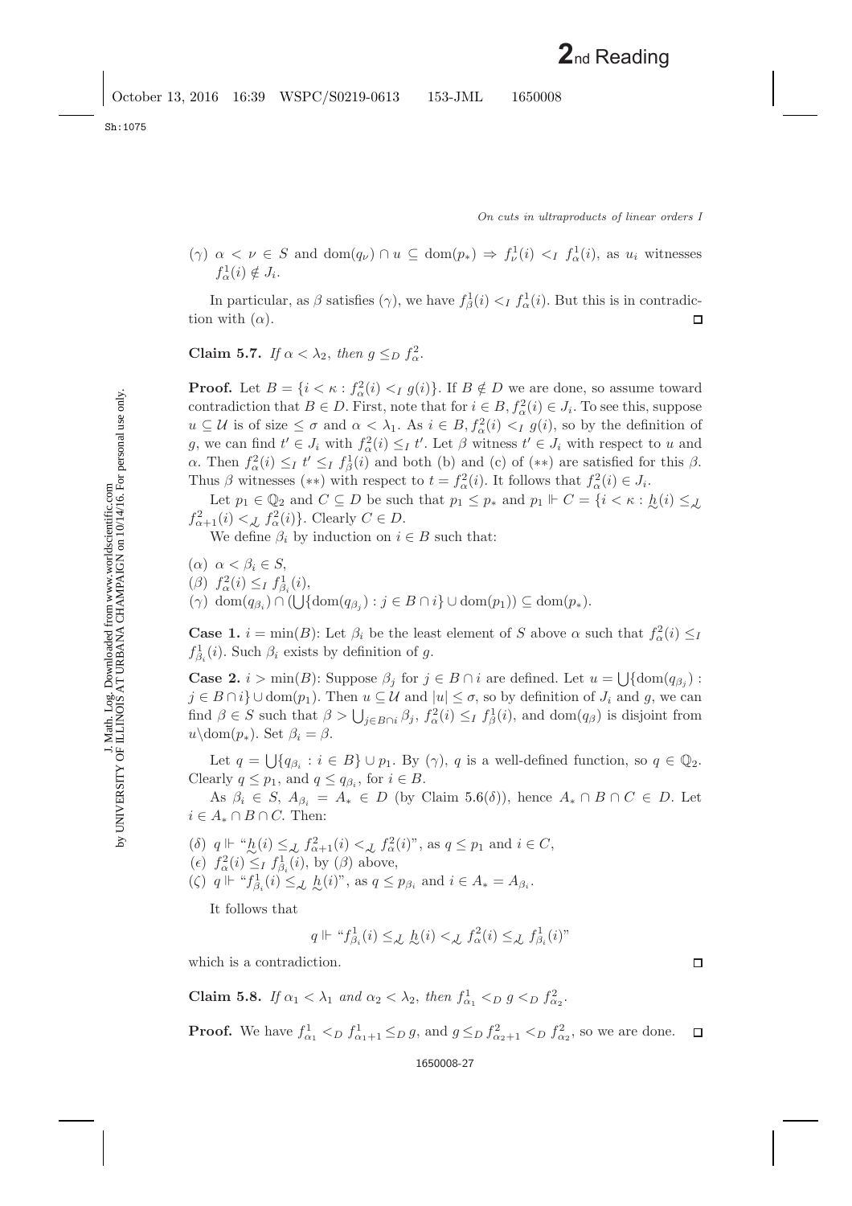($\gamma$) $\alpha < \nu \in S$ and $\mathrm{dom}(q_\nu) \cap u \subseteq \mathrm{dom}(p_*) \Rightarrow f^1_\nu(i) <_I f^1_\alpha(i)$, as $u_i$ witnesses $f^1_\alpha(i) \notin J_i$.

In particular, as $\beta$ satisfies ($\gamma$), we have $f^1_\beta(i) <_I f^1_\alpha(i)$. But this is in contradiction with ($\alpha$). $\square$

**Claim 5.7.** *If $\alpha < \lambda_2$, then $g \leq_D f^2_\alpha$.*

**Proof.** Let $B = \{i < \kappa : f^2_\alpha(i) <_I g(i)\}$. If $B \notin D$ we are done, so assume toward contradiction that $B \in D$. First, note that for $i \in B$, $f^2_\alpha(i) \in J_i$. To see this, suppose $u \subseteq \mathcal{U}$ is of size $\leq \sigma$ and $\alpha < \lambda_1$. As $i \in B$, $f^2_\alpha(i) <_I g(i)$, so by the definition of $g$, we can find $t' \in J_i$ with $f^2_\alpha(i) \leq_I t'$. Let $\beta$ witness $t' \in J_i$ with respect to $u$ and $\alpha$. Then $f^2_\alpha(i) \leq_I t' \leq_I f^1_\beta(i)$ and both (b) and (c) of ($**$) are satisfied for this $\beta$. Thus $\beta$ witnesses ($**$) with respect to $t = f^2_\alpha(i)$. It follows that $f^2_\alpha(i) \in J_i$.

Let $p_1 \in \mathbb{Q}_2$ and $C \subseteq D$ be such that $p_1 \leq p_*$ and $p_1 \Vdash C = \{i < \kappa : \underset{\sim}{h}(i) \leq_{\underset{\sim}{J}} f^2_{\alpha+1}(i) <_{\underset{\sim}{J}} f^2_\alpha(i)\}$. Clearly $C \in D$.

We define $\beta_i$ by induction on $i \in B$ such that:

($\alpha$) $\alpha < \beta_i \in S$,
($\beta$) $f^2_\alpha(i) \leq_I f^1_{\beta_i}(i)$,
($\gamma$) $\mathrm{dom}(q_{\beta_i}) \cap (\bigcup\{\mathrm{dom}(q_{\beta_j}) : j \in B \cap i\} \cup \mathrm{dom}(p_1)) \subseteq \mathrm{dom}(p_*)$.

**Case 1.** $i = \min(B)$: Let $\beta_i$ be the least element of $S$ above $\alpha$ such that $f^2_\alpha(i) \leq_I f^1_{\beta_i}(i)$. Such $\beta_i$ exists by definition of $g$.

**Case 2.** $i > \min(B)$: Suppose $\beta_j$ for $j \in B \cap i$ are defined. Let $u = \bigcup\{\mathrm{dom}(q_{\beta_j}) : j \in B \cap i\} \cup \mathrm{dom}(p_1)$. Then $u \subseteq \mathcal{U}$ and $|u| \leq \sigma$, so by definition of $J_i$ and $g$, we can find $\beta \in S$ such that $\beta > \bigcup_{j \in B \cap i} \beta_j$, $f^2_\alpha(i) \leq_I f^1_\beta(i)$, and $\mathrm{dom}(q_\beta)$ is disjoint from $u \backslash \mathrm{dom}(p_*)$. Set $\beta_i = \beta$.

Let $q = \bigcup\{q_{\beta_i} : i \in B\} \cup p_1$. By ($\gamma$), $q$ is a well-defined function, so $q \in \mathbb{Q}_2$. Clearly $q \leq p_1$, and $q \leq q_{\beta_i}$, for $i \in B$.

As $\beta_i \in S$, $A_{\beta_i} = A_* \in D$ (by Claim 5.6($\delta$)), hence $A_* \cap B \cap C \in D$. Let $i \in A_* \cap B \cap C$. Then:

($\delta$) $q \Vdash$ "$\underset{\sim}{h}(i) \leq_{\underset{\sim}{J}} f^2_{\alpha+1}(i) <_{\underset{\sim}{J}} f^2_\alpha(i)$", as $q \leq p_1$ and $i \in C$,
($\epsilon$) $f^2_\alpha(i) \leq_I f^1_{\beta_i}(i)$, by ($\beta$) above,
($\zeta$) $q \Vdash$ "$f^1_{\beta_i}(i) \leq_{\underset{\sim}{J}} \underset{\sim}{h}(i)$", as $q \leq p_{\beta_i}$ and $i \in A_* = A_{\beta_i}$.

It follows that

$$q \Vdash \text{“}f^1_{\beta_i}(i) \leq_{\underset{\sim}{J}} \underset{\sim}{h}(i) <_{\underset{\sim}{J}} f^2_\alpha(i) \leq_{\underset{\sim}{J}} f^1_{\beta_i}(i)\text{”}$$

which is a contradiction. $\square$

**Claim 5.8.** *If $\alpha_1 < \lambda_1$ and $\alpha_2 < \lambda_2$, then $f^1_{\alpha_1} <_D g <_D f^2_{\alpha_2}$.*

**Proof.** We have $f^1_{\alpha_1} <_D f^1_{\alpha_1+1} \leq_D g$, and $g \leq_D f^2_{\alpha_2+1} <_D f^2_{\alpha_2}$, so we are done. $\square$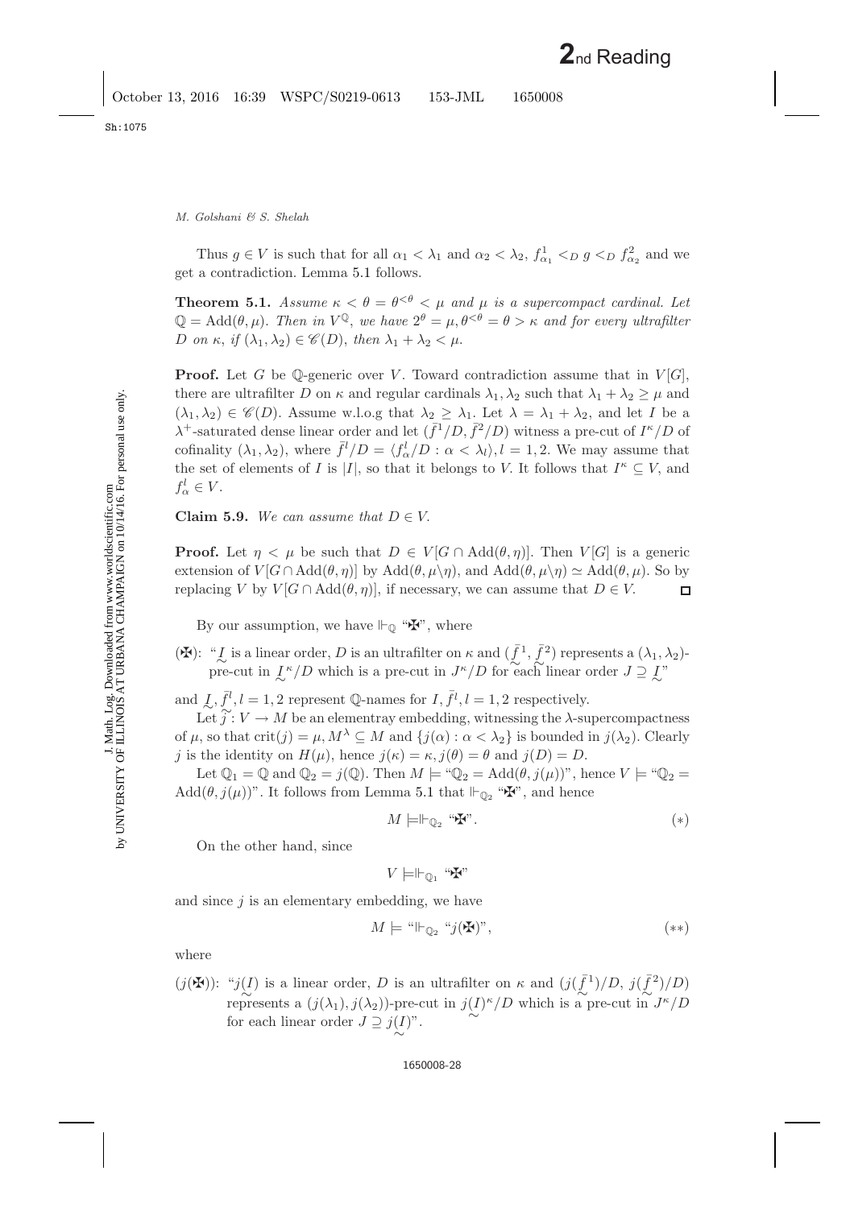Thus $g \in V$ is such that for all $\alpha_1 < \lambda_1$ and $\alpha_2 < \lambda_2$, $f^1_{\alpha_1} <_D g <_D f^2_{\alpha_2}$ and we get a contradiction. Lemma 5.1 follows.

**Theorem 5.1.** *Assume $\kappa < \theta = \theta^{<\theta} < \mu$ and $\mu$ is a supercompact cardinal. Let $\mathbb{Q} = \mathrm{Add}(\theta, \mu)$. Then in $V^{\mathbb{Q}}$, we have $2^\theta = \mu, \theta^{<\theta} = \theta > \kappa$ and for every ultrafilter $D$ on $\kappa$, if $(\lambda_1, \lambda_2) \in \mathscr{C}(D)$, then $\lambda_1 + \lambda_2 < \mu$.*

**Proof.** Let $G$ be $\mathbb{Q}$-generic over $V$. Toward contradiction assume that in $V[G]$, there are ultrafilter $D$ on $\kappa$ and regular cardinals $\lambda_1, \lambda_2$ such that $\lambda_1 + \lambda_2 \geq \mu$ and $(\lambda_1, \lambda_2) \in \mathscr{C}(D)$. Assume w.l.o.g that $\lambda_2 \geq \lambda_1$. Let $\lambda = \lambda_1 + \lambda_2$, and let $I$ be a $\lambda^+$-saturated dense linear order and let $(\bar{f}^1/D, \bar{f}^2/D)$ witness a pre-cut of $I^\kappa/D$ of cofinality $(\lambda_1, \lambda_2)$, where $\bar{f}^l/D = \langle f^l_\alpha/D : \alpha < \lambda_l \rangle, l = 1, 2$. We may assume that the set of elements of $I$ is $|I|$, so that it belongs to $V$. It follows that $I^\kappa \subseteq V$, and $f^l_\alpha \in V$.

**Claim 5.9.** *We can assume that $D \in V$.*

**Proof.** Let $\eta < \mu$ be such that $D \in V[G \cap \mathrm{Add}(\theta, \eta)]$. Then $V[G]$ is a generic extension of $V[G \cap \mathrm{Add}(\theta, \eta)]$ by $\mathrm{Add}(\theta, \mu \backslash \eta)$, and $\mathrm{Add}(\theta, \mu \backslash \eta) \simeq \mathrm{Add}(\theta, \mu)$. So by replacing $V$ by $V[G \cap \mathrm{Add}(\theta, \eta)]$, if necessary, we can assume that $D \in V$. □

By our assumption, we have $\Vdash_{\mathbb{Q}}$ "✠", where

(✠): "$\underset{\sim}{I}$ is a linear order, $D$ is an ultrafilter on $\kappa$ and $(\underset{\sim}{\bar{f}}^1, \underset{\sim}{\bar{f}}^2)$ represents a $(\lambda_1, \lambda_2)$-pre-cut in $\underset{\sim}{I}^\kappa/D$ which is a pre-cut in $J^\kappa/D$ for each linear order $J \supseteq \underset{\sim}{I}$"

and $\underset{\sim}{I}, \underset{\sim}{\bar{f}}^l, l = 1, 2$ represent $\mathbb{Q}$-names for $I, \bar{f}^l, l = 1, 2$ respectively.

Let $j : V \to M$ be an elementray embedding, witnessing the $\lambda$-supercompactness of $\mu$, so that $\mathrm{crit}(j) = \mu, M^\lambda \subseteq M$ and $\{j(\alpha) : \alpha < \lambda_2\}$ is bounded in $j(\lambda_2)$. Clearly $j$ is the identity on $H(\mu)$, hence $j(\kappa) = \kappa, j(\theta) = \theta$ and $j(D) = D$.

Let $\mathbb{Q}_1 = \mathbb{Q}$ and $\mathbb{Q}_2 = j(\mathbb{Q})$. Then $M \models$ "$\mathbb{Q}_2 = \mathrm{Add}(\theta, j(\mu))$", hence $V \models$ "$\mathbb{Q}_2 = \mathrm{Add}(\theta, j(\mu))$". It follows from Lemma 5.1 that $\Vdash_{\mathbb{Q}_2}$ "✠", and hence

$$M \models \Vdash_{\mathbb{Q}_2} \text{"✠"}. \qquad (*)$$

On the other hand, since

$$V \models \Vdash_{\mathbb{Q}_1} \text{"✠"}$$

and since $j$ is an elementary embedding, we have

$$M \models \text{"}\Vdash_{\mathbb{Q}_2} \text{"}j(\text{✠})\text{"}, \qquad (**)$$

where

($j$(✠)): "$j(\underset{\sim}{I})$ is a linear order, $D$ is an ultrafilter on $\kappa$ and $(j(\underset{\sim}{\bar{f}}^1)/D, j(\underset{\sim}{\bar{f}}^2)/D)$ represents a $(j(\lambda_1), j(\lambda_2))$-pre-cut in $j(\underset{\sim}{I})^\kappa/D$ which is a pre-cut in $J^\kappa/D$ for each linear order $J \supseteq j(\underset{\sim}{I})$".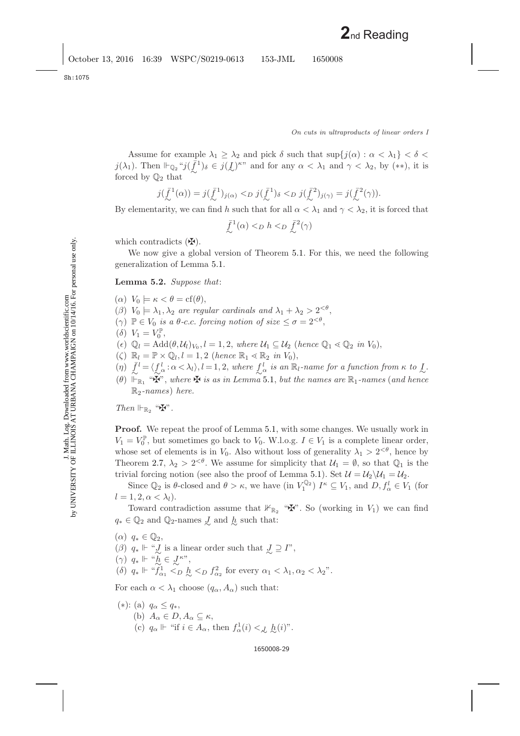Assume for example $\lambda_1 \geq \lambda_2$ and pick $\delta$ such that $\sup\{j(\alpha) : \alpha < \lambda_1\} < \delta < j(\lambda_1)$. Then $\Vdash_{\mathbb{Q}_2}$ "$j(\underset{\sim}{\bar{f}}^1)_\delta \in j(\underset{\sim}{I})^\kappa$" and for any $\alpha < \lambda_1$ and $\gamma < \lambda_2$, by $(**)$, it is forced by $\mathbb{Q}_2$ that

$$j(\underset{\sim}{\bar{f}}^1(\alpha)) = j(\underset{\sim}{\bar{f}}^1)_{j(\alpha)} <_D j(\underset{\sim}{\bar{f}}^1)_\delta <_D j(\underset{\sim}{\bar{f}}^2)_{j(\gamma)} = j(\underset{\sim}{\bar{f}}^2(\gamma)).$$

By elementarity, we can find $h$ such that for all $\alpha < \lambda_1$ and $\gamma < \lambda_2$, it is forced that

$$\underset{\sim}{\bar{f}}^1(\alpha) <_D h <_D \underset{\sim}{\bar{f}}^2(\gamma)$$

which contradicts (✠).

We now give a global version of Theorem 5.1. For this, we need the following generalization of Lemma 5.1.

**Lemma 5.2.** *Suppose that*:

($\alpha$) $V_0 \models \kappa < \theta = \mathrm{cf}(\theta)$,
($\beta$) $V_0 \models \lambda_1, \lambda_2$ *are regular cardinals and* $\lambda_1 + \lambda_2 > 2^{<\theta}$,
($\gamma$) $\mathbb{P} \in V_0$ *is a* $\theta$*-c.c. forcing notion of size* $\leq \sigma = 2^{<\theta}$,
($\delta$) $V_1 = V_0^{\mathbb{P}}$,
($\epsilon$) $\mathbb{Q}_l = \mathrm{Add}(\theta, \mathcal{U}_l)_{V_0}, l = 1, 2$, *where* $\mathcal{U}_1 \subseteq \mathcal{U}_2$ (*hence* $\mathbb{Q}_1 \lessdot \mathbb{Q}_2$ *in* $V_0$),
($\zeta$) $\mathbb{R}_l = \mathbb{P} \times \mathbb{Q}_l, l = 1, 2$ (*hence* $\mathbb{R}_1 \lessdot \mathbb{R}_2$ *in* $V_0$),
($\eta$) $\underset{\sim}{\bar{f}}^l = \langle \underset{\sim}{f}^l_\alpha : \alpha < \lambda_l \rangle, l = 1, 2$, *where* $\underset{\sim}{f}^l_\alpha$ *is an* $\mathbb{R}_l$*-name for a function from* $\kappa$ *to* $\underset{\sim}{I}$.
($\theta$) $\Vdash_{\mathbb{R}_1}$ "✠", *where* ✠ *is as in Lemma* 5.1, *but the names are* $\mathbb{R}_1$*-names* (*and hence* $\mathbb{R}_2$*-names*) *here*.

*Then* $\Vdash_{\mathbb{R}_2}$ "✠".

**Proof.** We repeat the proof of Lemma 5.1, with some changes. We usually work in $V_1 = V_0^{\mathbb{P}}$, but sometimes go back to $V_0$. W.l.o.g. $I \in V_1$ is a complete linear order, whose set of elements is in $V_0$. Also without loss of generality $\lambda_1 > 2^{<\theta}$, hence by Theorem 2.7, $\lambda_2 > 2^{<\theta}$. We assume for simplicity that $\mathcal{U}_1 = \emptyset$, so that $\mathbb{Q}_1$ is the trivial forcing notion (see also the proof of Lemma 5.1). Set $\mathcal{U} = \mathcal{U}_2 \backslash \mathcal{U}_1 = \mathcal{U}_2$.

Since $\mathbb{Q}_2$ is $\theta$-closed and $\theta > \kappa$, we have (in $V_1^{\mathbb{Q}_2}$) $I^\kappa \subseteq V_1$, and $D, f^l_\alpha \in V_1$ (for $l = 1, 2, \alpha < \lambda_l$).

Toward contradiction assume that $\nVdash_{\mathbb{R}_2}$ "✠". So (working in $V_1$) we can find $q_* \in \mathbb{Q}_2$ and $\mathbb{Q}_2$-names $\underset{\sim}{J}$ and $\underset{\sim}{h}$ such that:

($\alpha$) $q_* \in \mathbb{Q}_2$,
($\beta$) $q_* \Vdash$ "$\underset{\sim}{J}$ is a linear order such that $\underset{\sim}{J} \supseteq I$",
($\gamma$) $q_* \Vdash$ "$\underset{\sim}{h} \in \underset{\sim}{J}^\kappa$",
($\delta$) $q_* \Vdash$ "$f^1_{\alpha_1} <_D \underset{\sim}{h} <_D f^2_{\alpha_2}$ for every $\alpha_1 < \lambda_1, \alpha_2 < \lambda_2$".

For each $\alpha < \lambda_1$ choose $(q_\alpha, A_\alpha)$ such that:

$(*)$: (a) $q_\alpha \leq q_*$,
 (b) $A_\alpha \in D, A_\alpha \subseteq \kappa$,
 (c) $q_\alpha \Vdash$ "if $i \in A_\alpha$, then $f^1_\alpha(i) <_{\underset{\sim}{J}} \underset{\sim}{h}(i)$".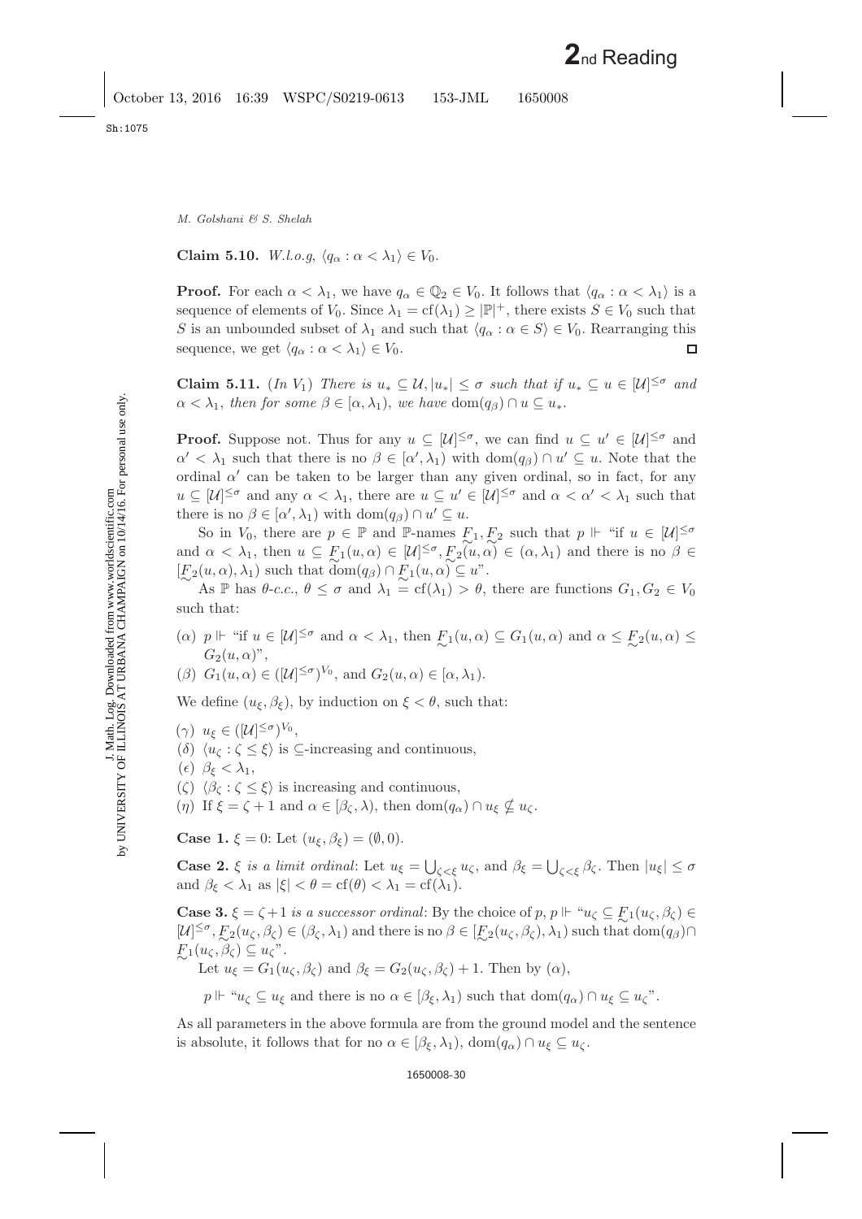**Claim 5.10.** *W.l.o.g,* $\langle q_\alpha : \alpha < \lambda_1 \rangle \in V_0$.

**Proof.** For each $\alpha < \lambda_1$, we have $q_\alpha \in \mathbb{Q}_2 \in V_0$. It follows that $\langle q_\alpha : \alpha < \lambda_1 \rangle$ is a sequence of elements of $V_0$. Since $\lambda_1 = \mathrm{cf}(\lambda_1) \geq |\mathbb{P}|^+$, there exists $S \in V_0$ such that $S$ is an unbounded subset of $\lambda_1$ and such that $\langle q_\alpha : \alpha \in S \rangle \in V_0$. Rearranging this sequence, we get $\langle q_\alpha : \alpha < \lambda_1 \rangle \in V_0$. ◻

**Claim 5.11.** *(In $V_1$) There is $u_* \subseteq \mathcal{U}, |u_*| \leq \sigma$ such that if $u_* \subseteq u \in [\mathcal{U}]^{\leq \sigma}$ and $\alpha < \lambda_1$, then for some $\beta \in [\alpha, \lambda_1)$, we have $\mathrm{dom}(q_\beta) \cap u \subseteq u_*$.*

**Proof.** Suppose not. Thus for any $u \subseteq [\mathcal{U}]^{\leq \sigma}$, we can find $u \subseteq u' \in [\mathcal{U}]^{\leq \sigma}$ and $\alpha' < \lambda_1$ such that there is no $\beta \in [\alpha', \lambda_1)$ with $\mathrm{dom}(q_\beta) \cap u' \subseteq u$. Note that the ordinal $\alpha'$ can be taken to be larger than any given ordinal, so in fact, for any $u \subseteq [\mathcal{U}]^{\leq \sigma}$ and any $\alpha < \lambda_1$, there are $u \subseteq u' \in [\mathcal{U}]^{\leq \sigma}$ and $\alpha < \alpha' < \lambda_1$ such that there is no $\beta \in [\alpha', \lambda_1)$ with $\mathrm{dom}(q_\beta) \cap u' \subseteq u$.

So in $V_0$, there are $p \in \mathbb{P}$ and $\mathbb{P}$-names $\underset{\sim}{F}_1, \underset{\sim}{F}_2$ such that $p \Vdash$ "if $u \in [\mathcal{U}]^{\leq \sigma}$ and $\alpha < \lambda_1$, then $u \subseteq \underset{\sim}{F}_1(u, \alpha) \in [\mathcal{U}]^{\leq \sigma}, \underset{\sim}{F}_2(u, \alpha) \in (\alpha, \lambda_1)$ and there is no $\beta \in [\underset{\sim}{F}_2(u, \alpha), \lambda_1)$ such that $\mathrm{dom}(q_\beta) \cap \underset{\sim}{F}_1(u, \alpha) \subseteq u$".

As $\mathbb{P}$ has $\theta$-c.c., $\theta \leq \sigma$ and $\lambda_1 = \mathrm{cf}(\lambda_1) > \theta$, there are functions $G_1, G_2 \in V_0$ such that:

($\alpha$) $p \Vdash$ "if $u \in [\mathcal{U}]^{\leq \sigma}$ and $\alpha < \lambda_1$, then $\underset{\sim}{F}_1(u, \alpha) \subseteq G_1(u, \alpha)$ and $\alpha \leq \underset{\sim}{F}_2(u, \alpha) \leq G_2(u, \alpha)$",

($\beta$) $G_1(u, \alpha) \in ([\mathcal{U}]^{\leq \sigma})^{V_0}$, and $G_2(u, \alpha) \in [\alpha, \lambda_1)$.

We define $(u_\xi, \beta_\xi)$, by induction on $\xi < \theta$, such that:

($\gamma$) $u_\xi \in ([\mathcal{U}]^{\leq \sigma})^{V_0}$,

($\delta$) $\langle u_\zeta : \zeta \leq \xi \rangle$ is $\subseteq$-increasing and continuous,

($\epsilon$) $\beta_\xi < \lambda_1$,

($\zeta$) $\langle \beta_\zeta : \zeta \leq \xi \rangle$ is increasing and continuous,

($\eta$) If $\xi = \zeta + 1$ and $\alpha \in [\beta_\zeta, \lambda)$, then $\mathrm{dom}(q_\alpha) \cap u_\xi \nsubseteq u_\zeta$.

**Case 1.** $\xi = 0$: Let $(u_\xi, \beta_\xi) = (\emptyset, 0)$.

**Case 2.** *$\xi$ is a limit ordinal*: Let $u_\xi = \bigcup_{\zeta < \xi} u_\zeta$, and $\beta_\xi = \bigcup_{\zeta < \xi} \beta_\zeta$. Then $|u_\xi| \leq \sigma$ and $\beta_\xi < \lambda_1$ as $|\xi| < \theta = \mathrm{cf}(\theta) < \lambda_1 = \mathrm{cf}(\lambda_1)$.

**Case 3.** *$\xi = \zeta + 1$ is a successor ordinal*: By the choice of $p$, $p \Vdash$ "$u_\zeta \subseteq \underset{\sim}{F}_1(u_\zeta, \beta_\zeta) \in [\mathcal{U}]^{\leq \sigma}, \underset{\sim}{F}_2(u_\zeta, \beta_\zeta) \in (\beta_\zeta, \lambda_1)$ and there is no $\beta \in [\underset{\sim}{F}_2(u_\zeta, \beta_\zeta), \lambda_1)$ such that $\mathrm{dom}(q_\beta) \cap \underset{\sim}{F}_1(u_\zeta, \beta_\zeta) \subseteq u_\zeta$".

Let $u_\xi = G_1(u_\zeta, \beta_\zeta)$ and $\beta_\xi = G_2(u_\zeta, \beta_\zeta) + 1$. Then by ($\alpha$),

$$p \Vdash \text{"}u_\zeta \subseteq u_\xi \text{ and there is no } \alpha \in [\beta_\xi, \lambda_1) \text{ such that } \mathrm{dom}(q_\alpha) \cap u_\xi \subseteq u_\zeta\text{"}.$$

As all parameters in the above formula are from the ground model and the sentence is absolute, it follows that for no $\alpha \in [\beta_\xi, \lambda_1)$, $\mathrm{dom}(q_\alpha) \cap u_\xi \subseteq u_\zeta$.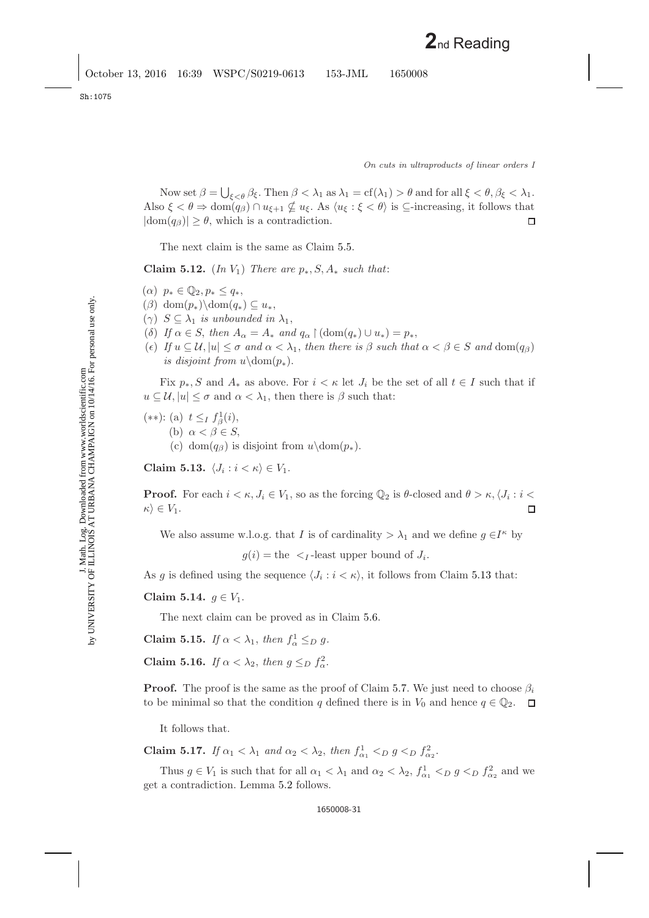Now set $\beta = \bigcup_{\xi<\theta} \beta_\xi$. Then $\beta < \lambda_1$ as $\lambda_1 = \text{cf}(\lambda_1) > \theta$ and for all $\xi < \theta, \beta_\xi < \lambda_1$. Also $\xi < \theta \Rightarrow \text{dom}(q_\beta) \cap u_{\xi+1} \nsubseteq u_\xi$. As $\langle u_\xi : \xi < \theta \rangle$ is $\subseteq$-increasing, it follows that $|\text{dom}(q_\beta)| \geq \theta$, which is a contradiction. $\square$

The next claim is the same as Claim 5.5.

**Claim 5.12.** *(In $V_1$) There are $p_*, S, A_*$ such that*:

- ($\alpha$) $p_* \in \mathbb{Q}_2, p_* \leq q_*$,
- ($\beta$) $\text{dom}(p_*) \backslash \text{dom}(q_*) \subseteq u_*$,
- ($\gamma$) *$S \subseteq \lambda_1$ is unbounded in $\lambda_1$*,
- ($\delta$) *If $\alpha \in S$, then $A_\alpha = A_*$ and $q_\alpha \restriction (\text{dom}(q_*) \cup u_*) = p_*$*,
- ($\epsilon$) *If $u \subseteq \mathcal{U}, |u| \leq \sigma$ and $\alpha < \lambda_1$, then there is $\beta$ such that $\alpha < \beta \in S$ and $\text{dom}(q_\beta)$ is disjoint from $u \backslash \text{dom}(p_*)$.*

Fix $p_*, S$ and $A_*$ as above. For $i < \kappa$ let $J_i$ be the set of all $t \in I$ such that if $u \subseteq \mathcal{U}, |u| \leq \sigma$ and $\alpha < \lambda_1$, then there is $\beta$ such that:

$(**)$: (a) $t \leq_I f^1_\beta(i)$,
(b) $\alpha < \beta \in S$,
(c) $\text{dom}(q_\beta)$ is disjoint from $u \backslash \text{dom}(p_*)$.

**Claim 5.13.** $\langle J_i : i < \kappa \rangle \in V_1$.

**Proof.** For each $i < \kappa, J_i \in V_1$, so as the forcing $\mathbb{Q}_2$ is $\theta$-closed and $\theta > \kappa, \langle J_i : i < \kappa \rangle \in V_1$. $\square$

We also assume w.l.o.g. that $I$ is of cardinality $> \lambda_1$ and we define $g \in I^\kappa$ by

$$g(i) = \text{the } <_I\text{-least upper bound of } J_i.$$

As $g$ is defined using the sequence $\langle J_i : i < \kappa \rangle$, it follows from Claim 5.13 that:

**Claim 5.14.** $g \in V_1$.

The next claim can be proved as in Claim 5.6.

**Claim 5.15.** *If $\alpha < \lambda_1$, then $f^1_\alpha \leq_D g$.*

**Claim 5.16.** *If $\alpha < \lambda_2$, then $g \leq_D f^2_\alpha$.*

**Proof.** The proof is the same as the proof of Claim 5.7. We just need to choose $\beta_i$ to be minimal so that the condition $q$ defined there is in $V_0$ and hence $q \in \mathbb{Q}_2$. $\square$

It follows that.

**Claim 5.17.** *If $\alpha_1 < \lambda_1$ and $\alpha_2 < \lambda_2$, then $f^1_{\alpha_1} <_D g <_D f^2_{\alpha_2}$.*

Thus $g \in V_1$ is such that for all $\alpha_1 < \lambda_1$ and $\alpha_2 < \lambda_2$, $f^1_{\alpha_1} <_D g <_D f^2_{\alpha_2}$ and we get a contradiction. Lemma 5.2 follows.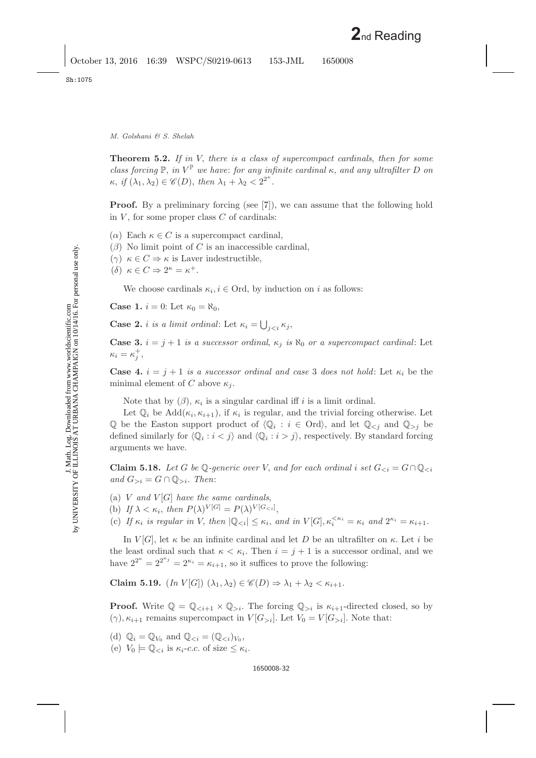**Theorem 5.2.** *If in $V$, there is a class of supercompact cardinals, then for some class forcing $\mathbb{P}$, in $V^{\mathbb{P}}$ we have: for any infinite cardinal $\kappa$, and any ultrafilter $D$ on $\kappa$, if $(\lambda_1, \lambda_2) \in \mathscr{C}(D)$, then $\lambda_1 + \lambda_2 < 2^{2^{\kappa}}$.*

**Proof.** By a preliminary forcing (see [7]), we can assume that the following hold in $V$, for some proper class $C$ of cardinals:

($\alpha$) Each $\kappa \in C$ is a supercompact cardinal,
($\beta$) No limit point of $C$ is an inaccessible cardinal,
($\gamma$) $\kappa \in C \Rightarrow \kappa$ is Laver indestructible,
($\delta$) $\kappa \in C \Rightarrow 2^{\kappa} = \kappa^+$.

We choose cardinals $\kappa_i, i \in \mathrm{Ord}$, by induction on $i$ as follows:

**Case 1.** $i = 0$: Let $\kappa_0 = \aleph_0$,

**Case 2.** *$i$ is a limit ordinal*: Let $\kappa_i = \bigcup_{j<i} \kappa_j$,

**Case 3.** *$i = j+1$ is a successor ordinal, $\kappa_j$ is $\aleph_0$ or a supercompact cardinal*: Let $\kappa_i = \kappa_j^+$,

**Case 4.** *$i = j+1$ is a successor ordinal and case 3 does not hold*: Let $\kappa_i$ be the minimal element of $C$ above $\kappa_j$.

Note that by ($\beta$), $\kappa_i$ is a singular cardinal iff $i$ is a limit ordinal.

Let $\mathbb{Q}_i$ be $\mathrm{Add}(\kappa_i, \kappa_{i+1})$, if $\kappa_i$ is regular, and the trivial forcing otherwise. Let $\mathbb{Q}$ be the Easton support product of $\langle \mathbb{Q}_i : i \in \mathrm{Ord} \rangle$, and let $\mathbb{Q}_{<j}$ and $\mathbb{Q}_{>j}$ be defined similarly for $\langle \mathbb{Q}_i : i < j \rangle$ and $\langle \mathbb{Q}_i : i > j \rangle$, respectively. By standard forcing arguments we have.

**Claim 5.18.** *Let $G$ be $\mathbb{Q}$-generic over $V$, and for each ordinal $i$ set $G_{<i} = G \cap \mathbb{Q}_{<i}$ and $G_{>i} = G \cap \mathbb{Q}_{>i}$. Then*:

(a) *$V$ and $V[G]$ have the same cardinals*,
(b) *If $\lambda < \kappa_i$, then $P(\lambda)^{V[G]} = P(\lambda)^{V[G_{<i}]}$*,
(c) *If $\kappa_i$ is regular in $V$, then $|\mathbb{Q}_{<i}| \leq \kappa_i$, and in $V[G], \kappa_i^{<\kappa_i} = \kappa_i$ and $2^{\kappa_i} = \kappa_{i+1}$.*

In $V[G]$, let $\kappa$ be an infinite cardinal and let $D$ be an ultrafilter on $\kappa$. Let $i$ be the least ordinal such that $\kappa < \kappa_i$. Then $i = j+1$ is a successor ordinal, and we have $2^{2^{\kappa}} = 2^{2^{\kappa_j}} = 2^{\kappa_i} = \kappa_{i+1}$, so it suffices to prove the following:

**Claim 5.19.** (*In $V[G]$*) $(\lambda_1, \lambda_2) \in \mathscr{C}(D) \Rightarrow \lambda_1 + \lambda_2 < \kappa_{i+1}$.

**Proof.** Write $\mathbb{Q} = \mathbb{Q}_{<i+1} \times \mathbb{Q}_{>i}$. The forcing $\mathbb{Q}_{>i}$ is $\kappa_{i+1}$-directed closed, so by ($\gamma$), $\kappa_{i+1}$ remains supercompact in $V[G_{>i}]$. Let $V_0 = V[G_{>i}]$. Note that:

(d) $\mathbb{Q}_i = \mathbb{Q}_{V_0}$ and $\mathbb{Q}_{<i} = (\mathbb{Q}_{<i})_{V_0}$,
(e) $V_0 \models \mathbb{Q}_{<i}$ is $\kappa_i$-*c.c.* of size $\leq \kappa_i$.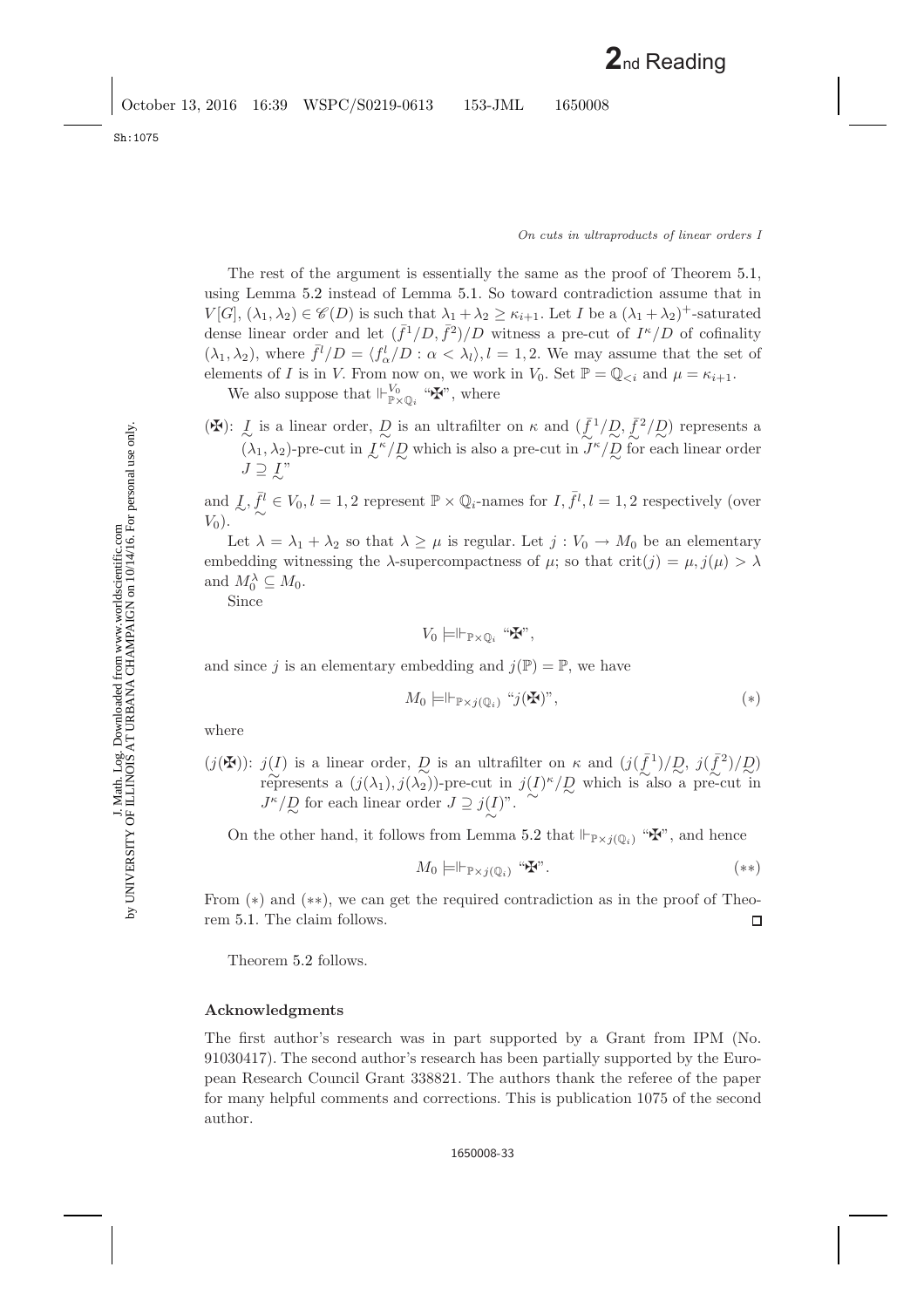The rest of the argument is essentially the same as the proof of Theorem 5.1, using Lemma 5.2 instead of Lemma 5.1. So toward contradiction assume that in $V[G]$, $(\lambda_1, \lambda_2) \in \mathscr{C}(D)$ is such that $\lambda_1 + \lambda_2 \geq \kappa_{i+1}$. Let $I$ be a $(\lambda_1 + \lambda_2)^+$-saturated dense linear order and let $(\bar{f}^1/D, \bar{f}^2)/D$ witness a pre-cut of $I^\kappa/D$ of cofinality $(\lambda_1, \lambda_2)$, where $\bar{f}^l/D = \langle f^l_\alpha/D : \alpha < \lambda_l \rangle, l = 1, 2$. We may assume that the set of elements of $I$ is in $V$. From now on, we work in $V_0$. Set $\mathbb{P} = \mathbb{Q}_{<i}$ and $\mu = \kappa_{i+1}$.

We also suppose that $\Vdash^{V_0}_{\mathbb{P} \times \mathbb{Q}_i}$ "✠", where

(✠): $\underset{\sim}{I}$ is a linear order, $\underset{\sim}{D}$ is an ultrafilter on $\kappa$ and $(\underset{\sim}{\bar{f}}^1/\underset{\sim}{D}, \underset{\sim}{\bar{f}}^2/\underset{\sim}{D})$ represents a $(\lambda_1, \lambda_2)$-pre-cut in $\underset{\sim}{I}^\kappa/\underset{\sim}{D}$ which is also a pre-cut in $J^\kappa/\underset{\sim}{D}$ for each linear order $J \supseteq \underset{\sim}{I}$"

and $\underset{\sim}{I}, \underset{\sim}{\bar{f}}^l \in V_0, l = 1, 2$ represent $\mathbb{P} \times \mathbb{Q}_i$-names for $I, \bar{f}^l, l = 1, 2$ respectively (over $V_0$).

Let $\lambda = \lambda_1 + \lambda_2$ so that $\lambda \geq \mu$ is regular. Let $j : V_0 \to M_0$ be an elementary embedding witnessing the $\lambda$-supercompactness of $\mu$; so that $\text{crit}(j) = \mu, j(\mu) > \lambda$ and $M_0^\lambda \subseteq M_0$.

Since

$$V_0 \models \Vdash_{\mathbb{P} \times \mathbb{Q}_i} \text{"✠"},$$

and since $j$ is an elementary embedding and $j(\mathbb{P}) = \mathbb{P}$, we have

$$M_0 \models \Vdash_{\mathbb{P} \times j(\mathbb{Q}_i)} \text{"}j(\text{✠})\text{"}, \tag{$*$}$$

where

($j$(✠)): $j(\underset{\sim}{I})$ is a linear order, $\underset{\sim}{D}$ is an ultrafilter on $\kappa$ and $(j(\underset{\sim}{\bar{f}}^1)/\underset{\sim}{D}, j(\underset{\sim}{\bar{f}}^2)/\underset{\sim}{D})$ represents a $(j(\lambda_1), j(\lambda_2))$-pre-cut in $j(\underset{\sim}{I})^\kappa/\underset{\sim}{D}$ which is also a pre-cut in $J^\kappa/\underset{\sim}{D}$ for each linear order $J \supseteq j(\underset{\sim}{I})$".

On the other hand, it follows from Lemma 5.2 that $\Vdash_{\mathbb{P} \times j(\mathbb{Q}_i)}$ "✠", and hence

$$M_0 \models \Vdash_{\mathbb{P} \times j(\mathbb{Q}_i)} \text{"✠"}. \tag{$**$}$$

From $(*)$ and $(**)$, we can get the required contradiction as in the proof of Theorem 5.1. The claim follows. □

Theorem 5.2 follows.

### Acknowledgments

The first author's research was in part supported by a Grant from IPM (No. 91030417). The second author's research has been partially supported by the European Research Council Grant 338821. The authors thank the referee of the paper for many helpful comments and corrections. This is publication 1075 of the second author.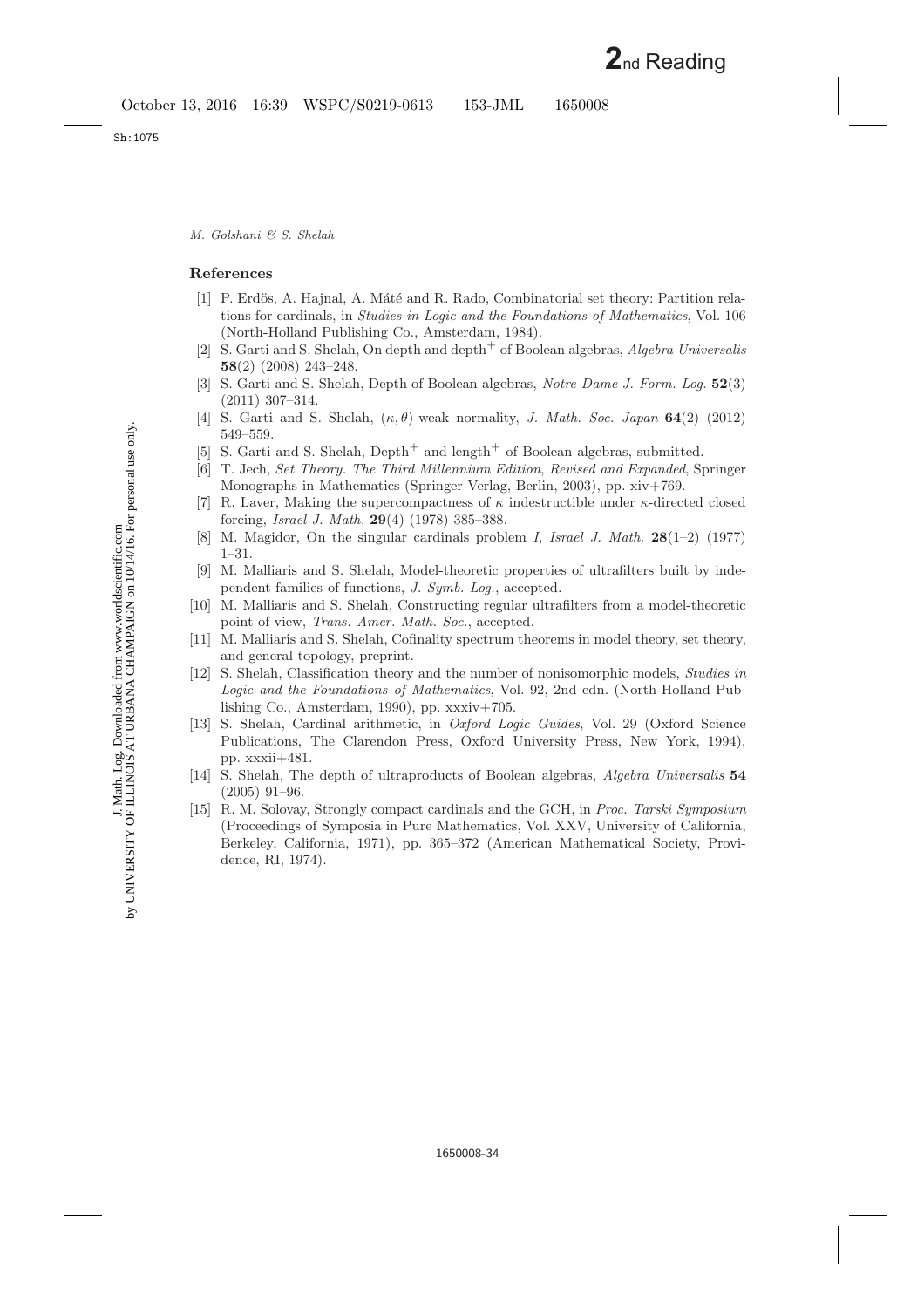## References

[1] P. Erdös, A. Hajnal, A. Máté and R. Rado, Combinatorial set theory: Partition relations for cardinals, in *Studies in Logic and the Foundations of Mathematics*, Vol. 106 (North-Holland Publishing Co., Amsterdam, 1984).

[2] S. Garti and S. Shelah, On depth and depth$^+$ of Boolean algebras, *Algebra Universalis* **58**(2) (2008) 243–248.

[3] S. Garti and S. Shelah, Depth of Boolean algebras, *Notre Dame J. Form. Log.* **52**(3) (2011) 307–314.

[4] S. Garti and S. Shelah, $(\kappa, \theta)$-weak normality, *J. Math. Soc. Japan* **64**(2) (2012) 549–559.

[5] S. Garti and S. Shelah, Depth$^+$ and length$^+$ of Boolean algebras, submitted.

[6] T. Jech, *Set Theory. The Third Millennium Edition, Revised and Expanded*, Springer Monographs in Mathematics (Springer-Verlag, Berlin, 2003), pp. xiv+769.

[7] R. Laver, Making the supercompactness of $\kappa$ indestructible under $\kappa$-directed closed forcing, *Israel J. Math.* **29**(4) (1978) 385–388.

[8] M. Magidor, On the singular cardinals problem *I*, *Israel J. Math.* **28**(1–2) (1977) 1–31.

[9] M. Malliaris and S. Shelah, Model-theoretic properties of ultrafilters built by independent families of functions, *J. Symb. Log.*, accepted.

[10] M. Malliaris and S. Shelah, Constructing regular ultrafilters from a model-theoretic point of view, *Trans. Amer. Math. Soc.*, accepted.

[11] M. Malliaris and S. Shelah, Cofinality spectrum theorems in model theory, set theory, and general topology, preprint.

[12] S. Shelah, Classification theory and the number of nonisomorphic models, *Studies in Logic and the Foundations of Mathematics*, Vol. 92, 2nd edn. (North-Holland Publishing Co., Amsterdam, 1990), pp. xxxiv+705.

[13] S. Shelah, Cardinal arithmetic, in *Oxford Logic Guides*, Vol. 29 (Oxford Science Publications, The Clarendon Press, Oxford University Press, New York, 1994), pp. xxxii+481.

[14] S. Shelah, The depth of ultraproducts of Boolean algebras, *Algebra Universalis* **54** (2005) 91–96.

[15] R. M. Solovay, Strongly compact cardinals and the GCH, in *Proc. Tarski Symposium* (Proceedings of Symposia in Pure Mathematics, Vol. XXV, University of California, Berkeley, California, 1971), pp. 365–372 (American Mathematical Society, Providence, RI, 1974).